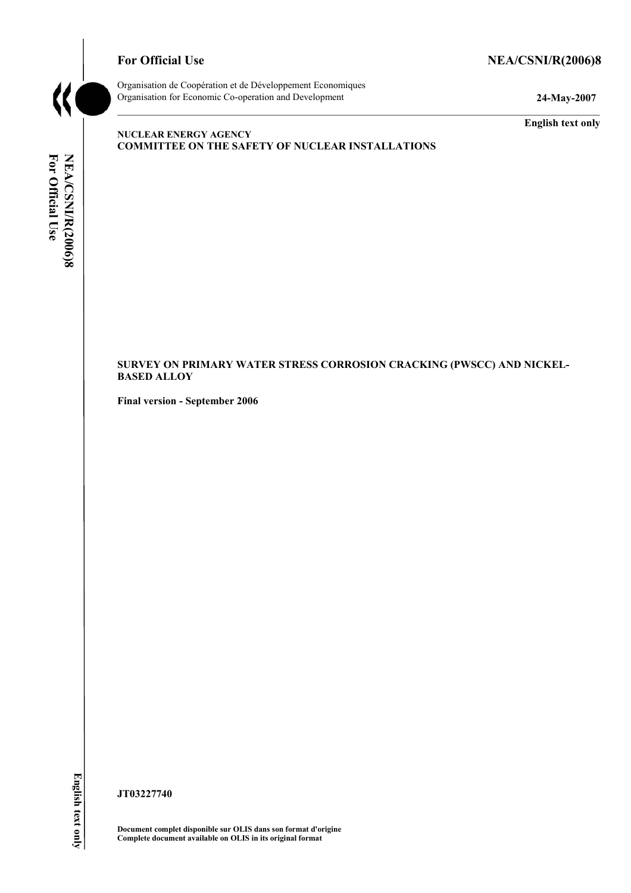**For Official Use** **NEA/CSNI/R(2006)8**

Organisation de Coopération et de Développement Economiques
Organisation for Economic Co-operation and Development

**24-May-2007**

**English text only**

**NUCLEAR ENERGY AGENCY**
**COMMITTEE ON THE SAFETY OF NUCLEAR INSTALLATIONS**

**SURVEY ON PRIMARY WATER STRESS CORROSION CRACKING (PWSCC) AND NICKEL-BASED ALLOY**

**Final version - September 2006**

**JT03227740**

**Document complet disponible sur OLIS dans son format d'origine**
**Complete document available on OLIS in its original format**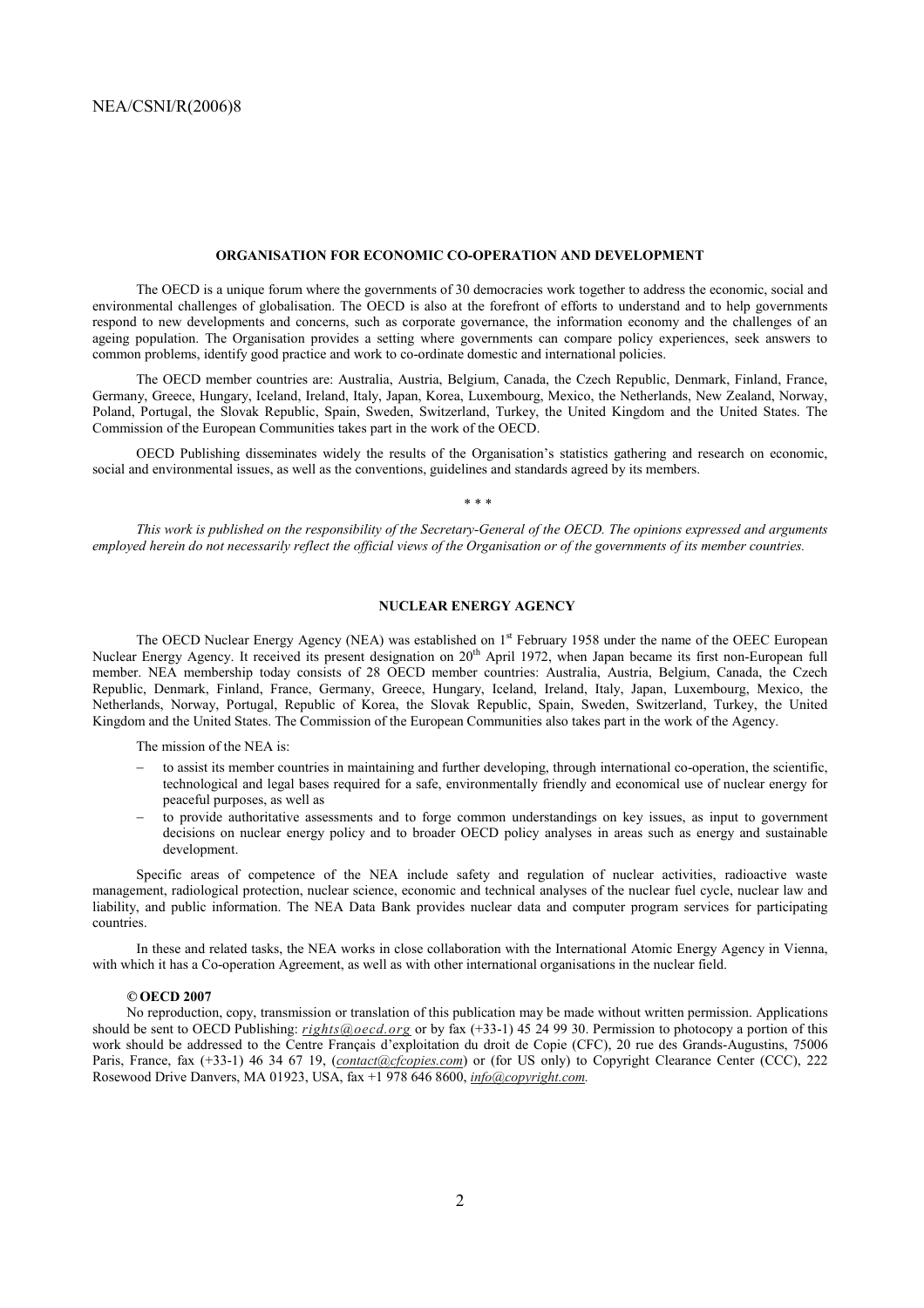## ORGANISATION FOR ECONOMIC CO-OPERATION AND DEVELOPMENT

The OECD is a unique forum where the governments of 30 democracies work together to address the economic, social and environmental challenges of globalisation. The OECD is also at the forefront of efforts to understand and to help governments respond to new developments and concerns, such as corporate governance, the information economy and the challenges of an ageing population. The Organisation provides a setting where governments can compare policy experiences, seek answers to common problems, identify good practice and work to co-ordinate domestic and international policies.

The OECD member countries are: Australia, Austria, Belgium, Canada, the Czech Republic, Denmark, Finland, France, Germany, Greece, Hungary, Iceland, Ireland, Italy, Japan, Korea, Luxembourg, Mexico, the Netherlands, New Zealand, Norway, Poland, Portugal, the Slovak Republic, Spain, Sweden, Switzerland, Turkey, the United Kingdom and the United States. The Commission of the European Communities takes part in the work of the OECD.

OECD Publishing disseminates widely the results of the Organisation's statistics gathering and research on economic, social and environmental issues, as well as the conventions, guidelines and standards agreed by its members.

\* \* \*

*This work is published on the responsibility of the Secretary-General of the OECD. The opinions expressed and arguments employed herein do not necessarily reflect the official views of the Organisation or of the governments of its member countries.*

## NUCLEAR ENERGY AGENCY

The OECD Nuclear Energy Agency (NEA) was established on 1st February 1958 under the name of the OEEC European Nuclear Energy Agency. It received its present designation on 20th April 1972, when Japan became its first non-European full member. NEA membership today consists of 28 OECD member countries: Australia, Austria, Belgium, Canada, the Czech Republic, Denmark, Finland, France, Germany, Greece, Hungary, Iceland, Ireland, Italy, Japan, Luxembourg, Mexico, the Netherlands, Norway, Portugal, Republic of Korea, the Slovak Republic, Spain, Sweden, Switzerland, Turkey, the United Kingdom and the United States. The Commission of the European Communities also takes part in the work of the Agency.

The mission of the NEA is:

- to assist its member countries in maintaining and further developing, through international co-operation, the scientific, technological and legal bases required for a safe, environmentally friendly and economical use of nuclear energy for peaceful purposes, as well as
- to provide authoritative assessments and to forge common understandings on key issues, as input to government decisions on nuclear energy policy and to broader OECD policy analyses in areas such as energy and sustainable development.

Specific areas of competence of the NEA include safety and regulation of nuclear activities, radioactive waste management, radiological protection, nuclear science, economic and technical analyses of the nuclear fuel cycle, nuclear law and liability, and public information. The NEA Data Bank provides nuclear data and computer program services for participating countries.

In these and related tasks, the NEA works in close collaboration with the International Atomic Energy Agency in Vienna, with which it has a Co-operation Agreement, as well as with other international organisations in the nuclear field.

**© OECD 2007**

No reproduction, copy, transmission or translation of this publication may be made without written permission. Applications should be sent to OECD Publishing: *rights@oecd.org* or by fax (+33-1) 45 24 99 30. Permission to photocopy a portion of this work should be addressed to the Centre Français d'exploitation du droit de Copie (CFC), 20 rue des Grands-Augustins, 75006 Paris, France, fax (+33-1) 46 34 67 19, (*contact@cfcopies.com*) or (for US only) to Copyright Clearance Center (CCC), 222 Rosewood Drive Danvers, MA 01923, USA, fax +1 978 646 8600, *info@copyright.com*.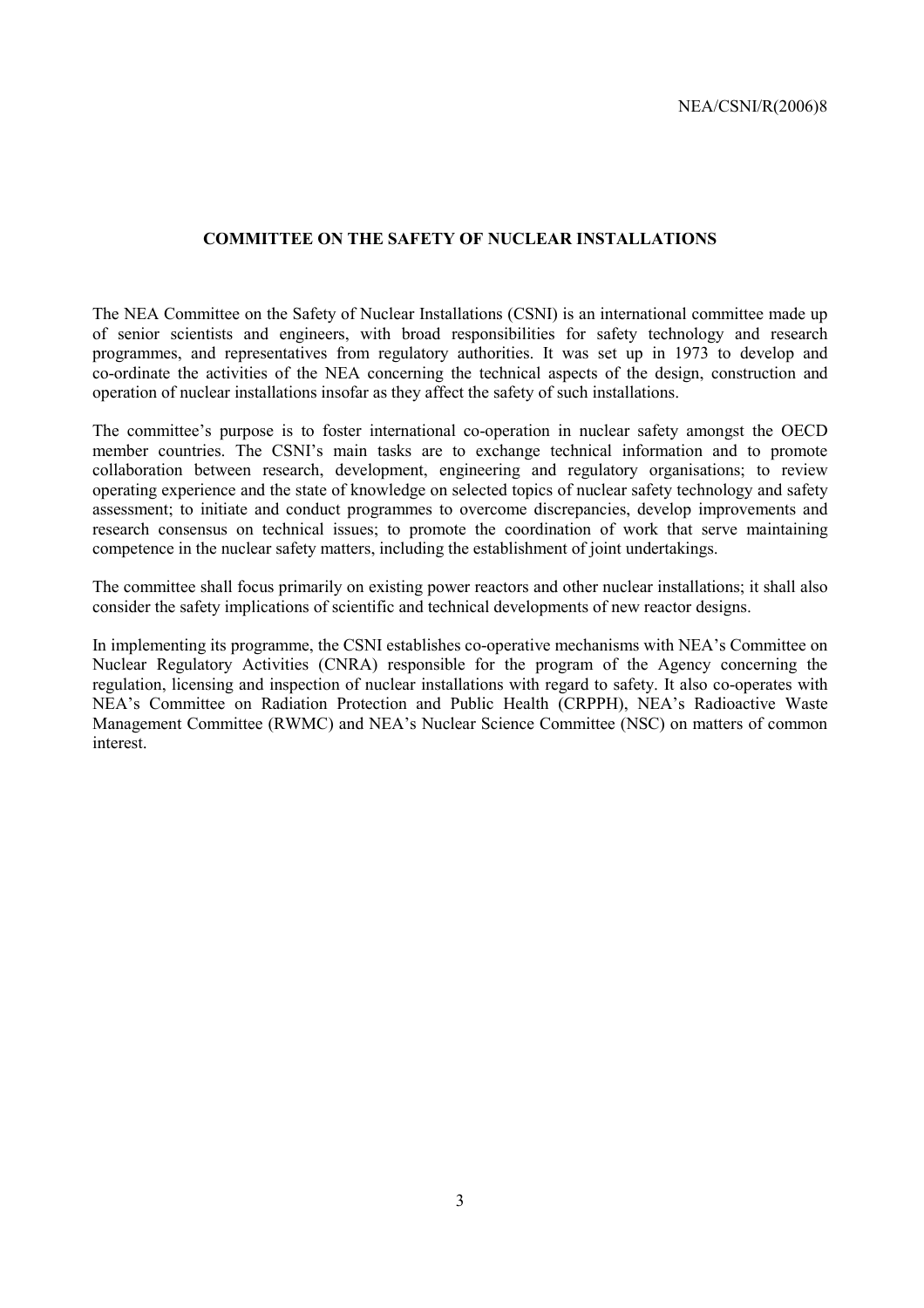## COMMITTEE ON THE SAFETY OF NUCLEAR INSTALLATIONS

The NEA Committee on the Safety of Nuclear Installations (CSNI) is an international committee made up of senior scientists and engineers, with broad responsibilities for safety technology and research programmes, and representatives from regulatory authorities. It was set up in 1973 to develop and co-ordinate the activities of the NEA concerning the technical aspects of the design, construction and operation of nuclear installations insofar as they affect the safety of such installations.

The committee's purpose is to foster international co-operation in nuclear safety amongst the OECD member countries. The CSNI's main tasks are to exchange technical information and to promote collaboration between research, development, engineering and regulatory organisations; to review operating experience and the state of knowledge on selected topics of nuclear safety technology and safety assessment; to initiate and conduct programmes to overcome discrepancies, develop improvements and research consensus on technical issues; to promote the coordination of work that serve maintaining competence in the nuclear safety matters, including the establishment of joint undertakings.

The committee shall focus primarily on existing power reactors and other nuclear installations; it shall also consider the safety implications of scientific and technical developments of new reactor designs.

In implementing its programme, the CSNI establishes co-operative mechanisms with NEA's Committee on Nuclear Regulatory Activities (CNRA) responsible for the program of the Agency concerning the regulation, licensing and inspection of nuclear installations with regard to safety. It also co-operates with NEA's Committee on Radiation Protection and Public Health (CRPPH), NEA's Radioactive Waste Management Committee (RWMC) and NEA's Nuclear Science Committee (NSC) on matters of common interest.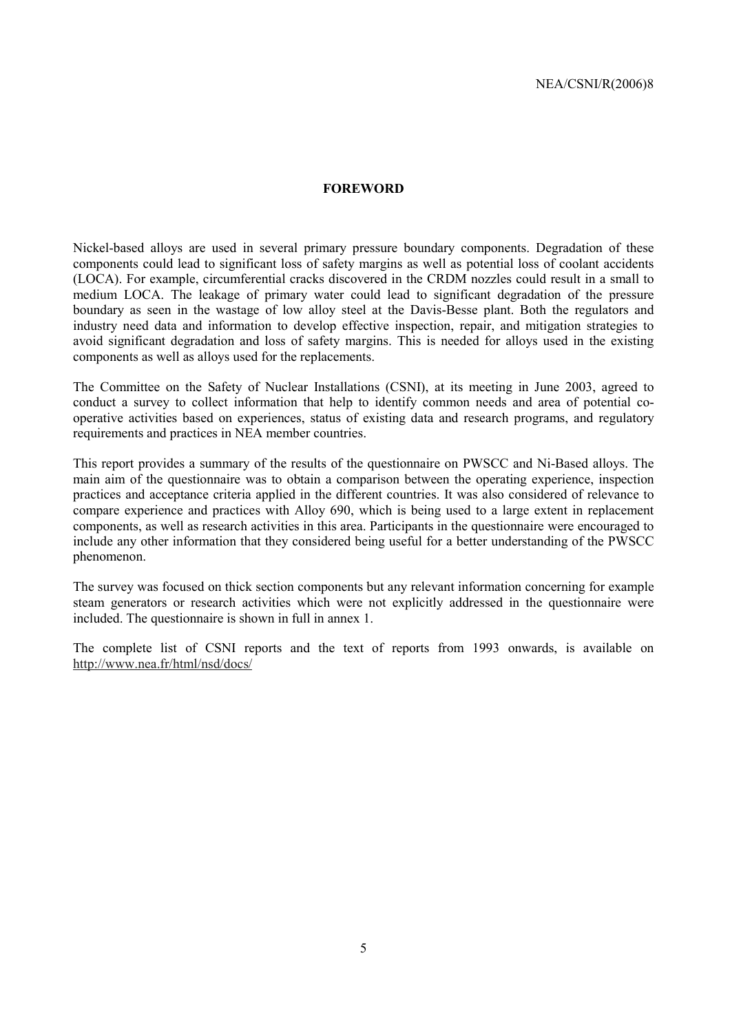# FOREWORD

Nickel-based alloys are used in several primary pressure boundary components. Degradation of these components could lead to significant loss of safety margins as well as potential loss of coolant accidents (LOCA). For example, circumferential cracks discovered in the CRDM nozzles could result in a small to medium LOCA. The leakage of primary water could lead to significant degradation of the pressure boundary as seen in the wastage of low alloy steel at the Davis-Besse plant. Both the regulators and industry need data and information to develop effective inspection, repair, and mitigation strategies to avoid significant degradation and loss of safety margins. This is needed for alloys used in the existing components as well as alloys used for the replacements.

The Committee on the Safety of Nuclear Installations (CSNI), at its meeting in June 2003, agreed to conduct a survey to collect information that help to identify common needs and area of potential co-operative activities based on experiences, status of existing data and research programs, and regulatory requirements and practices in NEA member countries.

This report provides a summary of the results of the questionnaire on PWSCC and Ni-Based alloys. The main aim of the questionnaire was to obtain a comparison between the operating experience, inspection practices and acceptance criteria applied in the different countries. It was also considered of relevance to compare experience and practices with Alloy 690, which is being used to a large extent in replacement components, as well as research activities in this area. Participants in the questionnaire were encouraged to include any other information that they considered being useful for a better understanding of the PWSCC phenomenon.

The survey was focused on thick section components but any relevant information concerning for example steam generators or research activities which were not explicitly addressed in the questionnaire were included. The questionnaire is shown in full in annex 1.

The complete list of CSNI reports and the text of reports from 1993 onwards, is available on http://www.nea.fr/html/nsd/docs/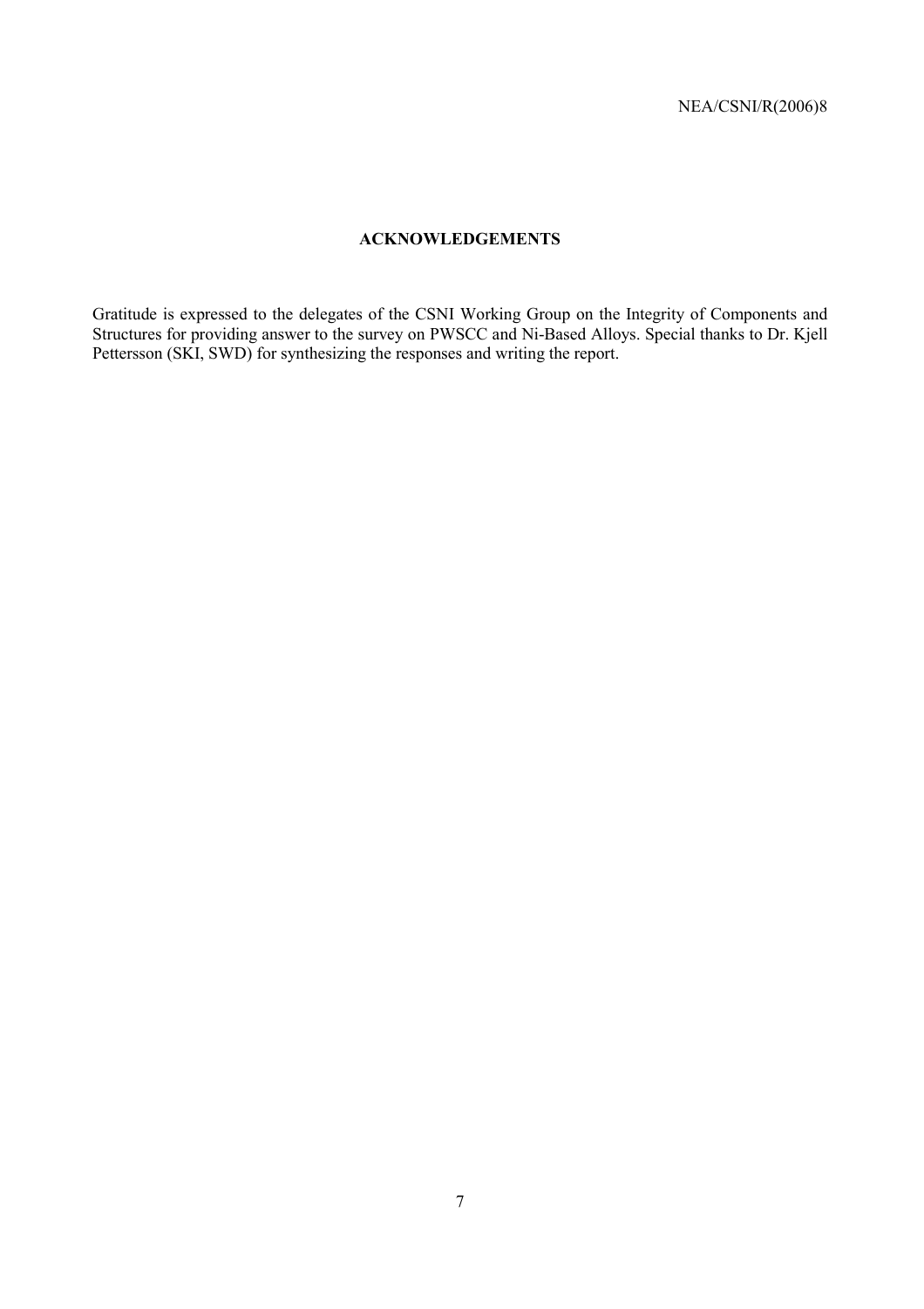## ACKNOWLEDGEMENTS

Gratitude is expressed to the delegates of the CSNI Working Group on the Integrity of Components and Structures for providing answer to the survey on PWSCC and Ni-Based Alloys. Special thanks to Dr. Kjell Pettersson (SKI, SWD) for synthesizing the responses and writing the report.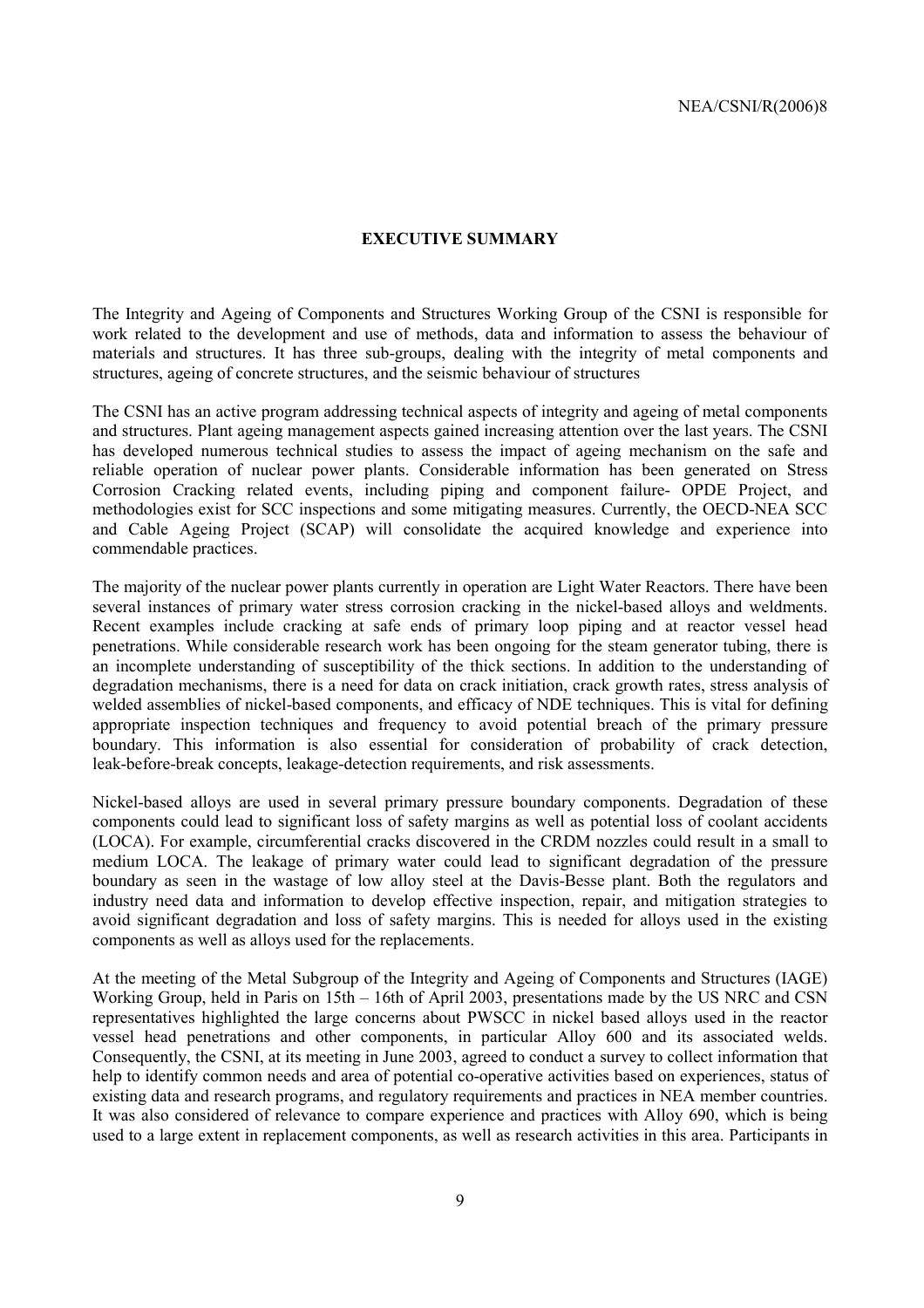## EXECUTIVE SUMMARY

The Integrity and Ageing of Components and Structures Working Group of the CSNI is responsible for work related to the development and use of methods, data and information to assess the behaviour of materials and structures. It has three sub-groups, dealing with the integrity of metal components and structures, ageing of concrete structures, and the seismic behaviour of structures

The CSNI has an active program addressing technical aspects of integrity and ageing of metal components and structures. Plant ageing management aspects gained increasing attention over the last years. The CSNI has developed numerous technical studies to assess the impact of ageing mechanism on the safe and reliable operation of nuclear power plants. Considerable information has been generated on Stress Corrosion Cracking related events, including piping and component failure- OPDE Project, and methodologies exist for SCC inspections and some mitigating measures. Currently, the OECD-NEA SCC and Cable Ageing Project (SCAP) will consolidate the acquired knowledge and experience into commendable practices.

The majority of the nuclear power plants currently in operation are Light Water Reactors. There have been several instances of primary water stress corrosion cracking in the nickel-based alloys and weldments. Recent examples include cracking at safe ends of primary loop piping and at reactor vessel head penetrations. While considerable research work has been ongoing for the steam generator tubing, there is an incomplete understanding of susceptibility of the thick sections. In addition to the understanding of degradation mechanisms, there is a need for data on crack initiation, crack growth rates, stress analysis of welded assemblies of nickel-based components, and efficacy of NDE techniques. This is vital for defining appropriate inspection techniques and frequency to avoid potential breach of the primary pressure boundary. This information is also essential for consideration of probability of crack detection, leak-before-break concepts, leakage-detection requirements, and risk assessments.

Nickel-based alloys are used in several primary pressure boundary components. Degradation of these components could lead to significant loss of safety margins as well as potential loss of coolant accidents (LOCA). For example, circumferential cracks discovered in the CRDM nozzles could result in a small to medium LOCA. The leakage of primary water could lead to significant degradation of the pressure boundary as seen in the wastage of low alloy steel at the Davis-Besse plant. Both the regulators and industry need data and information to develop effective inspection, repair, and mitigation strategies to avoid significant degradation and loss of safety margins. This is needed for alloys used in the existing components as well as alloys used for the replacements.

At the meeting of the Metal Subgroup of the Integrity and Ageing of Components and Structures (IAGE) Working Group, held in Paris on 15th – 16th of April 2003, presentations made by the US NRC and CSN representatives highlighted the large concerns about PWSCC in nickel based alloys used in the reactor vessel head penetrations and other components, in particular Alloy 600 and its associated welds. Consequently, the CSNI, at its meeting in June 2003, agreed to conduct a survey to collect information that help to identify common needs and area of potential co-operative activities based on experiences, status of existing data and research programs, and regulatory requirements and practices in NEA member countries. It was also considered of relevance to compare experience and practices with Alloy 690, which is being used to a large extent in replacement components, as well as research activities in this area. Participants in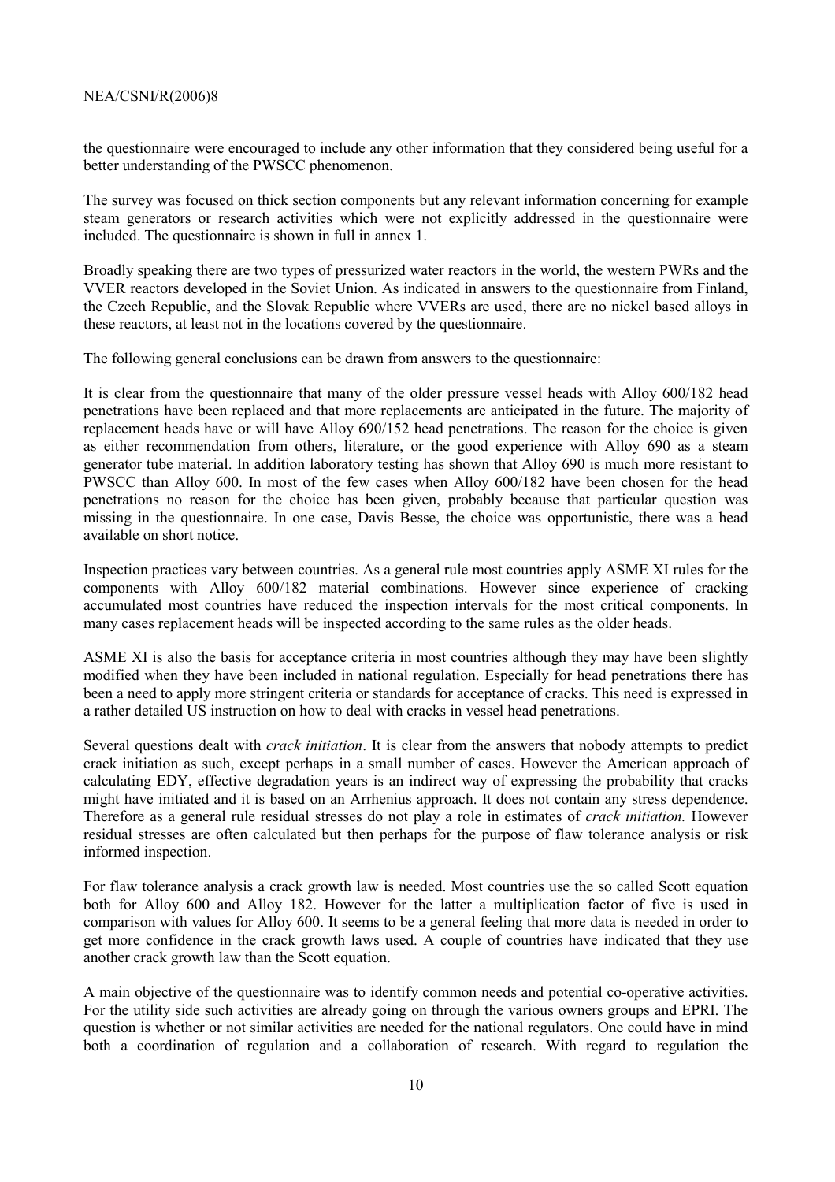the questionnaire were encouraged to include any other information that they considered being useful for a better understanding of the PWSCC phenomenon.

The survey was focused on thick section components but any relevant information concerning for example steam generators or research activities which were not explicitly addressed in the questionnaire were included. The questionnaire is shown in full in annex 1.

Broadly speaking there are two types of pressurized water reactors in the world, the western PWRs and the VVER reactors developed in the Soviet Union. As indicated in answers to the questionnaire from Finland, the Czech Republic, and the Slovak Republic where VVERs are used, there are no nickel based alloys in these reactors, at least not in the locations covered by the questionnaire.

The following general conclusions can be drawn from answers to the questionnaire:

It is clear from the questionnaire that many of the older pressure vessel heads with Alloy 600/182 head penetrations have been replaced and that more replacements are anticipated in the future. The majority of replacement heads have or will have Alloy 690/152 head penetrations. The reason for the choice is given as either recommendation from others, literature, or the good experience with Alloy 690 as a steam generator tube material. In addition laboratory testing has shown that Alloy 690 is much more resistant to PWSCC than Alloy 600. In most of the few cases when Alloy 600/182 have been chosen for the head penetrations no reason for the choice has been given, probably because that particular question was missing in the questionnaire. In one case, Davis Besse, the choice was opportunistic, there was a head available on short notice.

Inspection practices vary between countries. As a general rule most countries apply ASME XI rules for the components with Alloy 600/182 material combinations. However since experience of cracking accumulated most countries have reduced the inspection intervals for the most critical components. In many cases replacement heads will be inspected according to the same rules as the older heads.

ASME XI is also the basis for acceptance criteria in most countries although they may have been slightly modified when they have been included in national regulation. Especially for head penetrations there has been a need to apply more stringent criteria or standards for acceptance of cracks. This need is expressed in a rather detailed US instruction on how to deal with cracks in vessel head penetrations.

Several questions dealt with *crack initiation*. It is clear from the answers that nobody attempts to predict crack initiation as such, except perhaps in a small number of cases. However the American approach of calculating EDY, effective degradation years is an indirect way of expressing the probability that cracks might have initiated and it is based on an Arrhenius approach. It does not contain any stress dependence. Therefore as a general rule residual stresses do not play a role in estimates of *crack initiation.* However residual stresses are often calculated but then perhaps for the purpose of flaw tolerance analysis or risk informed inspection.

For flaw tolerance analysis a crack growth law is needed. Most countries use the so called Scott equation both for Alloy 600 and Alloy 182. However for the latter a multiplication factor of five is used in comparison with values for Alloy 600. It seems to be a general feeling that more data is needed in order to get more confidence in the crack growth laws used. A couple of countries have indicated that they use another crack growth law than the Scott equation.

A main objective of the questionnaire was to identify common needs and potential co-operative activities. For the utility side such activities are already going on through the various owners groups and EPRI. The question is whether or not similar activities are needed for the national regulators. One could have in mind both a coordination of regulation and a collaboration of research. With regard to regulation the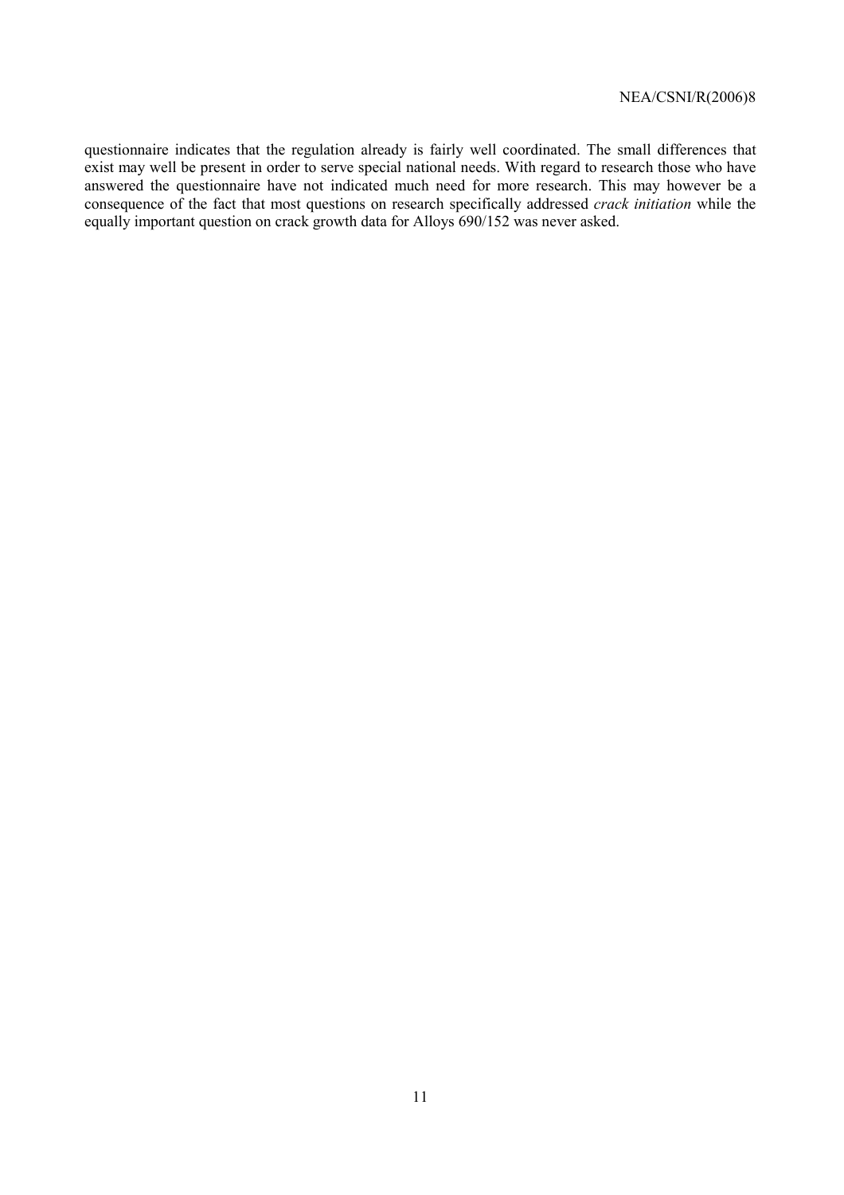questionnaire indicates that the regulation already is fairly well coordinated. The small differences that exist may well be present in order to serve special national needs. With regard to research those who have answered the questionnaire have not indicated much need for more research. This may however be a consequence of the fact that most questions on research specifically addressed *crack initiation* while the equally important question on crack growth data for Alloys 690/152 was never asked.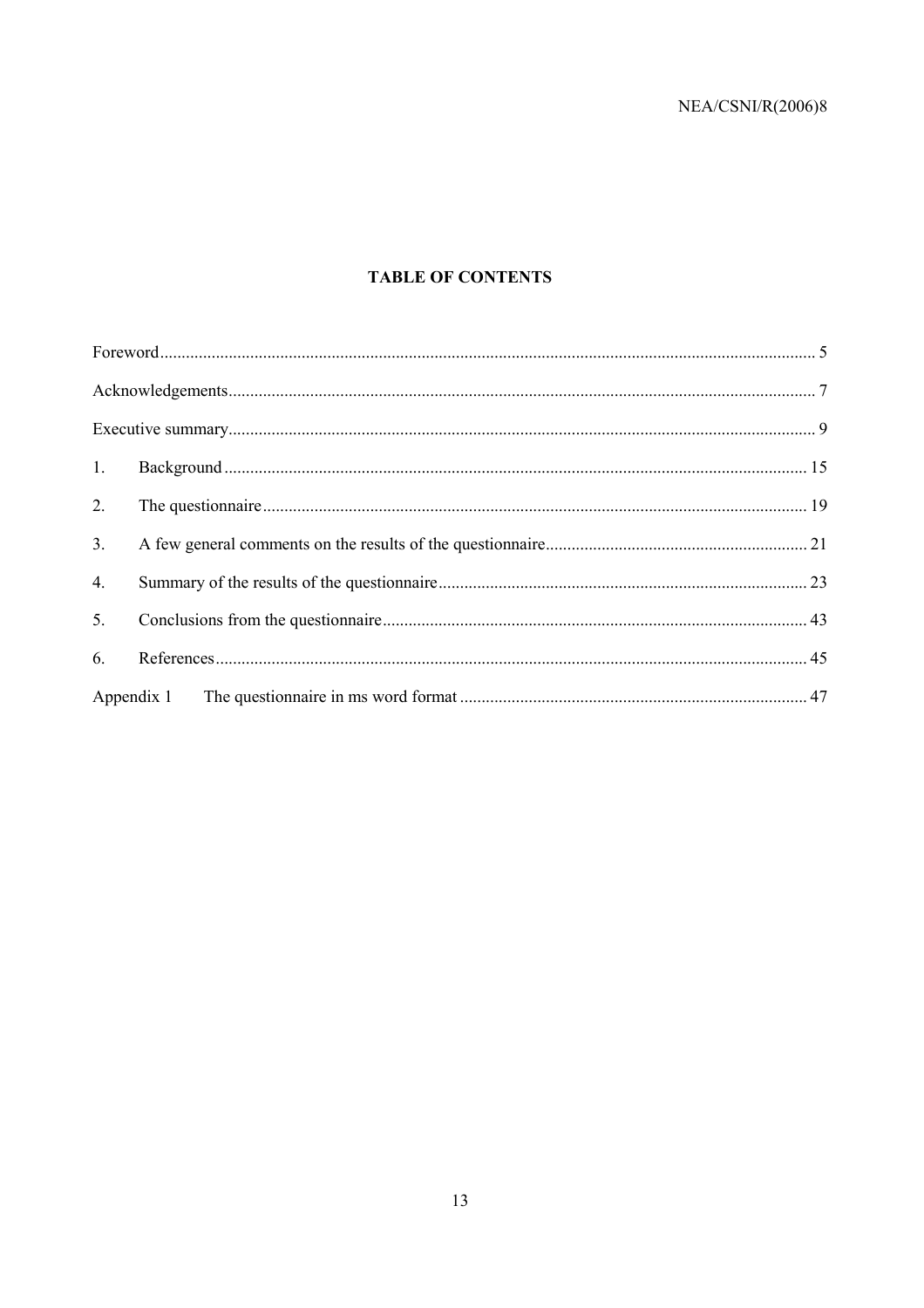# TABLE OF CONTENTS

Foreword ... 5

Acknowledgements ... 7

Executive summary ... 9

1. Background ... 15
2. The questionnaire ... 19
3. A few general comments on the results of the questionnaire ... 21
4. Summary of the results of the questionnaire ... 23
5. Conclusions from the questionnaire ... 43
6. References ... 45

Appendix 1 The questionnaire in ms word format ... 47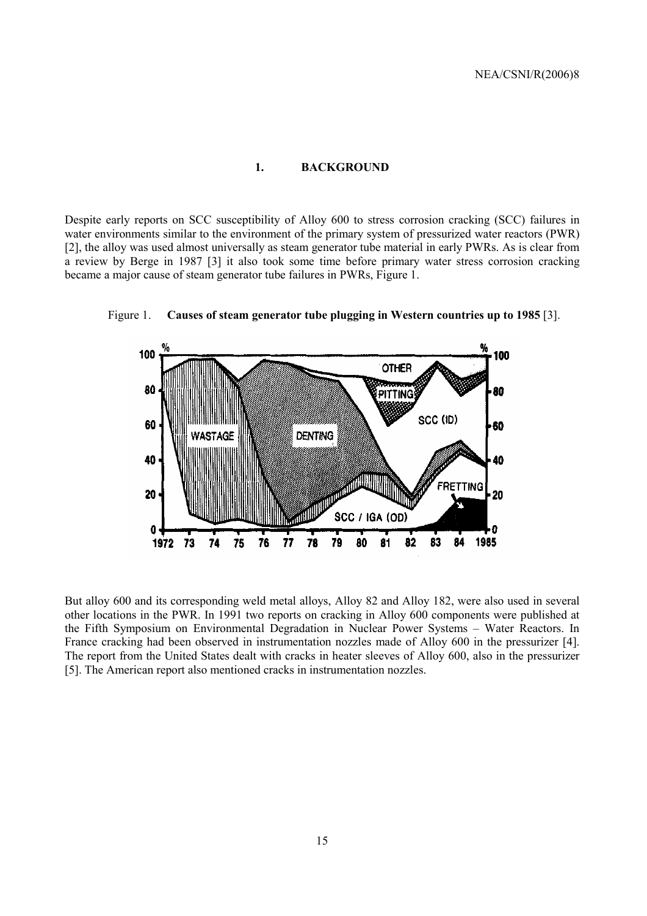# 1. BACKGROUND

Despite early reports on SCC susceptibility of Alloy 600 to stress corrosion cracking (SCC) failures in water environments similar to the environment of the primary system of pressurized water reactors (PWR) [2], the alloy was used almost universally as steam generator tube material in early PWRs. As is clear from a review by Berge in 1987 [3] it also took some time before primary water stress corrosion cracking became a major cause of steam generator tube failures in PWRs, Figure 1.

Figure 1. **Causes of steam generator tube plugging in Western countries up to 1985** [3].

But alloy 600 and its corresponding weld metal alloys, Alloy 82 and Alloy 182, were also used in several other locations in the PWR. In 1991 two reports on cracking in Alloy 600 components were published at the Fifth Symposium on Environmental Degradation in Nuclear Power Systems – Water Reactors. In France cracking had been observed in instrumentation nozzles made of Alloy 600 in the pressurizer [4]. The report from the United States dealt with cracks in heater sleeves of Alloy 600, also in the pressurizer [5]. The American report also mentioned cracks in instrumentation nozzles.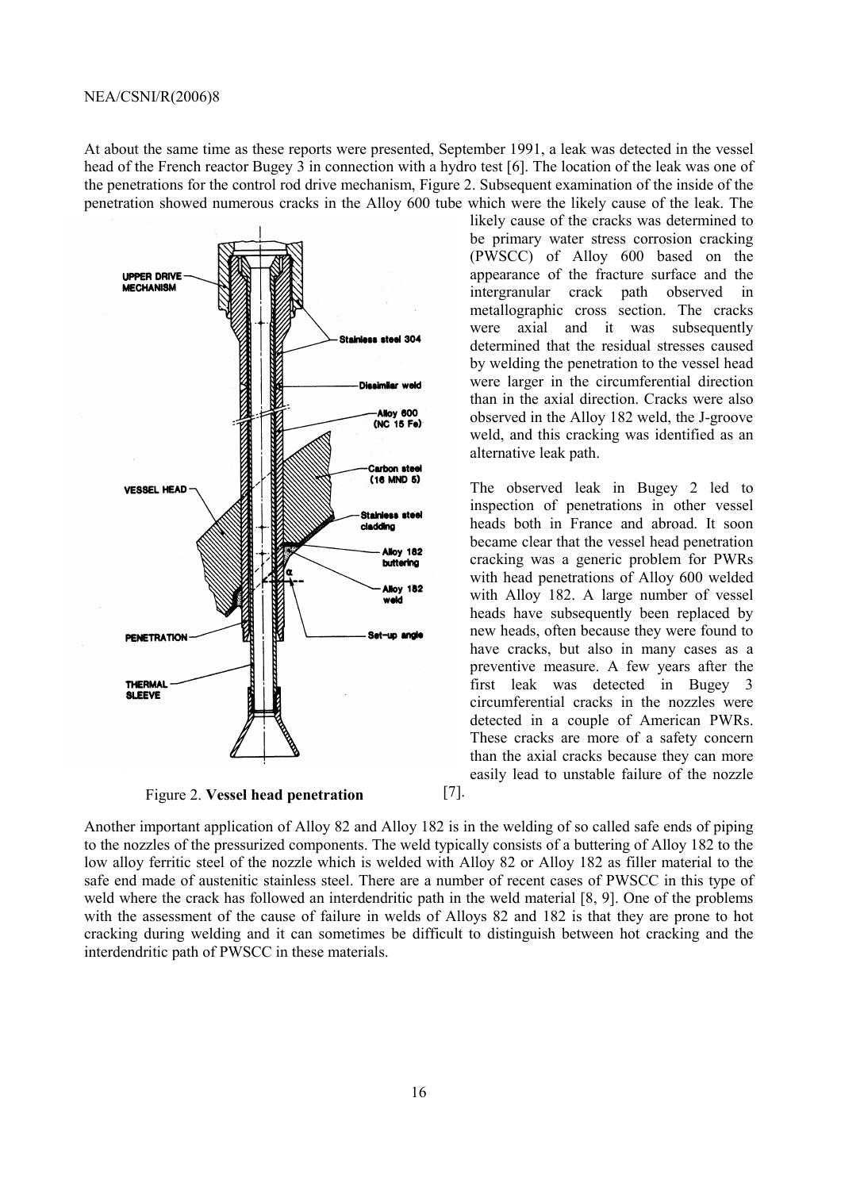At about the same time as these reports were presented, September 1991, a leak was detected in the vessel head of the French reactor Bugey 3 in connection with a hydro test [6]. The location of the leak was one of the penetrations for the control rod drive mechanism, Figure 2. Subsequent examination of the inside of the penetration showed numerous cracks in the Alloy 600 tube which were the likely cause of the leak. The likely cause of the cracks was determined to be primary water stress corrosion cracking (PWSCC) of Alloy 600 based on the appearance of the fracture surface and the intergranular crack path observed in metallographic cross section. The cracks were axial and it was subsequently determined that the residual stresses caused by welding the penetration to the vessel head were larger in the circumferential direction than in the axial direction. Cracks were also observed in the Alloy 182 weld, the J-groove weld, and this cracking was identified as an alternative leak path.

Figure 2. **Vessel head penetration** [7].

The observed leak in Bugey 2 led to inspection of penetrations in other vessel heads both in France and abroad. It soon became clear that the vessel head penetration cracking was a generic problem for PWRs with head penetrations of Alloy 600 welded with Alloy 182. A large number of vessel heads have subsequently been replaced by new heads, often because they were found to have cracks, but also in many cases as a preventive measure. A few years after the first leak was detected in Bugey 3 circumferential cracks in the nozzles were detected in a couple of American PWRs. These cracks are more of a safety concern than the axial cracks because they can more easily lead to unstable failure of the nozzle [7].

Another important application of Alloy 82 and Alloy 182 is in the welding of so called safe ends of piping to the nozzles of the pressurized components. The weld typically consists of a buttering of Alloy 182 to the low alloy ferritic steel of the nozzle which is welded with Alloy 82 or Alloy 182 as filler material to the safe end made of austenitic stainless steel. There are a number of recent cases of PWSCC in this type of weld where the crack has followed an interdendritic path in the weld material [8, 9]. One of the problems with the assessment of the cause of failure in welds of Alloys 82 and 182 is that they are prone to hot cracking during welding and it can sometimes be difficult to distinguish between hot cracking and the interdendritic path of PWSCC in these materials.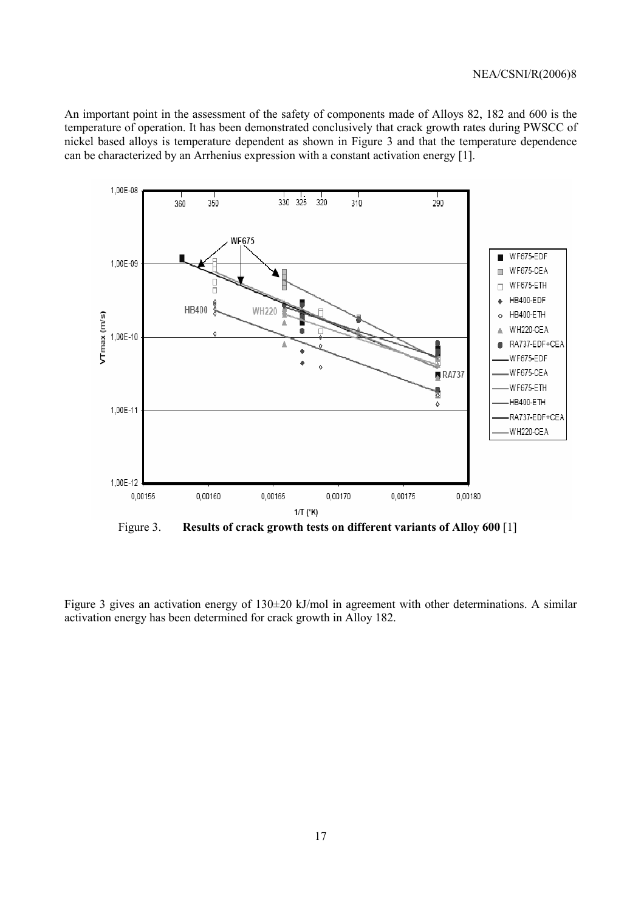An important point in the assessment of the safety of components made of Alloys 82, 182 and 600 is the temperature of operation. It has been demonstrated conclusively that crack growth rates during PWSCC of nickel based alloys is temperature dependent as shown in Figure 3 and that the temperature dependence can be characterized by an Arrhenius expression with a constant activation energy [1].

Figure 3. **Results of crack growth tests on different variants of Alloy 600** [1]

Figure 3 gives an activation energy of 130±20 kJ/mol in agreement with other determinations. A similar activation energy has been determined for crack growth in Alloy 182.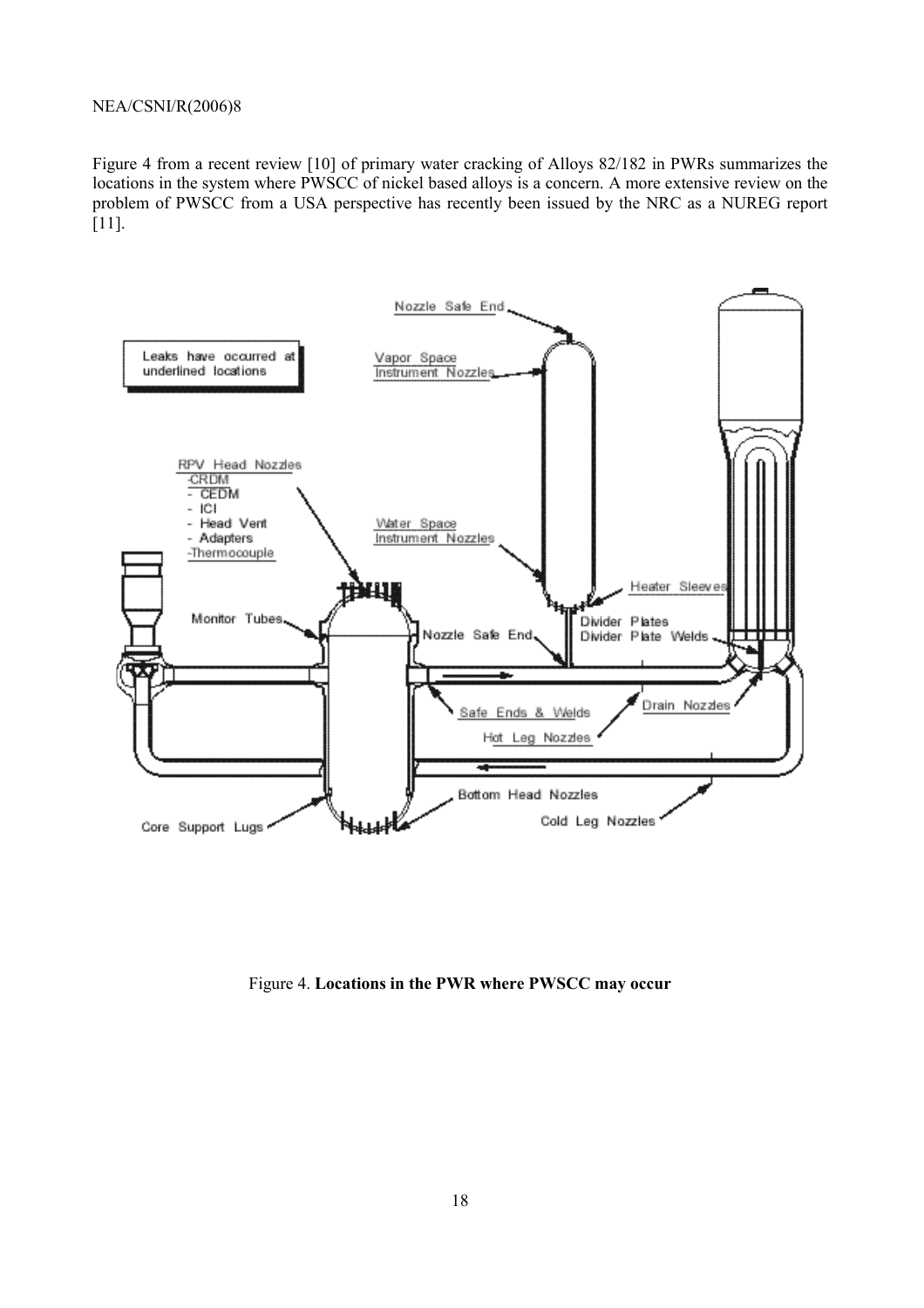Figure 4 from a recent review [10] of primary water cracking of Alloys 82/182 in PWRs summarizes the locations in the system where PWSCC of nickel based alloys is a concern. A more extensive review on the problem of PWSCC from a USA perspective has recently been issued by the NRC as a NUREG report [11].

Figure 4. **Locations in the PWR where PWSCC may occur**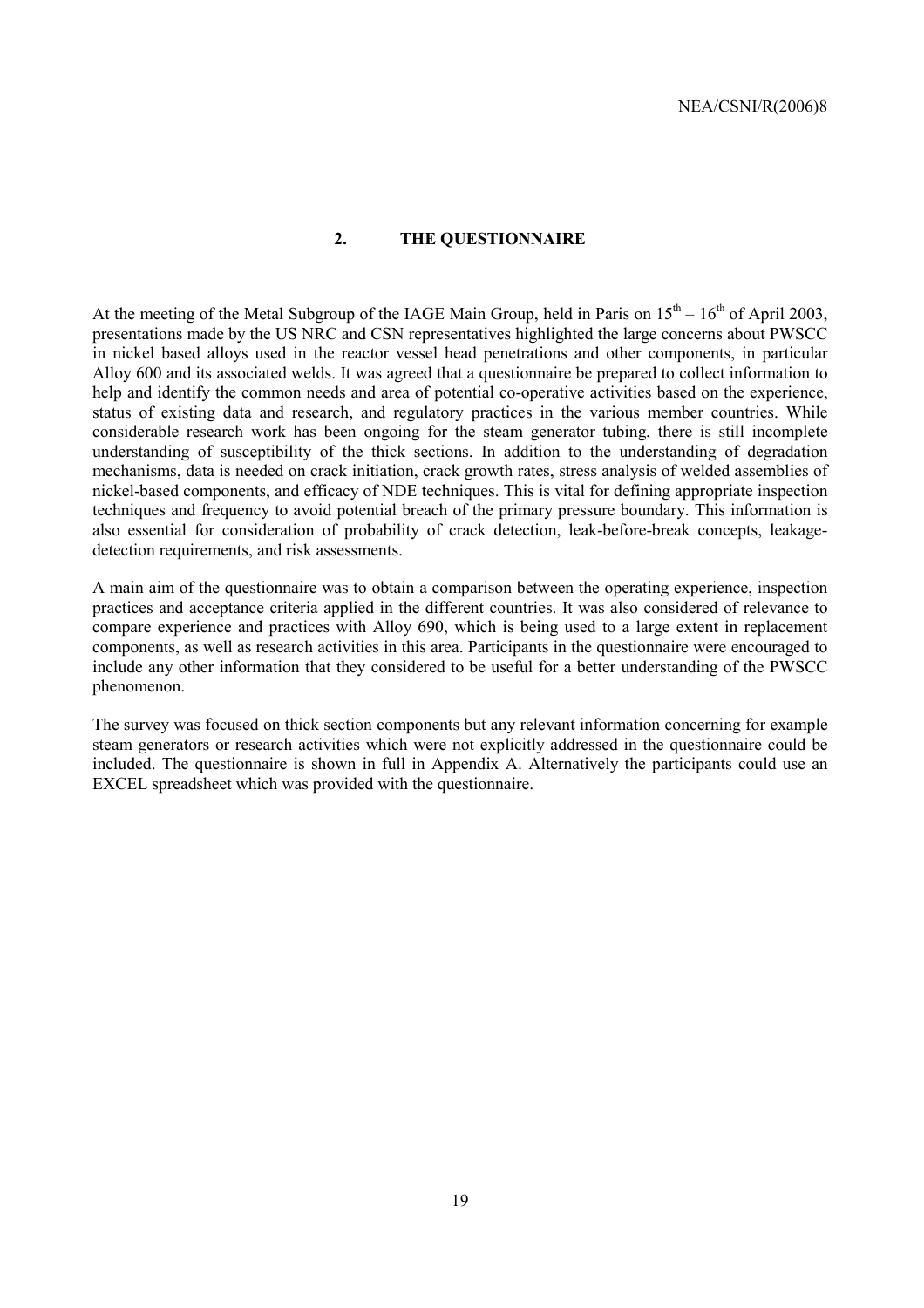## 2. THE QUESTIONNAIRE

At the meeting of the Metal Subgroup of the IAGE Main Group, held in Paris on $15^{th}$ – $16^{th}$ of April 2003, presentations made by the US NRC and CSN representatives highlighted the large concerns about PWSCC in nickel based alloys used in the reactor vessel head penetrations and other components, in particular Alloy 600 and its associated welds. It was agreed that a questionnaire be prepared to collect information to help and identify the common needs and area of potential co-operative activities based on the experience, status of existing data and research, and regulatory practices in the various member countries. While considerable research work has been ongoing for the steam generator tubing, there is still incomplete understanding of susceptibility of the thick sections. In addition to the understanding of degradation mechanisms, data is needed on crack initiation, crack growth rates, stress analysis of welded assemblies of nickel-based components, and efficacy of NDE techniques. This is vital for defining appropriate inspection techniques and frequency to avoid potential breach of the primary pressure boundary. This information is also essential for consideration of probability of crack detection, leak-before-break concepts, leakage-detection requirements, and risk assessments.

A main aim of the questionnaire was to obtain a comparison between the operating experience, inspection practices and acceptance criteria applied in the different countries. It was also considered of relevance to compare experience and practices with Alloy 690, which is being used to a large extent in replacement components, as well as research activities in this area. Participants in the questionnaire were encouraged to include any other information that they considered to be useful for a better understanding of the PWSCC phenomenon.

The survey was focused on thick section components but any relevant information concerning for example steam generators or research activities which were not explicitly addressed in the questionnaire could be included. The questionnaire is shown in full in Appendix A. Alternatively the participants could use an EXCEL spreadsheet which was provided with the questionnaire.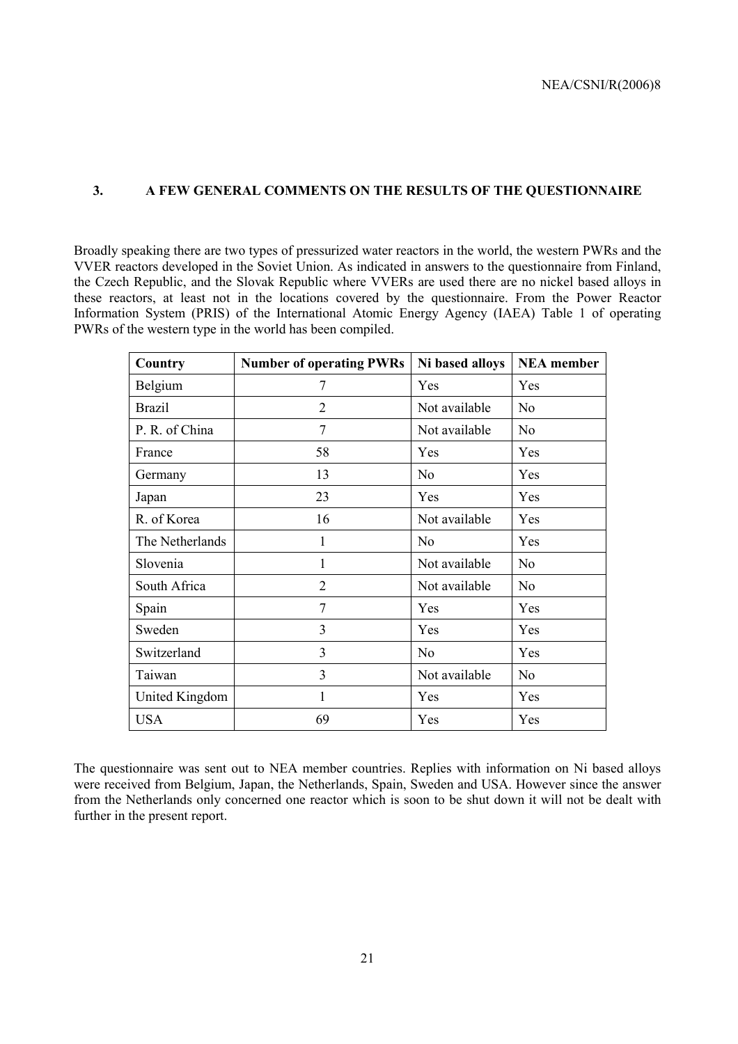## 3. A FEW GENERAL COMMENTS ON THE RESULTS OF THE QUESTIONNAIRE

Broadly speaking there are two types of pressurized water reactors in the world, the western PWRs and the VVER reactors developed in the Soviet Union. As indicated in answers to the questionnaire from Finland, the Czech Republic, and the Slovak Republic where VVERs are used there are no nickel based alloys in these reactors, at least not in the locations covered by the questionnaire. From the Power Reactor Information System (PRIS) of the International Atomic Energy Agency (IAEA) Table 1 of operating PWRs of the western type in the world has been compiled.

| Country | Number of operating PWRs | Ni based alloys | NEA member |
|---|---|---|---|
| Belgium | 7 | Yes | Yes |
| Brazil | 2 | Not available | No |
| P. R. of China | 7 | Not available | No |
| France | 58 | Yes | Yes |
| Germany | 13 | No | Yes |
| Japan | 23 | Yes | Yes |
| R. of Korea | 16 | Not available | Yes |
| The Netherlands | 1 | No | Yes |
| Slovenia | 1 | Not available | No |
| South Africa | 2 | Not available | No |
| Spain | 7 | Yes | Yes |
| Sweden | 3 | Yes | Yes |
| Switzerland | 3 | No | Yes |
| Taiwan | 3 | Not available | No |
| United Kingdom | 1 | Yes | Yes |
| USA | 69 | Yes | Yes |

The questionnaire was sent out to NEA member countries. Replies with information on Ni based alloys were received from Belgium, Japan, the Netherlands, Spain, Sweden and USA. However since the answer from the Netherlands only concerned one reactor which is soon to be shut down it will not be dealt with further in the present report.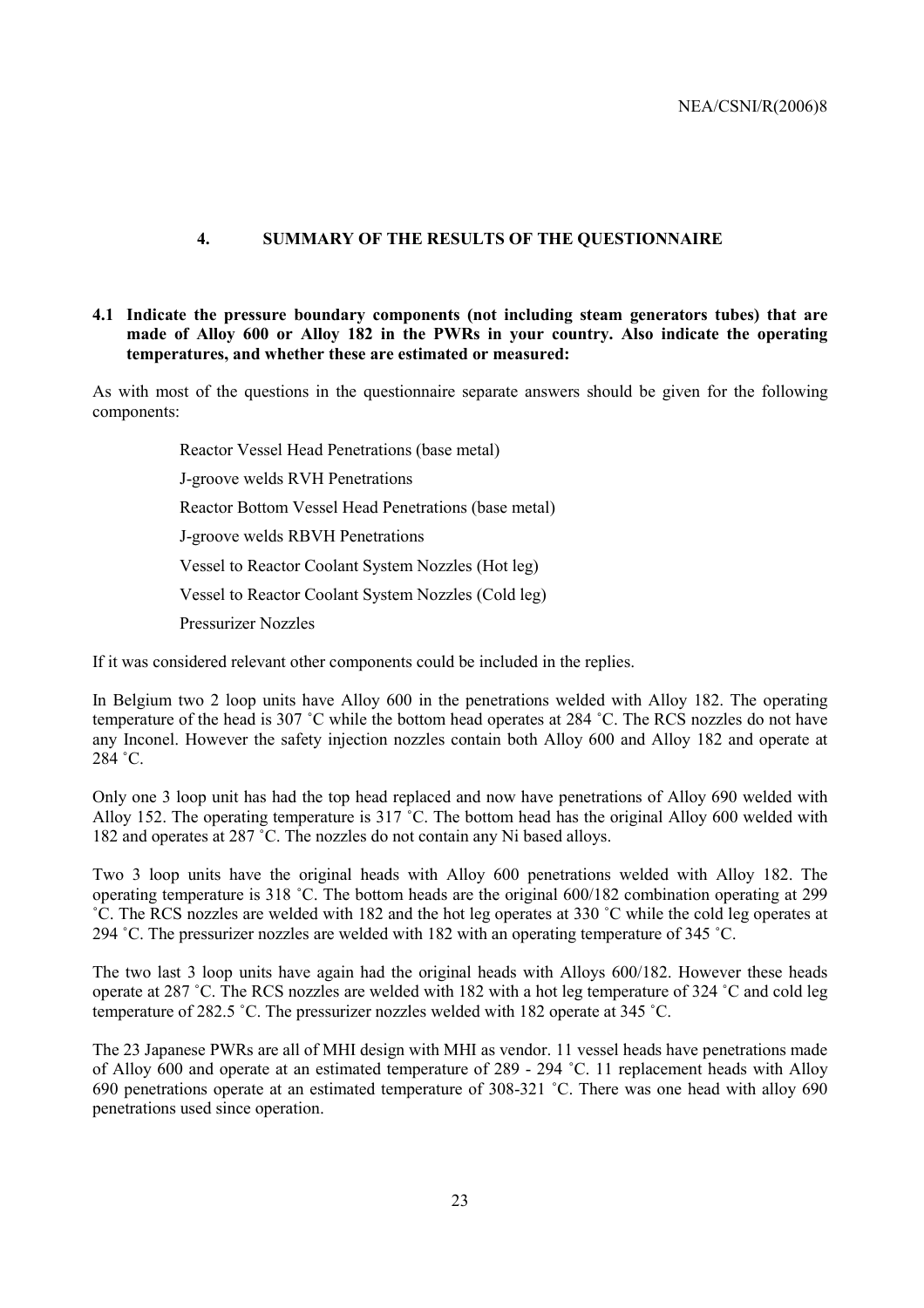## 4. SUMMARY OF THE RESULTS OF THE QUESTIONNAIRE

### 4.1 Indicate the pressure boundary components (not including steam generators tubes) that are made of Alloy 600 or Alloy 182 in the PWRs in your country. Also indicate the operating temperatures, and whether these are estimated or measured:

As with most of the questions in the questionnaire separate answers should be given for the following components:

Reactor Vessel Head Penetrations (base metal)

J-groove welds RVH Penetrations

Reactor Bottom Vessel Head Penetrations (base metal)

J-groove welds RBVH Penetrations

Vessel to Reactor Coolant System Nozzles (Hot leg)

Vessel to Reactor Coolant System Nozzles (Cold leg)

Pressurizer Nozzles

If it was considered relevant other components could be included in the replies.

In Belgium two 2 loop units have Alloy 600 in the penetrations welded with Alloy 182. The operating temperature of the head is 307 ˚C while the bottom head operates at 284 ˚C. The RCS nozzles do not have any Inconel. However the safety injection nozzles contain both Alloy 600 and Alloy 182 and operate at 284 ˚C.

Only one 3 loop unit has had the top head replaced and now have penetrations of Alloy 690 welded with Alloy 152. The operating temperature is 317 ˚C. The bottom head has the original Alloy 600 welded with 182 and operates at 287 ˚C. The nozzles do not contain any Ni based alloys.

Two 3 loop units have the original heads with Alloy 600 penetrations welded with Alloy 182. The operating temperature is 318 ˚C. The bottom heads are the original 600/182 combination operating at 299 ˚C. The RCS nozzles are welded with 182 and the hot leg operates at 330 ˚C while the cold leg operates at 294 ˚C. The pressurizer nozzles are welded with 182 with an operating temperature of 345 ˚C.

The two last 3 loop units have again had the original heads with Alloys 600/182. However these heads operate at 287 ˚C. The RCS nozzles are welded with 182 with a hot leg temperature of 324 ˚C and cold leg temperature of 282.5 ˚C. The pressurizer nozzles welded with 182 operate at 345 ˚C.

The 23 Japanese PWRs are all of MHI design with MHI as vendor. 11 vessel heads have penetrations made of Alloy 600 and operate at an estimated temperature of 289 - 294 ˚C. 11 replacement heads with Alloy 690 penetrations operate at an estimated temperature of 308-321 ˚C. There was one head with alloy 690 penetrations used since operation.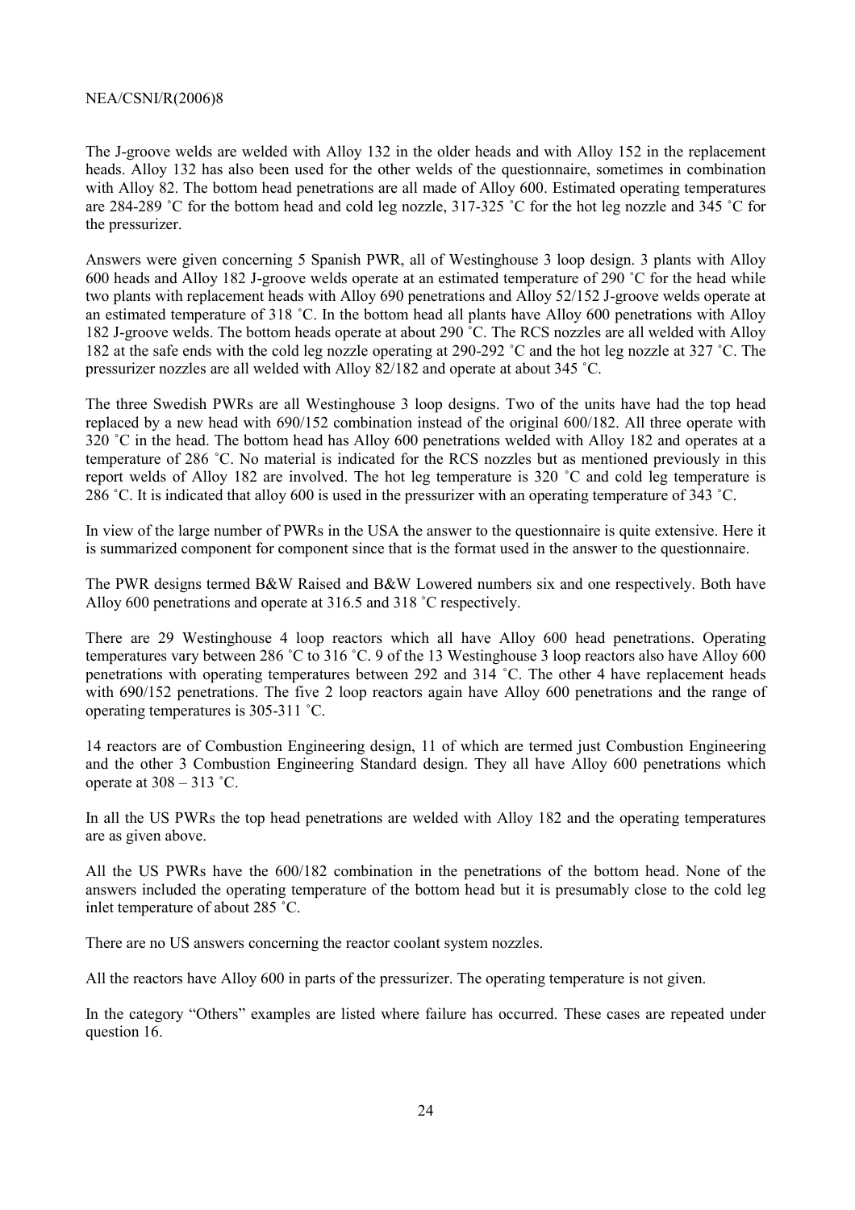The J-groove welds are welded with Alloy 132 in the older heads and with Alloy 152 in the replacement heads. Alloy 132 has also been used for the other welds of the questionnaire, sometimes in combination with Alloy 82. The bottom head penetrations are all made of Alloy 600. Estimated operating temperatures are 284-289 ˚C for the bottom head and cold leg nozzle, 317-325 ˚C for the hot leg nozzle and 345 ˚C for the pressurizer.

Answers were given concerning 5 Spanish PWR, all of Westinghouse 3 loop design. 3 plants with Alloy 600 heads and Alloy 182 J-groove welds operate at an estimated temperature of 290 ˚C for the head while two plants with replacement heads with Alloy 690 penetrations and Alloy 52/152 J-groove welds operate at an estimated temperature of 318 ˚C. In the bottom head all plants have Alloy 600 penetrations with Alloy 182 J-groove welds. The bottom heads operate at about 290 ˚C. The RCS nozzles are all welded with Alloy 182 at the safe ends with the cold leg nozzle operating at 290-292 ˚C and the hot leg nozzle at 327 ˚C. The pressurizer nozzles are all welded with Alloy 82/182 and operate at about 345 ˚C.

The three Swedish PWRs are all Westinghouse 3 loop designs. Two of the units have had the top head replaced by a new head with 690/152 combination instead of the original 600/182. All three operate with 320 ˚C in the head. The bottom head has Alloy 600 penetrations welded with Alloy 182 and operates at a temperature of 286 ˚C. No material is indicated for the RCS nozzles but as mentioned previously in this report welds of Alloy 182 are involved. The hot leg temperature is 320 ˚C and cold leg temperature is 286 ˚C. It is indicated that alloy 600 is used in the pressurizer with an operating temperature of 343 ˚C.

In view of the large number of PWRs in the USA the answer to the questionnaire is quite extensive. Here it is summarized component for component since that is the format used in the answer to the questionnaire.

The PWR designs termed B&W Raised and B&W Lowered numbers six and one respectively. Both have Alloy 600 penetrations and operate at 316.5 and 318 ˚C respectively.

There are 29 Westinghouse 4 loop reactors which all have Alloy 600 head penetrations. Operating temperatures vary between 286 ˚C to 316 ˚C. 9 of the 13 Westinghouse 3 loop reactors also have Alloy 600 penetrations with operating temperatures between 292 and 314 ˚C. The other 4 have replacement heads with 690/152 penetrations. The five 2 loop reactors again have Alloy 600 penetrations and the range of operating temperatures is 305-311 ˚C.

14 reactors are of Combustion Engineering design, 11 of which are termed just Combustion Engineering and the other 3 Combustion Engineering Standard design. They all have Alloy 600 penetrations which operate at 308 – 313 ˚C.

In all the US PWRs the top head penetrations are welded with Alloy 182 and the operating temperatures are as given above.

All the US PWRs have the 600/182 combination in the penetrations of the bottom head. None of the answers included the operating temperature of the bottom head but it is presumably close to the cold leg inlet temperature of about 285 ˚C.

There are no US answers concerning the reactor coolant system nozzles.

All the reactors have Alloy 600 in parts of the pressurizer. The operating temperature is not given.

In the category "Others" examples are listed where failure has occurred. These cases are repeated under question 16.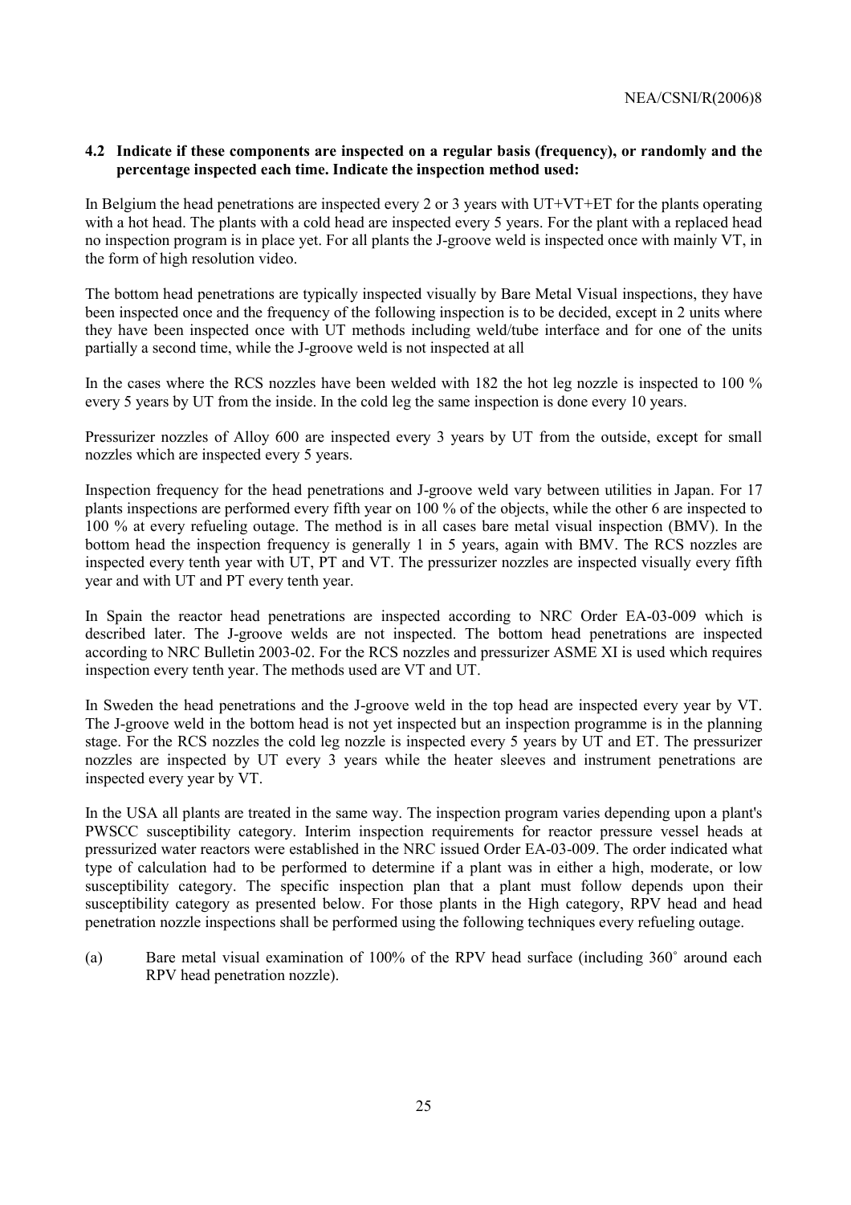### 4.2 Indicate if these components are inspected on a regular basis (frequency), or randomly and the percentage inspected each time. Indicate the inspection method used:

In Belgium the head penetrations are inspected every 2 or 3 years with UT+VT+ET for the plants operating with a hot head. The plants with a cold head are inspected every 5 years. For the plant with a replaced head no inspection program is in place yet. For all plants the J-groove weld is inspected once with mainly VT, in the form of high resolution video.

The bottom head penetrations are typically inspected visually by Bare Metal Visual inspections, they have been inspected once and the frequency of the following inspection is to be decided, except in 2 units where they have been inspected once with UT methods including weld/tube interface and for one of the units partially a second time, while the J-groove weld is not inspected at all

In the cases where the RCS nozzles have been welded with 182 the hot leg nozzle is inspected to 100 % every 5 years by UT from the inside. In the cold leg the same inspection is done every 10 years.

Pressurizer nozzles of Alloy 600 are inspected every 3 years by UT from the outside, except for small nozzles which are inspected every 5 years.

Inspection frequency for the head penetrations and J-groove weld vary between utilities in Japan. For 17 plants inspections are performed every fifth year on 100 % of the objects, while the other 6 are inspected to 100 % at every refueling outage. The method is in all cases bare metal visual inspection (BMV). In the bottom head the inspection frequency is generally 1 in 5 years, again with BMV. The RCS nozzles are inspected every tenth year with UT, PT and VT. The pressurizer nozzles are inspected visually every fifth year and with UT and PT every tenth year.

In Spain the reactor head penetrations are inspected according to NRC Order EA-03-009 which is described later. The J-groove welds are not inspected. The bottom head penetrations are inspected according to NRC Bulletin 2003-02. For the RCS nozzles and pressurizer ASME XI is used which requires inspection every tenth year. The methods used are VT and UT.

In Sweden the head penetrations and the J-groove weld in the top head are inspected every year by VT. The J-groove weld in the bottom head is not yet inspected but an inspection programme is in the planning stage. For the RCS nozzles the cold leg nozzle is inspected every 5 years by UT and ET. The pressurizer nozzles are inspected by UT every 3 years while the heater sleeves and instrument penetrations are inspected every year by VT.

In the USA all plants are treated in the same way. The inspection program varies depending upon a plant's PWSCC susceptibility category. Interim inspection requirements for reactor pressure vessel heads at pressurized water reactors were established in the NRC issued Order EA-03-009. The order indicated what type of calculation had to be performed to determine if a plant was in either a high, moderate, or low susceptibility category. The specific inspection plan that a plant must follow depends upon their susceptibility category as presented below. For those plants in the High category, RPV head and head penetration nozzle inspections shall be performed using the following techniques every refueling outage.

(a) Bare metal visual examination of 100% of the RPV head surface (including 360˚ around each RPV head penetration nozzle).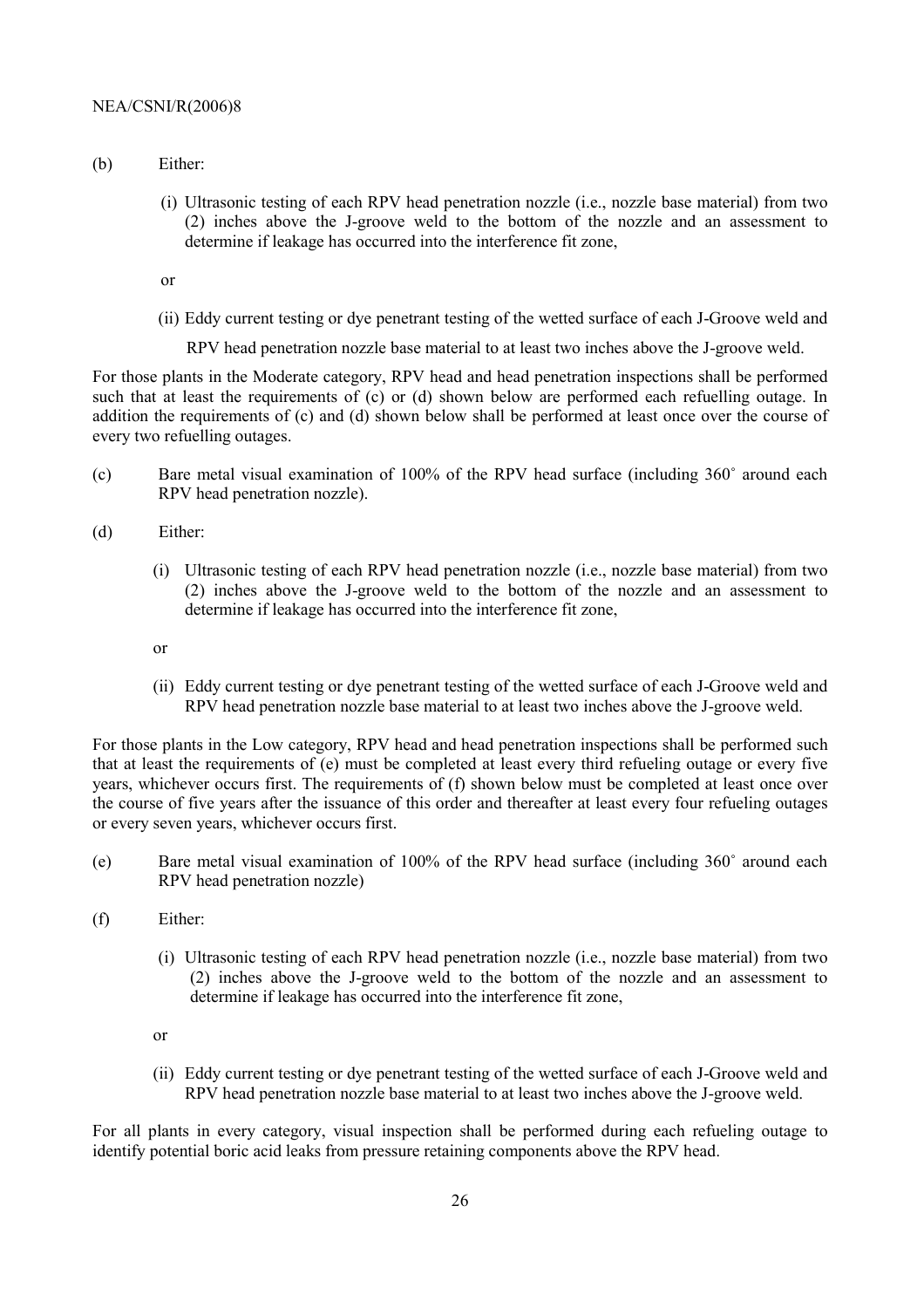(b) Either:

(i) Ultrasonic testing of each RPV head penetration nozzle (i.e., nozzle base material) from two (2) inches above the J-groove weld to the bottom of the nozzle and an assessment to determine if leakage has occurred into the interference fit zone,

or

(ii) Eddy current testing or dye penetrant testing of the wetted surface of each J-Groove weld and RPV head penetration nozzle base material to at least two inches above the J-groove weld.

For those plants in the Moderate category, RPV head and head penetration inspections shall be performed such that at least the requirements of (c) or (d) shown below are performed each refuelling outage. In addition the requirements of (c) and (d) shown below shall be performed at least once over the course of every two refuelling outages.

(c) Bare metal visual examination of 100% of the RPV head surface (including 360˚ around each RPV head penetration nozzle).

(d) Either:

(i) Ultrasonic testing of each RPV head penetration nozzle (i.e., nozzle base material) from two (2) inches above the J-groove weld to the bottom of the nozzle and an assessment to determine if leakage has occurred into the interference fit zone,

or

(ii) Eddy current testing or dye penetrant testing of the wetted surface of each J-Groove weld and RPV head penetration nozzle base material to at least two inches above the J-groove weld.

For those plants in the Low category, RPV head and head penetration inspections shall be performed such that at least the requirements of (e) must be completed at least every third refueling outage or every five years, whichever occurs first. The requirements of (f) shown below must be completed at least once over the course of five years after the issuance of this order and thereafter at least every four refueling outages or every seven years, whichever occurs first.

(e) Bare metal visual examination of 100% of the RPV head surface (including 360˚ around each RPV head penetration nozzle)

(f) Either:

(i) Ultrasonic testing of each RPV head penetration nozzle (i.e., nozzle base material) from two (2) inches above the J-groove weld to the bottom of the nozzle and an assessment to determine if leakage has occurred into the interference fit zone,

or

(ii) Eddy current testing or dye penetrant testing of the wetted surface of each J-Groove weld and RPV head penetration nozzle base material to at least two inches above the J-groove weld.

For all plants in every category, visual inspection shall be performed during each refueling outage to identify potential boric acid leaks from pressure retaining components above the RPV head.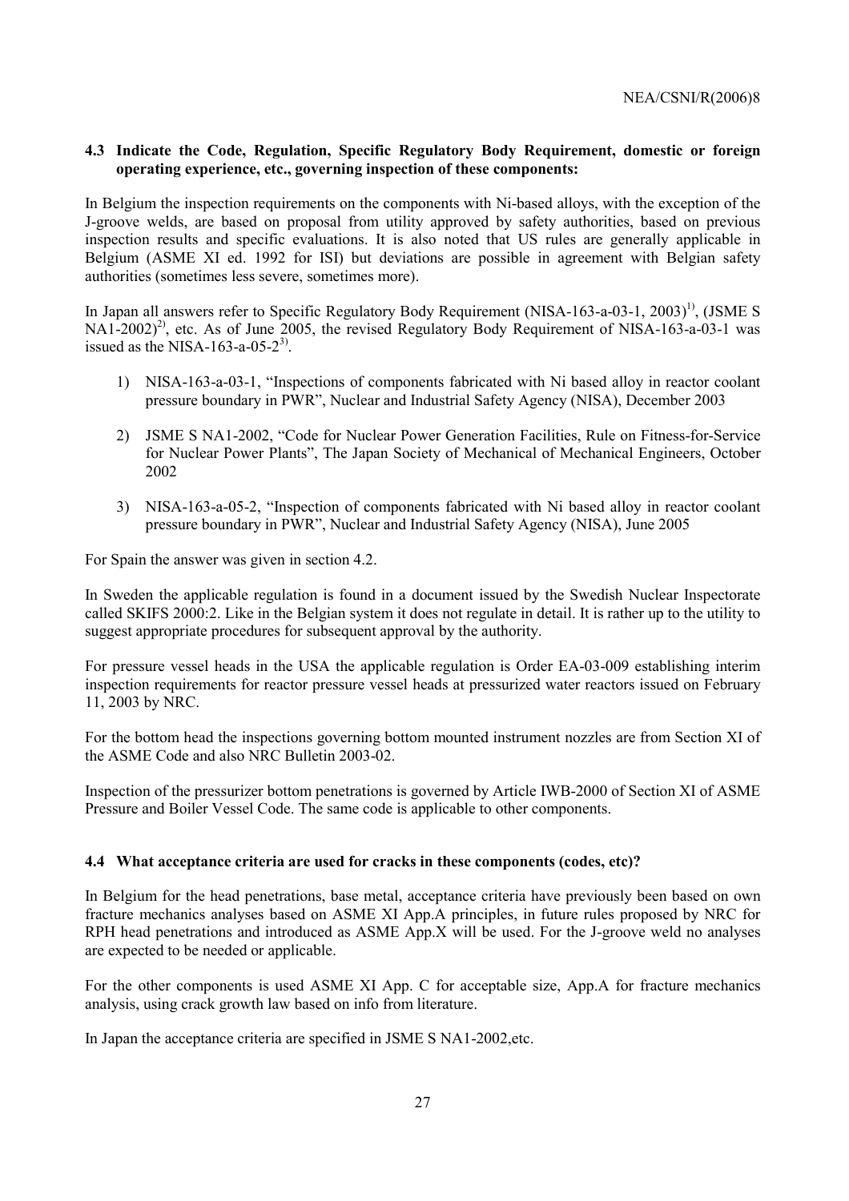### 4.3 Indicate the Code, Regulation, Specific Regulatory Body Requirement, domestic or foreign operating experience, etc., governing inspection of these components:

In Belgium the inspection requirements on the components with Ni-based alloys, with the exception of the J-groove welds, are based on proposal from utility approved by safety authorities, based on previous inspection results and specific evaluations. It is also noted that US rules are generally applicable in Belgium (ASME XI ed. 1992 for ISI) but deviations are possible in agreement with Belgian safety authorities (sometimes less severe, sometimes more).

In Japan all answers refer to Specific Regulatory Body Requirement (NISA-163-a-03-1, 2003)[1)], (JSME S NA1-2002)[2)], etc. As of June 2005, the revised Regulatory Body Requirement of NISA-163-a-03-1 was issued as the NISA-163-a-05-2[3)].

1) NISA-163-a-03-1, "Inspections of components fabricated with Ni based alloy in reactor coolant pressure boundary in PWR", Nuclear and Industrial Safety Agency (NISA), December 2003

2) JSME S NA1-2002, "Code for Nuclear Power Generation Facilities, Rule on Fitness-for-Service for Nuclear Power Plants", The Japan Society of Mechanical of Mechanical Engineers, October 2002

3) NISA-163-a-05-2, "Inspection of components fabricated with Ni based alloy in reactor coolant pressure boundary in PWR", Nuclear and Industrial Safety Agency (NISA), June 2005

For Spain the answer was given in section 4.2.

In Sweden the applicable regulation is found in a document issued by the Swedish Nuclear Inspectorate called SKIFS 2000:2. Like in the Belgian system it does not regulate in detail. It is rather up to the utility to suggest appropriate procedures for subsequent approval by the authority.

For pressure vessel heads in the USA the applicable regulation is Order EA-03-009 establishing interim inspection requirements for reactor pressure vessel heads at pressurized water reactors issued on February 11, 2003 by NRC.

For the bottom head the inspections governing bottom mounted instrument nozzles are from Section XI of the ASME Code and also NRC Bulletin 2003-02.

Inspection of the pressurizer bottom penetrations is governed by Article IWB-2000 of Section XI of ASME Pressure and Boiler Vessel Code. The same code is applicable to other components.

### 4.4 What acceptance criteria are used for cracks in these components (codes, etc)?

In Belgium for the head penetrations, base metal, acceptance criteria have previously been based on own fracture mechanics analyses based on ASME XI App.A principles, in future rules proposed by NRC for RPH head penetrations and introduced as ASME App.X will be used. For the J-groove weld no analyses are expected to be needed or applicable.

For the other components is used ASME XI App. C for acceptable size, App.A for fracture mechanics analysis, using crack growth law based on info from literature.

In Japan the acceptance criteria are specified in JSME S NA1-2002,etc.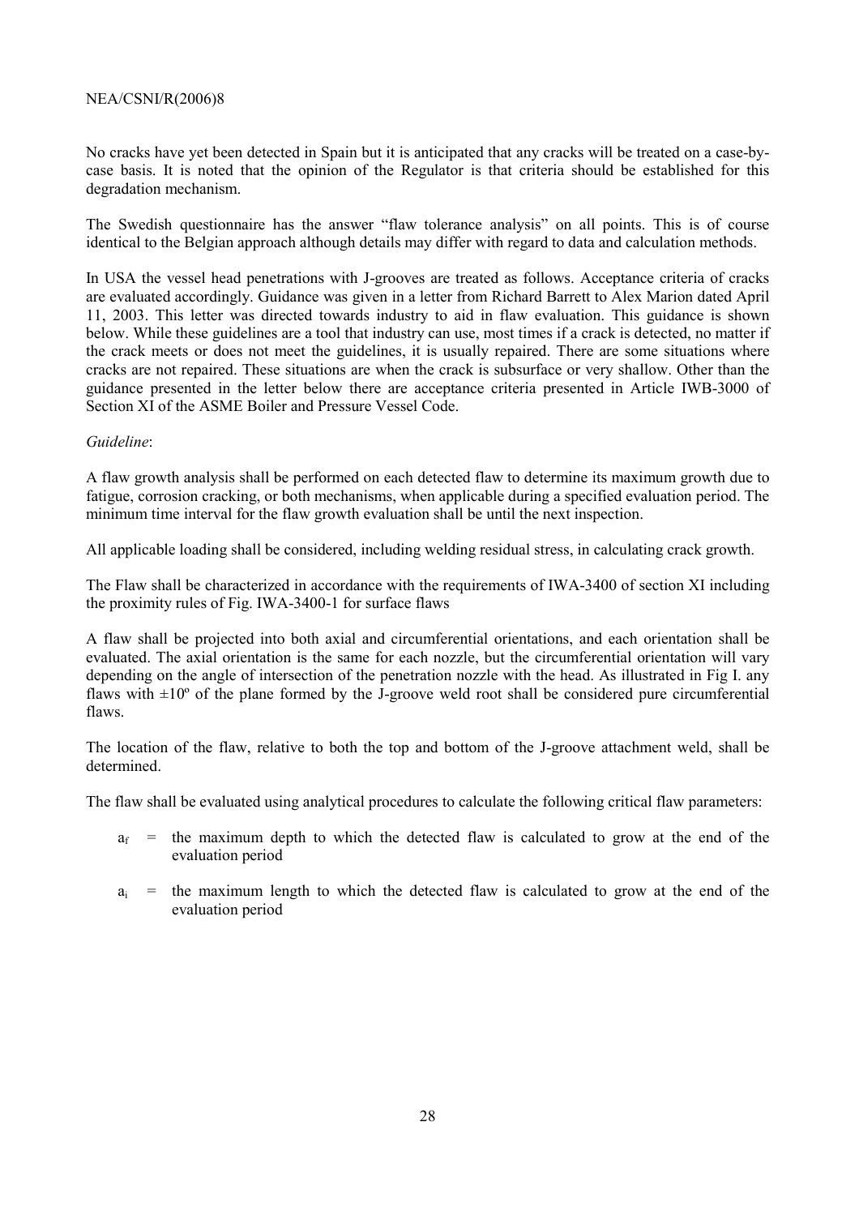No cracks have yet been detected in Spain but it is anticipated that any cracks will be treated on a case-by-case basis. It is noted that the opinion of the Regulator is that criteria should be established for this degradation mechanism.

The Swedish questionnaire has the answer "flaw tolerance analysis" on all points. This is of course identical to the Belgian approach although details may differ with regard to data and calculation methods.

In USA the vessel head penetrations with J-grooves are treated as follows. Acceptance criteria of cracks are evaluated accordingly. Guidance was given in a letter from Richard Barrett to Alex Marion dated April 11, 2003. This letter was directed towards industry to aid in flaw evaluation. This guidance is shown below. While these guidelines are a tool that industry can use, most times if a crack is detected, no matter if the crack meets or does not meet the guidelines, it is usually repaired. There are some situations where cracks are not repaired. These situations are when the crack is subsurface or very shallow. Other than the guidance presented in the letter below there are acceptance criteria presented in Article IWB-3000 of Section XI of the ASME Boiler and Pressure Vessel Code.

*Guideline*:

A flaw growth analysis shall be performed on each detected flaw to determine its maximum growth due to fatigue, corrosion cracking, or both mechanisms, when applicable during a specified evaluation period. The minimum time interval for the flaw growth evaluation shall be until the next inspection.

All applicable loading shall be considered, including welding residual stress, in calculating crack growth.

The Flaw shall be characterized in accordance with the requirements of IWA-3400 of section XI including the proximity rules of Fig. IWA-3400-1 for surface flaws

A flaw shall be projected into both axial and circumferential orientations, and each orientation shall be evaluated. The axial orientation is the same for each nozzle, but the circumferential orientation will vary depending on the angle of intersection of the penetration nozzle with the head. As illustrated in Fig I. any flaws with ±10º of the plane formed by the J-groove weld root shall be considered pure circumferential flaws.

The location of the flaw, relative to both the top and bottom of the J-groove attachment weld, shall be determined.

The flaw shall be evaluated using analytical procedures to calculate the following critical flaw parameters:

- $a_f$ = the maximum depth to which the detected flaw is calculated to grow at the end of the evaluation period
- $a_i$ = the maximum length to which the detected flaw is calculated to grow at the end of the evaluation period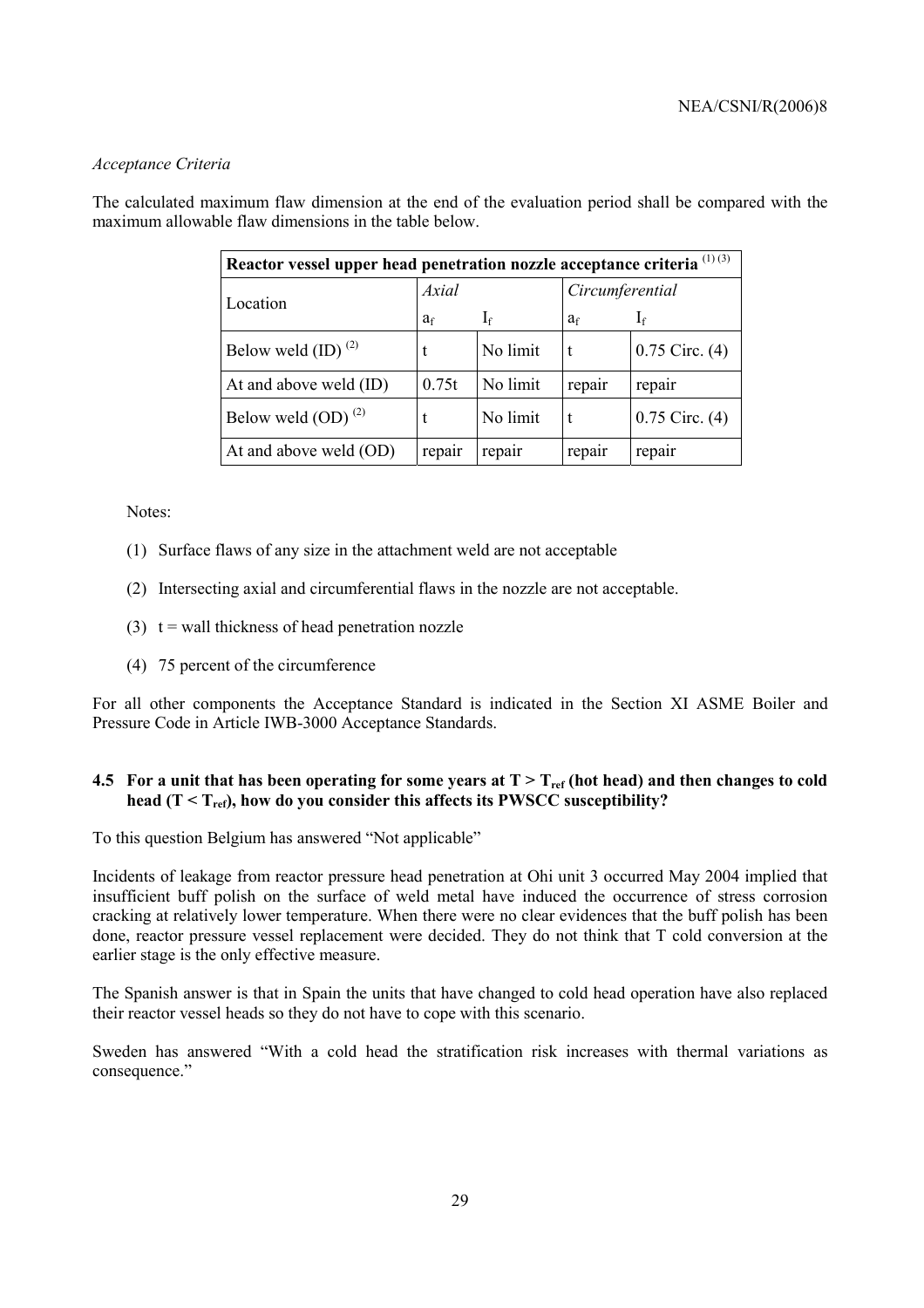*Acceptance Criteria*

The calculated maximum flaw dimension at the end of the evaluation period shall be compared with the maximum allowable flaw dimensions in the table below.

| **Reactor vessel upper head penetration nozzle acceptance criteria** (1) (3) | | | | |
|---|---|---|---|---|
| Location | *Axial* | | *Circumferential* | |
| | $a_f$ | $I_f$ | $a_f$ | $I_f$ |
| Below weld (ID) (2) | t | No limit | t | 0.75 Circ. (4) |
| At and above weld (ID) | 0.75t | No limit | repair | repair |
| Below weld (OD) (2) | t | No limit | t | 0.75 Circ. (4) |
| At and above weld (OD) | repair | repair | repair | repair |

Notes:

(1) Surface flaws of any size in the attachment weld are not acceptable

(2) Intersecting axial and circumferential flaws in the nozzle are not acceptable.

(3) t = wall thickness of head penetration nozzle

(4) 75 percent of the circumference

For all other components the Acceptance Standard is indicated in the Section XI ASME Boiler and Pressure Code in Article IWB-3000 Acceptance Standards.

### 4.5 For a unit that has been operating for some years at $T > T_{ref}$ (hot head) and then changes to cold head ($T < T_{ref}$), how do you consider this affects its PWSCC susceptibility?

To this question Belgium has answered "Not applicable"

Incidents of leakage from reactor pressure head penetration at Ohi unit 3 occurred May 2004 implied that insufficient buff polish on the surface of weld metal have induced the occurrence of stress corrosion cracking at relatively lower temperature. When there were no clear evidences that the buff polish has been done, reactor pressure vessel replacement were decided. They do not think that T cold conversion at the earlier stage is the only effective measure.

The Spanish answer is that in Spain the units that have changed to cold head operation have also replaced their reactor vessel heads so they do not have to cope with this scenario.

Sweden has answered "With a cold head the stratification risk increases with thermal variations as consequence."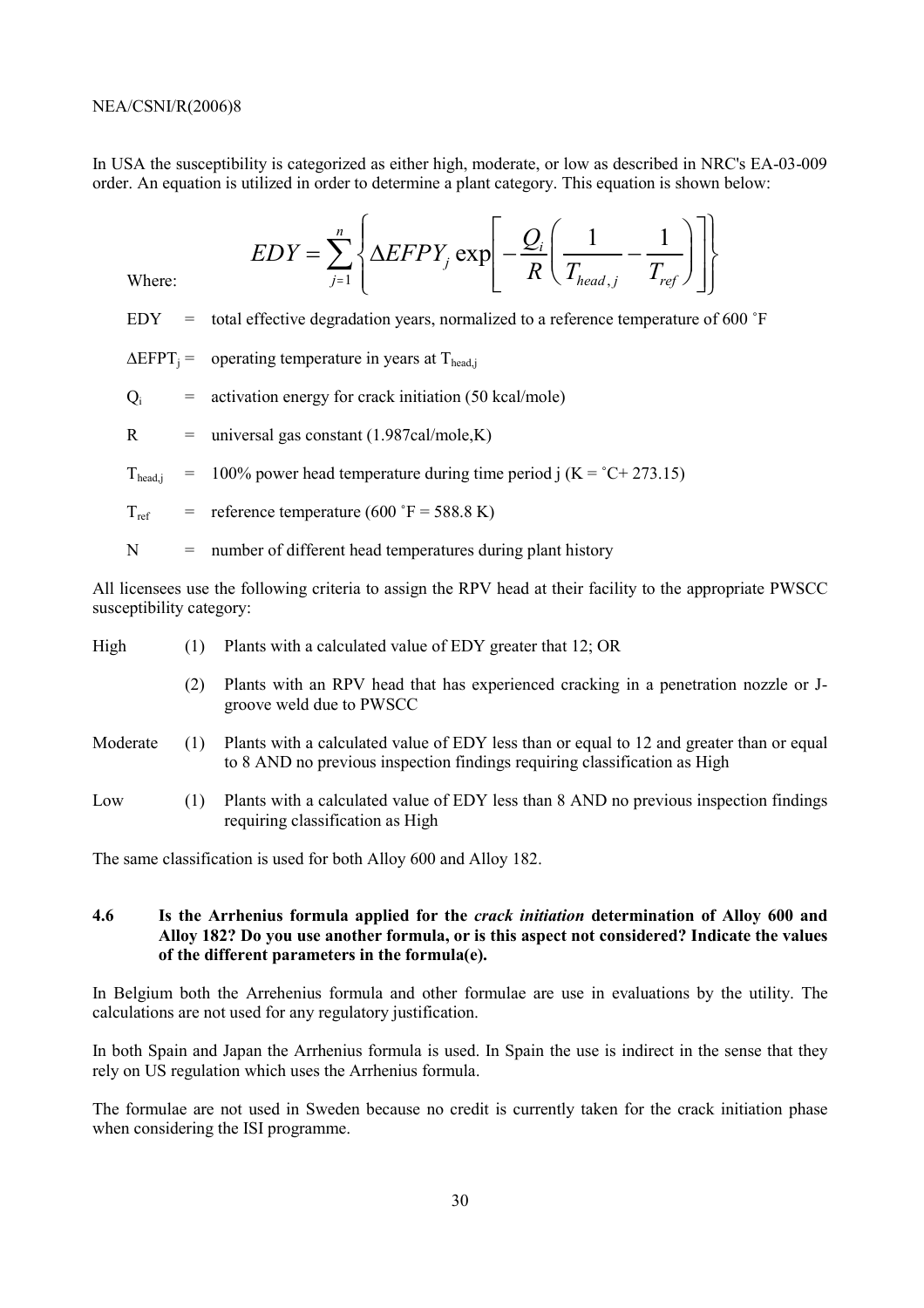In USA the susceptibility is categorized as either high, moderate, or low as described in NRC's EA-03-009 order. An equation is utilized in order to determine a plant category. This equation is shown below:

$$EDY = \sum_{j=1}^{n} \left\{ \Delta EFPY_j \exp\left[ -\frac{Q_i}{R} \left( \frac{1}{T_{head,j}} - \frac{1}{T_{ref}} \right) \right] \right\}$$

Where:

EDY = total effective degradation years, normalized to a reference temperature of 600 ˚F

$\Delta EFPT_j$ = operating temperature in years at $T_{head,j}$

$Q_i$ = activation energy for crack initiation (50 kcal/mole)

R = universal gas constant (1.987cal/mole,K)

$T_{head,j}$ = 100% power head temperature during time period j (K = ˚C+ 273.15)

$T_{ref}$ = reference temperature (600 ˚F = 588.8 K)

N = number of different head temperatures during plant history

All licensees use the following criteria to assign the RPV head at their facility to the appropriate PWSCC susceptibility category:

High
(1) Plants with a calculated value of EDY greater that 12; OR
(2) Plants with an RPV head that has experienced cracking in a penetration nozzle or J-groove weld due to PWSCC

Moderate
(1) Plants with a calculated value of EDY less than or equal to 12 and greater than or equal to 8 AND no previous inspection findings requiring classification as High

Low
(1) Plants with a calculated value of EDY less than 8 AND no previous inspection findings requiring classification as High

The same classification is used for both Alloy 600 and Alloy 182.

### 4.6 Is the Arrhenius formula applied for the *crack initiation* determination of Alloy 600 and Alloy 182? Do you use another formula, or is this aspect not considered? Indicate the values of the different parameters in the formula(e).

In Belgium both the Arrehenius formula and other formulae are use in evaluations by the utility. The calculations are not used for any regulatory justification.

In both Spain and Japan the Arrhenius formula is used. In Spain the use is indirect in the sense that they rely on US regulation which uses the Arrhenius formula.

The formulae are not used in Sweden because no credit is currently taken for the crack initiation phase when considering the ISI programme.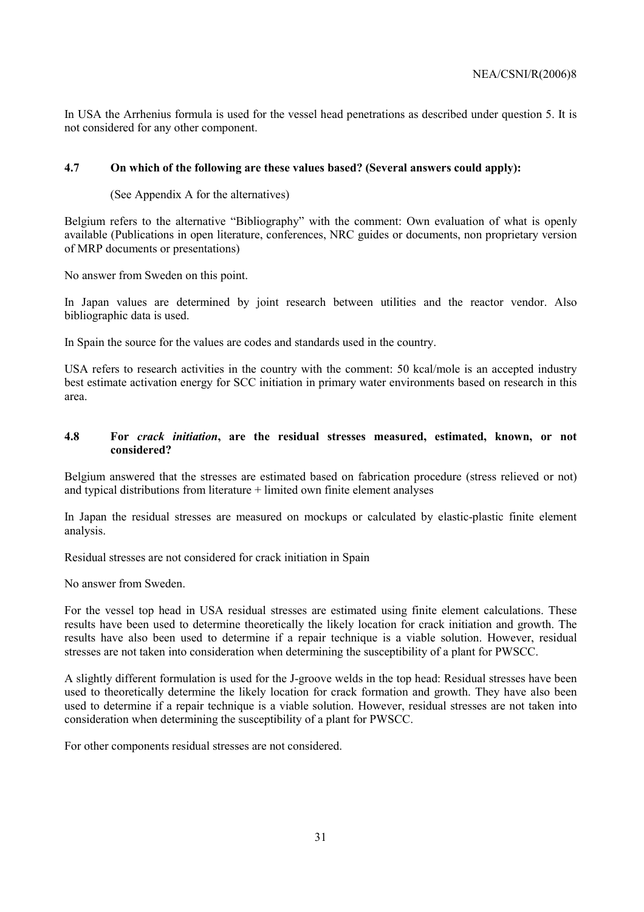In USA the Arrhenius formula is used for the vessel head penetrations as described under question 5. It is not considered for any other component.

### 4.7 On which of the following are these values based? (Several answers could apply):

(See Appendix A for the alternatives)

Belgium refers to the alternative "Bibliography" with the comment: Own evaluation of what is openly available (Publications in open literature, conferences, NRC guides or documents, non proprietary version of MRP documents or presentations)

No answer from Sweden on this point.

In Japan values are determined by joint research between utilities and the reactor vendor. Also bibliographic data is used.

In Spain the source for the values are codes and standards used in the country.

USA refers to research activities in the country with the comment: 50 kcal/mole is an accepted industry best estimate activation energy for SCC initiation in primary water environments based on research in this area.

### 4.8 For *crack initiation*, are the residual stresses measured, estimated, known, or not considered?

Belgium answered that the stresses are estimated based on fabrication procedure (stress relieved or not) and typical distributions from literature + limited own finite element analyses

In Japan the residual stresses are measured on mockups or calculated by elastic-plastic finite element analysis.

Residual stresses are not considered for crack initiation in Spain

No answer from Sweden.

For the vessel top head in USA residual stresses are estimated using finite element calculations. These results have been used to determine theoretically the likely location for crack initiation and growth. The results have also been used to determine if a repair technique is a viable solution. However, residual stresses are not taken into consideration when determining the susceptibility of a plant for PWSCC.

A slightly different formulation is used for the J-groove welds in the top head: Residual stresses have been used to theoretically determine the likely location for crack formation and growth. They have also been used to determine if a repair technique is a viable solution. However, residual stresses are not taken into consideration when determining the susceptibility of a plant for PWSCC.

For other components residual stresses are not considered.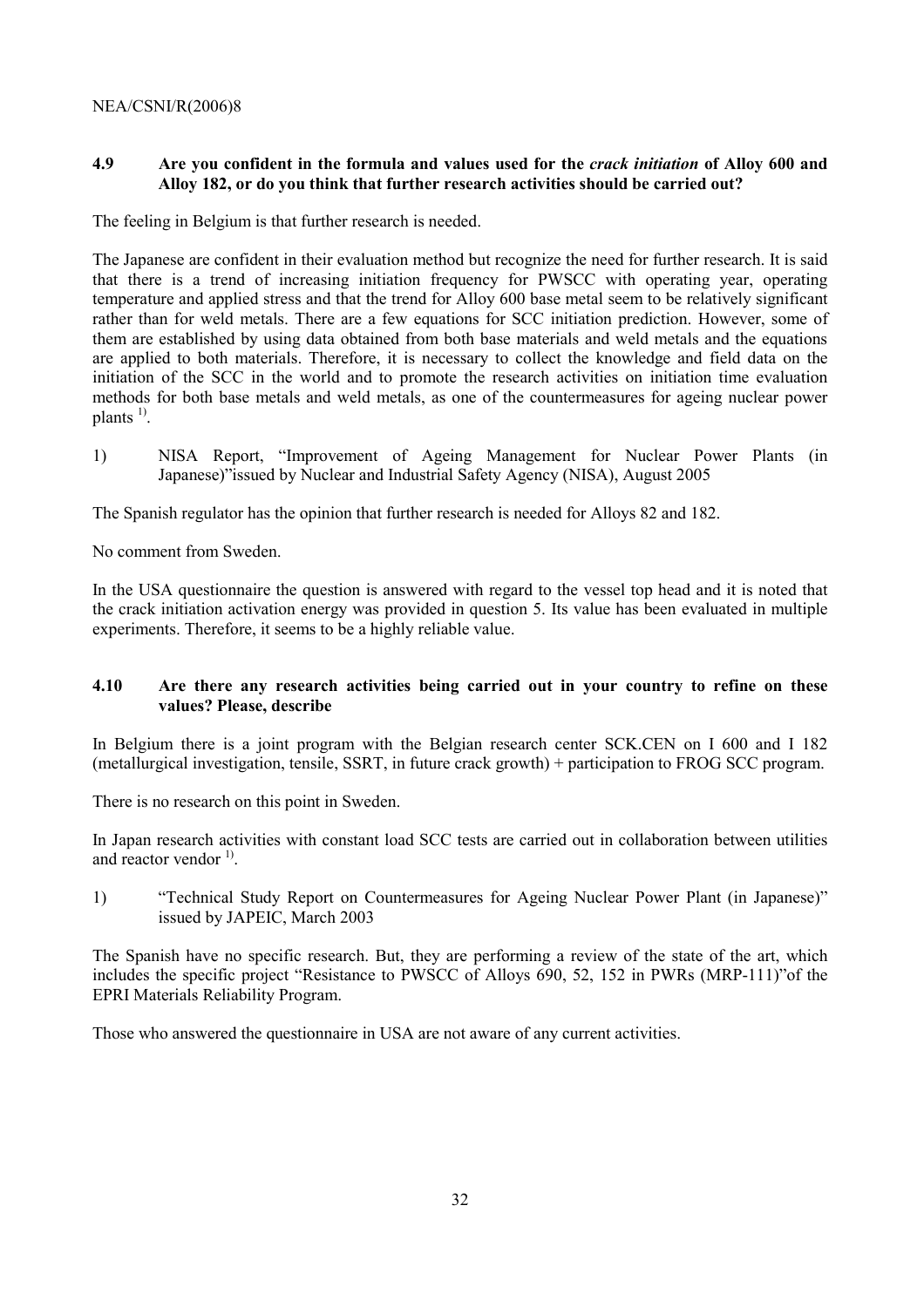### 4.9 Are you confident in the formula and values used for the *crack initiation* of Alloy 600 and Alloy 182, or do you think that further research activities should be carried out?

The feeling in Belgium is that further research is needed.

The Japanese are confident in their evaluation method but recognize the need for further research. It is said that there is a trend of increasing initiation frequency for PWSCC with operating year, operating temperature and applied stress and that the trend for Alloy 600 base metal seem to be relatively significant rather than for weld metals. There are a few equations for SCC initiation prediction. However, some of them are established by using data obtained from both base materials and weld metals and the equations are applied to both materials. Therefore, it is necessary to collect the knowledge and field data on the initiation of the SCC in the world and to promote the research activities on initiation time evaluation methods for both base metals and weld metals, as one of the countermeasures for ageing nuclear power plants [1)].

1) NISA Report, "Improvement of Ageing Management for Nuclear Power Plants (in Japanese)"issued by Nuclear and Industrial Safety Agency (NISA), August 2005

The Spanish regulator has the opinion that further research is needed for Alloys 82 and 182.

No comment from Sweden.

In the USA questionnaire the question is answered with regard to the vessel top head and it is noted that the crack initiation activation energy was provided in question 5. Its value has been evaluated in multiple experiments. Therefore, it seems to be a highly reliable value.

### 4.10 Are there any research activities being carried out in your country to refine on these values? Please, describe

In Belgium there is a joint program with the Belgian research center SCK.CEN on I 600 and I 182 (metallurgical investigation, tensile, SSRT, in future crack growth) + participation to FROG SCC program.

There is no research on this point in Sweden.

In Japan research activities with constant load SCC tests are carried out in collaboration between utilities and reactor vendor [1)].

1) "Technical Study Report on Countermeasures for Ageing Nuclear Power Plant (in Japanese)" issued by JAPEIC, March 2003

The Spanish have no specific research. But, they are performing a review of the state of the art, which includes the specific project "Resistance to PWSCC of Alloys 690, 52, 152 in PWRs (MRP-111)"of the EPRI Materials Reliability Program.

Those who answered the questionnaire in USA are not aware of any current activities.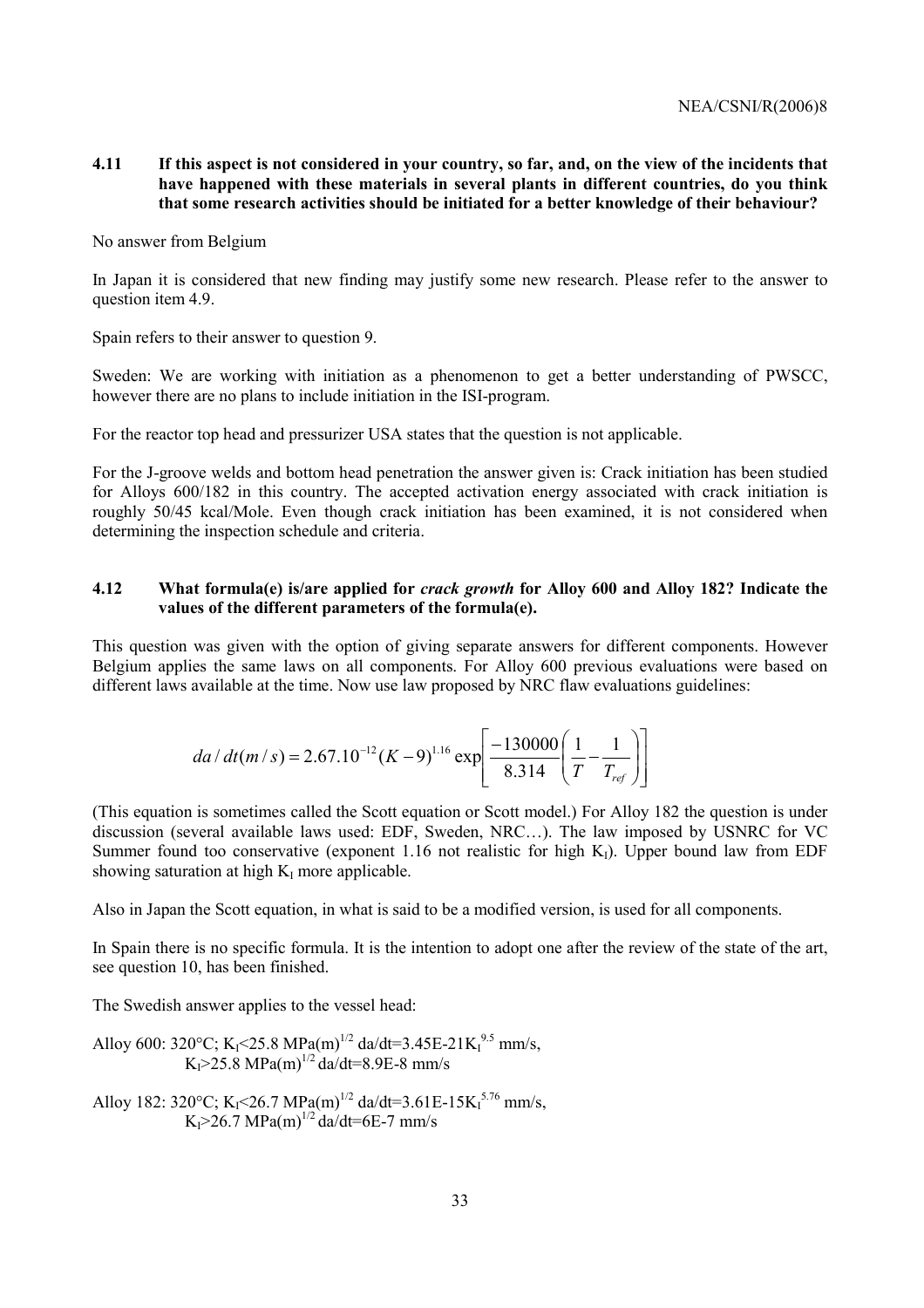### 4.11 If this aspect is not considered in your country, so far, and, on the view of the incidents that have happened with these materials in several plants in different countries, do you think that some research activities should be initiated for a better knowledge of their behaviour?

No answer from Belgium

In Japan it is considered that new finding may justify some new research. Please refer to the answer to question item 4.9.

Spain refers to their answer to question 9.

Sweden: We are working with initiation as a phenomenon to get a better understanding of PWSCC, however there are no plans to include initiation in the ISI-program.

For the reactor top head and pressurizer USA states that the question is not applicable.

For the J-groove welds and bottom head penetration the answer given is: Crack initiation has been studied for Alloys 600/182 in this country. The accepted activation energy associated with crack initiation is roughly 50/45 kcal/Mole. Even though crack initiation has been examined, it is not considered when determining the inspection schedule and criteria.

### 4.12 What formula(e) is/are applied for *crack growth* for Alloy 600 and Alloy 182? Indicate the values of the different parameters of the formula(e).

This question was given with the option of giving separate answers for different components. However Belgium applies the same laws on all components. For Alloy 600 previous evaluations were based on different laws available at the time. Now use law proposed by NRC flaw evaluations guidelines:

$$da/dt(m/s) = 2.67.10^{-12}(K-9)^{1.16}\exp\left[\frac{-130000}{8.314}\left(\frac{1}{T}-\frac{1}{T_{ref}}\right)\right]$$

(This equation is sometimes called the Scott equation or Scott model.) For Alloy 182 the question is under discussion (several available laws used: EDF, Sweden, NRC…). The law imposed by USNRC for VC Summer found too conservative (exponent 1.16 not realistic for high $K_I$). Upper bound law from EDF showing saturation at high $K_I$ more applicable.

Also in Japan the Scott equation, in what is said to be a modified version, is used for all components.

In Spain there is no specific formula. It is the intention to adopt one after the review of the state of the art, see question 10, has been finished.

The Swedish answer applies to the vessel head:

Alloy 600: 320°C; $K_I$<25.8 MPa(m)$^{1/2}$ da/dt=3.45E-21$K_I^{9.5}$ mm/s,
$K_I$>25.8 MPa(m)$^{1/2}$ da/dt=8.9E-8 mm/s

Alloy 182: 320°C; $K_I$<26.7 MPa(m)$^{1/2}$ da/dt=3.61E-15$K_I^{5.76}$ mm/s,
$K_I$>26.7 MPa(m)$^{1/2}$ da/dt=6E-7 mm/s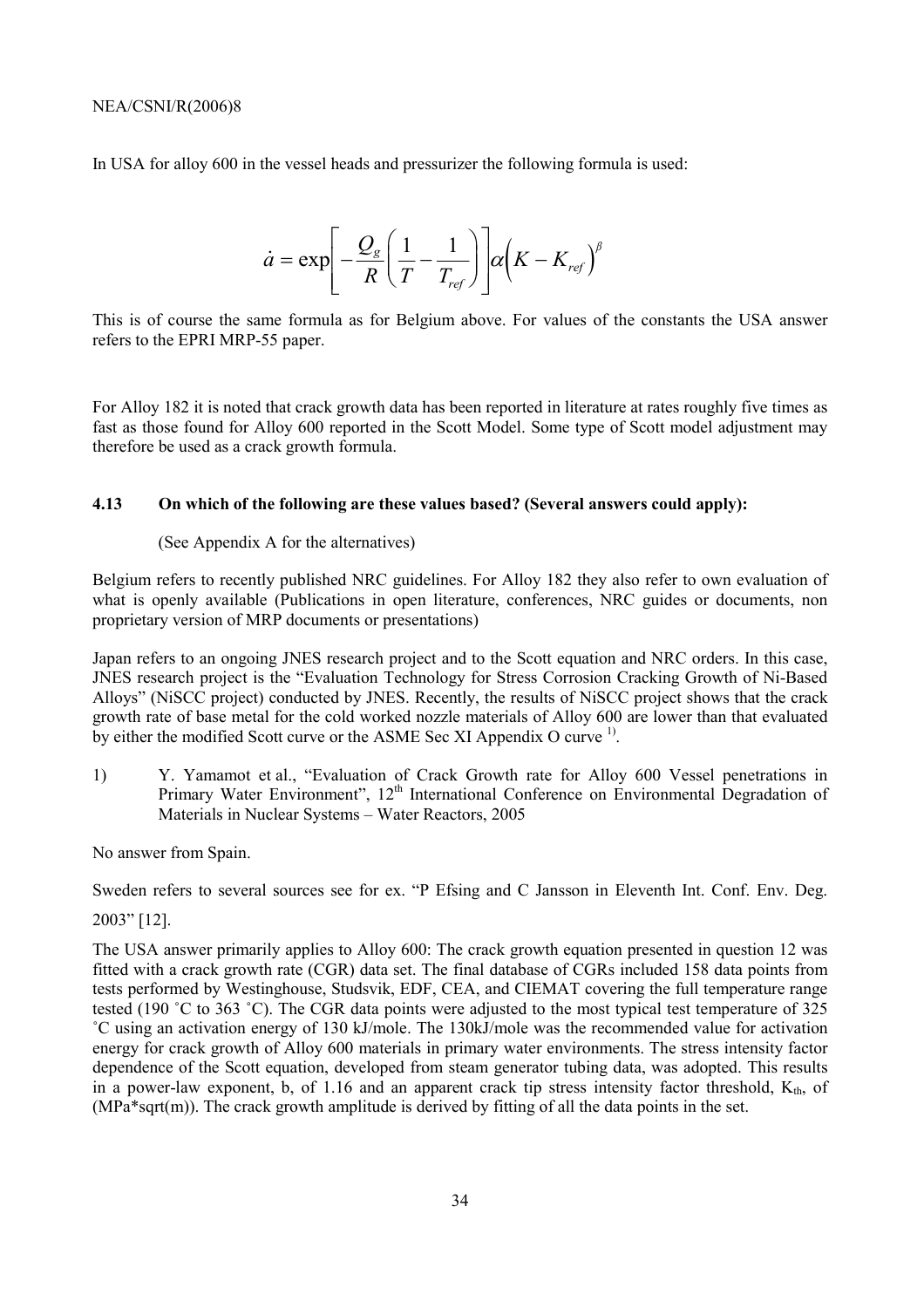In USA for alloy 600 in the vessel heads and pressurizer the following formula is used:

$$\dot{a} = \exp\left[-\frac{Q_g}{R}\left(\frac{1}{T} - \frac{1}{T_{ref}}\right)\right]\alpha\left(K - K_{ref}\right)^{\beta}$$

This is of course the same formula as for Belgium above. For values of the constants the USA answer refers to the EPRI MRP-55 paper.

For Alloy 182 it is noted that crack growth data has been reported in literature at rates roughly five times as fast as those found for Alloy 600 reported in the Scott Model. Some type of Scott model adjustment may therefore be used as a crack growth formula.

### 4.13 On which of the following are these values based? (Several answers could apply):

(See Appendix A for the alternatives)

Belgium refers to recently published NRC guidelines. For Alloy 182 they also refer to own evaluation of what is openly available (Publications in open literature, conferences, NRC guides or documents, non proprietary version of MRP documents or presentations)

Japan refers to an ongoing JNES research project and to the Scott equation and NRC orders. In this case, JNES research project is the "Evaluation Technology for Stress Corrosion Cracking Growth of Ni-Based Alloys" (NiSCC project) conducted by JNES. Recently, the results of NiSCC project shows that the crack growth rate of base metal for the cold worked nozzle materials of Alloy 600 are lower than that evaluated by either the modified Scott curve or the ASME Sec XI Appendix O curve [1)].

1) Y. Yamamot et al., "Evaluation of Crack Growth rate for Alloy 600 Vessel penetrations in Primary Water Environment", 12th International Conference on Environmental Degradation of Materials in Nuclear Systems – Water Reactors, 2005

No answer from Spain.

Sweden refers to several sources see for ex. "P Efsing and C Jansson in Eleventh Int. Conf. Env. Deg. 2003" [12].

The USA answer primarily applies to Alloy 600: The crack growth equation presented in question 12 was fitted with a crack growth rate (CGR) data set. The final database of CGRs included 158 data points from tests performed by Westinghouse, Studsvik, EDF, CEA, and CIEMAT covering the full temperature range tested (190 ˚C to 363 ˚C). The CGR data points were adjusted to the most typical test temperature of 325 ˚C using an activation energy of 130 kJ/mole. The 130kJ/mole was the recommended value for activation energy for crack growth of Alloy 600 materials in primary water environments. The stress intensity factor dependence of the Scott equation, developed from steam generator tubing data, was adopted. This results in a power-law exponent, b, of 1.16 and an apparent crack tip stress intensity factor threshold, $K_{th}$, of (MPa*sqrt(m)). The crack growth amplitude is derived by fitting of all the data points in the set.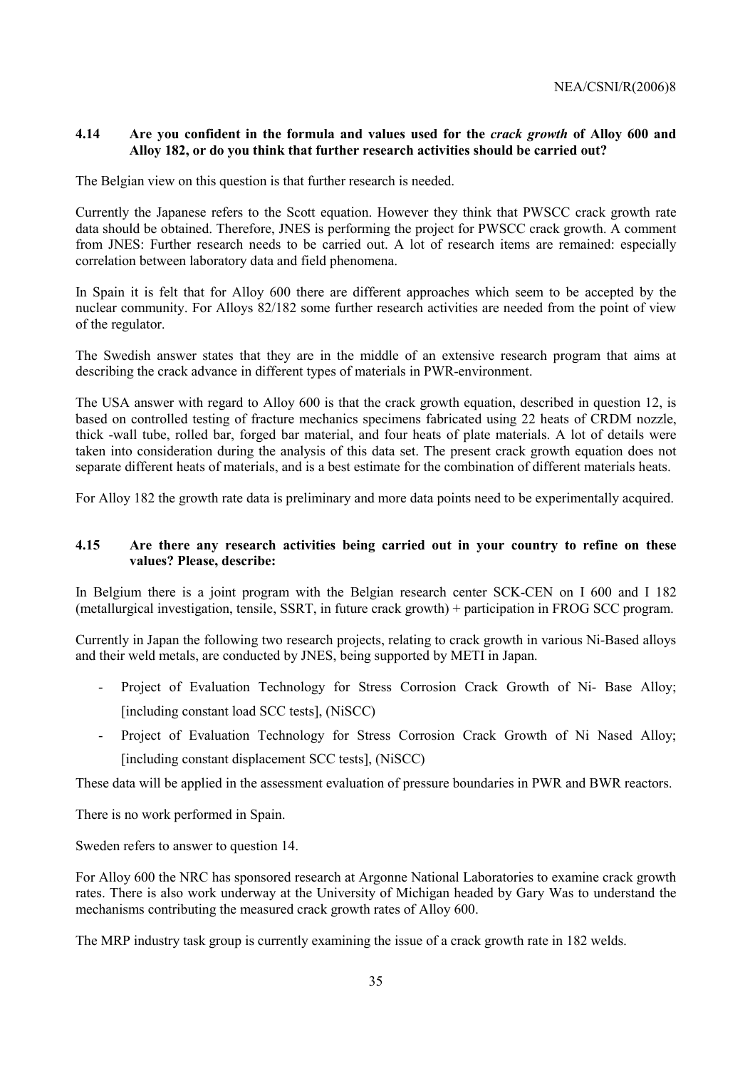### 4.14 Are you confident in the formula and values used for the *crack growth* of Alloy 600 and Alloy 182, or do you think that further research activities should be carried out?

The Belgian view on this question is that further research is needed.

Currently the Japanese refers to the Scott equation. However they think that PWSCC crack growth rate data should be obtained. Therefore, JNES is performing the project for PWSCC crack growth. A comment from JNES: Further research needs to be carried out. A lot of research items are remained: especially correlation between laboratory data and field phenomena.

In Spain it is felt that for Alloy 600 there are different approaches which seem to be accepted by the nuclear community. For Alloys 82/182 some further research activities are needed from the point of view of the regulator.

The Swedish answer states that they are in the middle of an extensive research program that aims at describing the crack advance in different types of materials in PWR-environment.

The USA answer with regard to Alloy 600 is that the crack growth equation, described in question 12, is based on controlled testing of fracture mechanics specimens fabricated using 22 heats of CRDM nozzle, thick -wall tube, rolled bar, forged bar material, and four heats of plate materials. A lot of details were taken into consideration during the analysis of this data set. The present crack growth equation does not separate different heats of materials, and is a best estimate for the combination of different materials heats.

For Alloy 182 the growth rate data is preliminary and more data points need to be experimentally acquired.

### 4.15 Are there any research activities being carried out in your country to refine on these values? Please, describe:

In Belgium there is a joint program with the Belgian research center SCK-CEN on I 600 and I 182 (metallurgical investigation, tensile, SSRT, in future crack growth) + participation in FROG SCC program.

Currently in Japan the following two research projects, relating to crack growth in various Ni-Based alloys and their weld metals, are conducted by JNES, being supported by METI in Japan.

- Project of Evaluation Technology for Stress Corrosion Crack Growth of Ni- Base Alloy; [including constant load SCC tests], (NiSCC)
- Project of Evaluation Technology for Stress Corrosion Crack Growth of Ni Nased Alloy; [including constant displacement SCC tests], (NiSCC)

These data will be applied in the assessment evaluation of pressure boundaries in PWR and BWR reactors.

There is no work performed in Spain.

Sweden refers to answer to question 14.

For Alloy 600 the NRC has sponsored research at Argonne National Laboratories to examine crack growth rates. There is also work underway at the University of Michigan headed by Gary Was to understand the mechanisms contributing the measured crack growth rates of Alloy 600.

The MRP industry task group is currently examining the issue of a crack growth rate in 182 welds.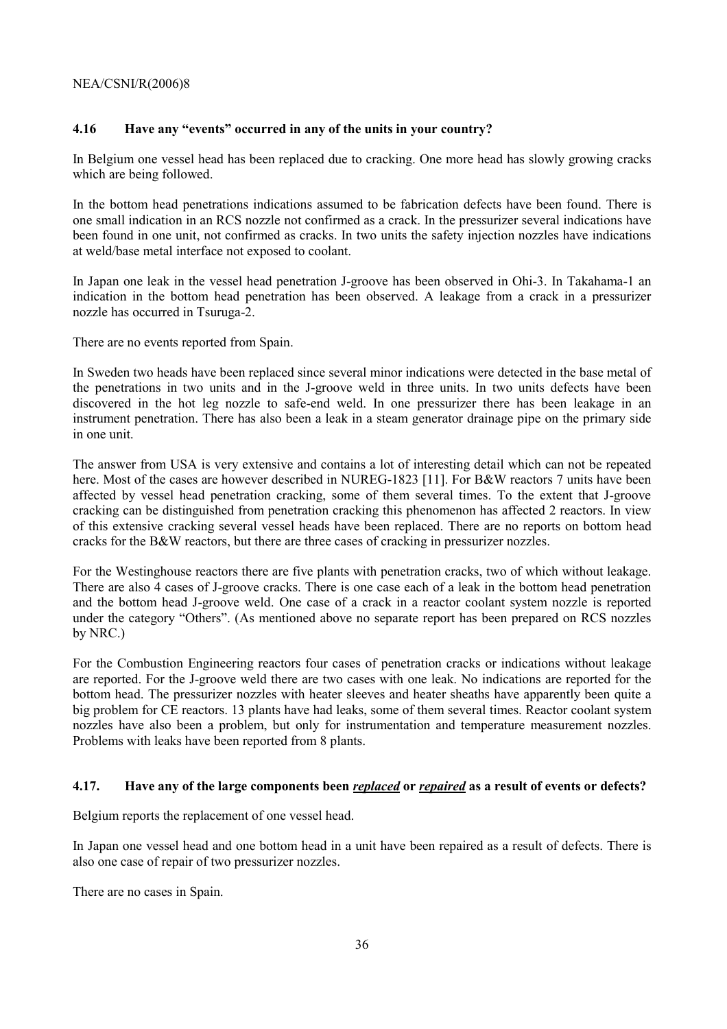### 4.16 Have any "events" occurred in any of the units in your country?

In Belgium one vessel head has been replaced due to cracking. One more head has slowly growing cracks which are being followed.

In the bottom head penetrations indications assumed to be fabrication defects have been found. There is one small indication in an RCS nozzle not confirmed as a crack. In the pressurizer several indications have been found in one unit, not confirmed as cracks. In two units the safety injection nozzles have indications at weld/base metal interface not exposed to coolant.

In Japan one leak in the vessel head penetration J-groove has been observed in Ohi-3. In Takahama-1 an indication in the bottom head penetration has been observed. A leakage from a crack in a pressurizer nozzle has occurred in Tsuruga-2.

There are no events reported from Spain.

In Sweden two heads have been replaced since several minor indications were detected in the base metal of the penetrations in two units and in the J-groove weld in three units. In two units defects have been discovered in the hot leg nozzle to safe-end weld. In one pressurizer there has been leakage in an instrument penetration. There has also been a leak in a steam generator drainage pipe on the primary side in one unit.

The answer from USA is very extensive and contains a lot of interesting detail which can not be repeated here. Most of the cases are however described in NUREG-1823 [11]. For B&W reactors 7 units have been affected by vessel head penetration cracking, some of them several times. To the extent that J-groove cracking can be distinguished from penetration cracking this phenomenon has affected 2 reactors. In view of this extensive cracking several vessel heads have been replaced. There are no reports on bottom head cracks for the B&W reactors, but there are three cases of cracking in pressurizer nozzles.

For the Westinghouse reactors there are five plants with penetration cracks, two of which without leakage. There are also 4 cases of J-groove cracks. There is one case each of a leak in the bottom head penetration and the bottom head J-groove weld. One case of a crack in a reactor coolant system nozzle is reported under the category "Others". (As mentioned above no separate report has been prepared on RCS nozzles by NRC.)

For the Combustion Engineering reactors four cases of penetration cracks or indications without leakage are reported. For the J-groove weld there are two cases with one leak. No indications are reported for the bottom head. The pressurizer nozzles with heater sleeves and heater sheaths have apparently been quite a big problem for CE reactors. 13 plants have had leaks, some of them several times. Reactor coolant system nozzles have also been a problem, but only for instrumentation and temperature measurement nozzles. Problems with leaks have been reported from 8 plants.

### 4.17. Have any of the large components been ***replaced*** or ***repaired*** as a result of events or defects?

Belgium reports the replacement of one vessel head.

In Japan one vessel head and one bottom head in a unit have been repaired as a result of defects. There is also one case of repair of two pressurizer nozzles.

There are no cases in Spain.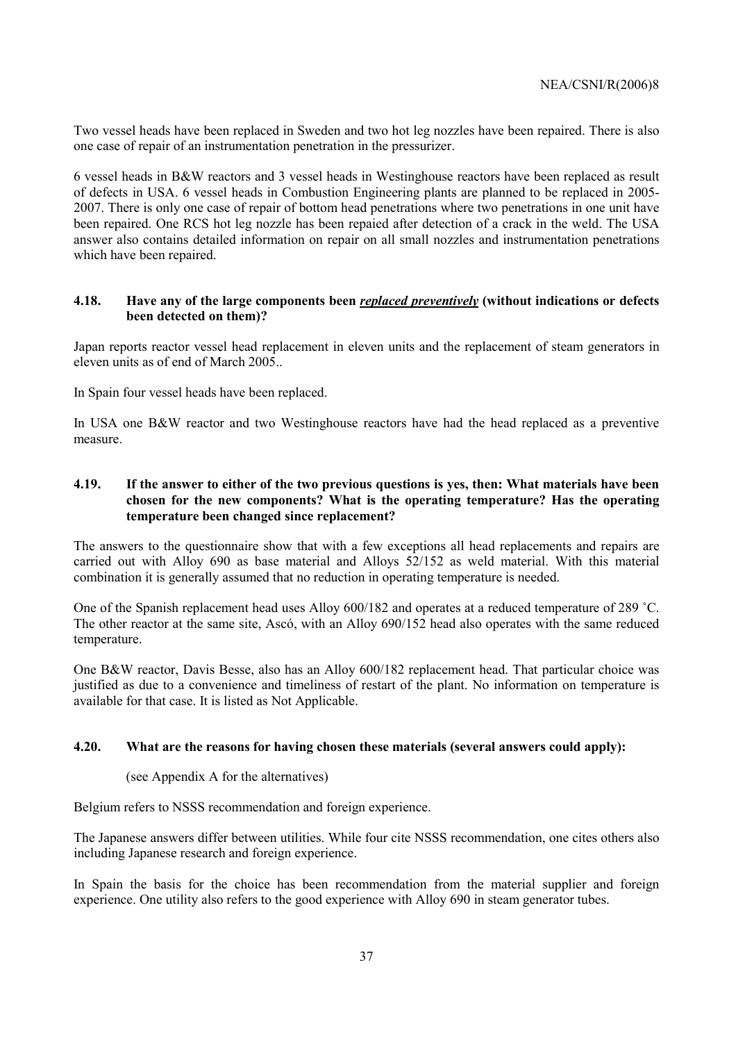Two vessel heads have been replaced in Sweden and two hot leg nozzles have been repaired. There is also one case of repair of an instrumentation penetration in the pressurizer.

6 vessel heads in B&W reactors and 3 vessel heads in Westinghouse reactors have been replaced as result of defects in USA. 6 vessel heads in Combustion Engineering plants are planned to be replaced in 2005-2007. There is only one case of repair of bottom head penetrations where two penetrations in one unit have been repaired. One RCS hot leg nozzle has been repaied after detection of a crack in the weld. The USA answer also contains detailed information on repair on all small nozzles and instrumentation penetrations which have been repaired.

### 4.18. Have any of the large components been ***replaced preventively*** (without indications or defects been detected on them)?

Japan reports reactor vessel head replacement in eleven units and the replacement of steam generators in eleven units as of end of March 2005..

In Spain four vessel heads have been replaced.

In USA one B&W reactor and two Westinghouse reactors have had the head replaced as a preventive measure.

### 4.19. If the answer to either of the two previous questions is yes, then: What materials have been chosen for the new components? What is the operating temperature? Has the operating temperature been changed since replacement?

The answers to the questionnaire show that with a few exceptions all head replacements and repairs are carried out with Alloy 690 as base material and Alloys 52/152 as weld material. With this material combination it is generally assumed that no reduction in operating temperature is needed.

One of the Spanish replacement head uses Alloy 600/182 and operates at a reduced temperature of 289 ˚C. The other reactor at the same site, Ascó, with an Alloy 690/152 head also operates with the same reduced temperature.

One B&W reactor, Davis Besse, also has an Alloy 600/182 replacement head. That particular choice was justified as due to a convenience and timeliness of restart of the plant. No information on temperature is available for that case. It is listed as Not Applicable.

### 4.20. What are the reasons for having chosen these materials (several answers could apply):

(see Appendix A for the alternatives)

Belgium refers to NSSS recommendation and foreign experience.

The Japanese answers differ between utilities. While four cite NSSS recommendation, one cites others also including Japanese research and foreign experience.

In Spain the basis for the choice has been recommendation from the material supplier and foreign experience. One utility also refers to the good experience with Alloy 690 in steam generator tubes.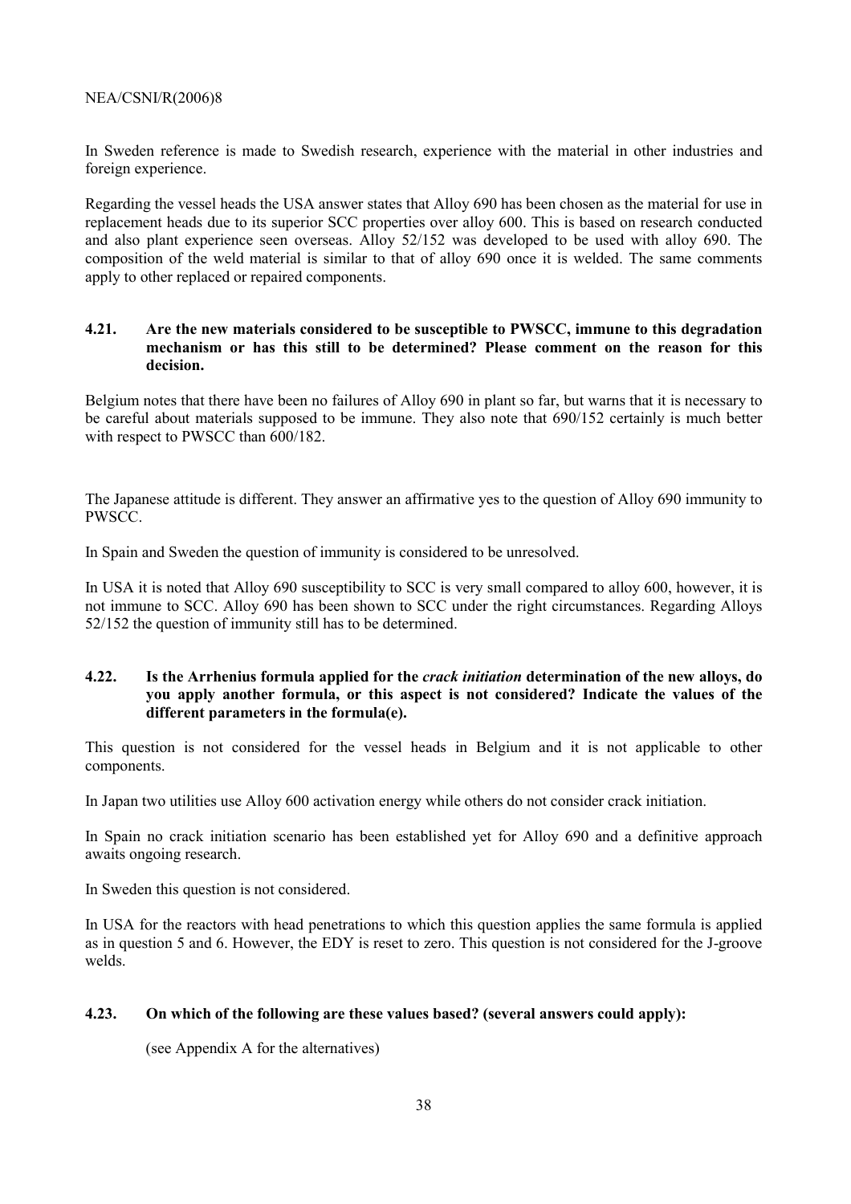In Sweden reference is made to Swedish research, experience with the material in other industries and foreign experience.

Regarding the vessel heads the USA answer states that Alloy 690 has been chosen as the material for use in replacement heads due to its superior SCC properties over alloy 600. This is based on research conducted and also plant experience seen overseas. Alloy 52/152 was developed to be used with alloy 690. The composition of the weld material is similar to that of alloy 690 once it is welded. The same comments apply to other replaced or repaired components.

### 4.21. Are the new materials considered to be susceptible to PWSCC, immune to this degradation mechanism or has this still to be determined? Please comment on the reason for this decision.

Belgium notes that there have been no failures of Alloy 690 in plant so far, but warns that it is necessary to be careful about materials supposed to be immune. They also note that 690/152 certainly is much better with respect to PWSCC than 600/182.

The Japanese attitude is different. They answer an affirmative yes to the question of Alloy 690 immunity to PWSCC.

In Spain and Sweden the question of immunity is considered to be unresolved.

In USA it is noted that Alloy 690 susceptibility to SCC is very small compared to alloy 600, however, it is not immune to SCC. Alloy 690 has been shown to SCC under the right circumstances. Regarding Alloys 52/152 the question of immunity still has to be determined.

### 4.22. Is the Arrhenius formula applied for the *crack initiation* determination of the new alloys, do you apply another formula, or this aspect is not considered? Indicate the values of the different parameters in the formula(e).

This question is not considered for the vessel heads in Belgium and it is not applicable to other components.

In Japan two utilities use Alloy 600 activation energy while others do not consider crack initiation.

In Spain no crack initiation scenario has been established yet for Alloy 690 and a definitive approach awaits ongoing research.

In Sweden this question is not considered.

In USA for the reactors with head penetrations to which this question applies the same formula is applied as in question 5 and 6. However, the EDY is reset to zero. This question is not considered for the J-groove welds.

### 4.23. On which of the following are these values based? (several answers could apply):

(see Appendix A for the alternatives)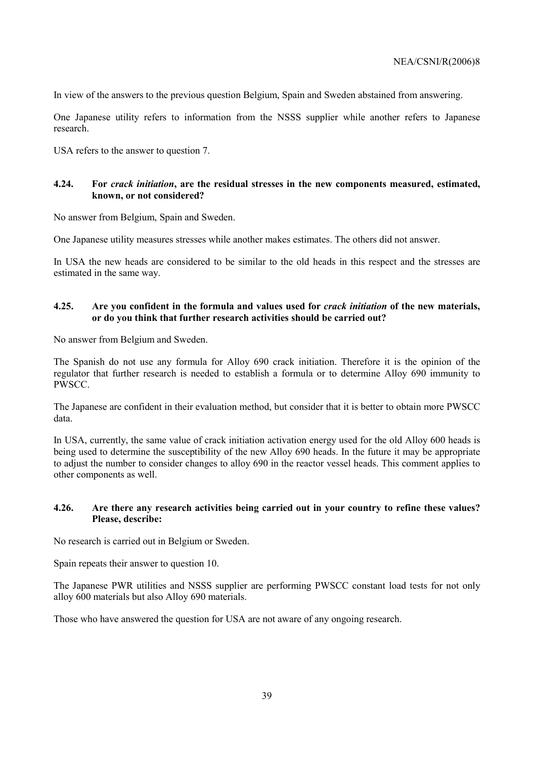In view of the answers to the previous question Belgium, Spain and Sweden abstained from answering.

One Japanese utility refers to information from the NSSS supplier while another refers to Japanese research.

USA refers to the answer to question 7.

### 4.24. For *crack initiation*, are the residual stresses in the new components measured, estimated, known, or not considered?

No answer from Belgium, Spain and Sweden.

One Japanese utility measures stresses while another makes estimates. The others did not answer.

In USA the new heads are considered to be similar to the old heads in this respect and the stresses are estimated in the same way.

### 4.25. Are you confident in the formula and values used for *crack initiation* of the new materials, or do you think that further research activities should be carried out?

No answer from Belgium and Sweden.

The Spanish do not use any formula for Alloy 690 crack initiation. Therefore it is the opinion of the regulator that further research is needed to establish a formula or to determine Alloy 690 immunity to PWSCC.

The Japanese are confident in their evaluation method, but consider that it is better to obtain more PWSCC data.

In USA, currently, the same value of crack initiation activation energy used for the old Alloy 600 heads is being used to determine the susceptibility of the new Alloy 690 heads. In the future it may be appropriate to adjust the number to consider changes to alloy 690 in the reactor vessel heads. This comment applies to other components as well.

### 4.26. Are there any research activities being carried out in your country to refine these values? Please, describe:

No research is carried out in Belgium or Sweden.

Spain repeats their answer to question 10.

The Japanese PWR utilities and NSSS supplier are performing PWSCC constant load tests for not only alloy 600 materials but also Alloy 690 materials.

Those who have answered the question for USA are not aware of any ongoing research.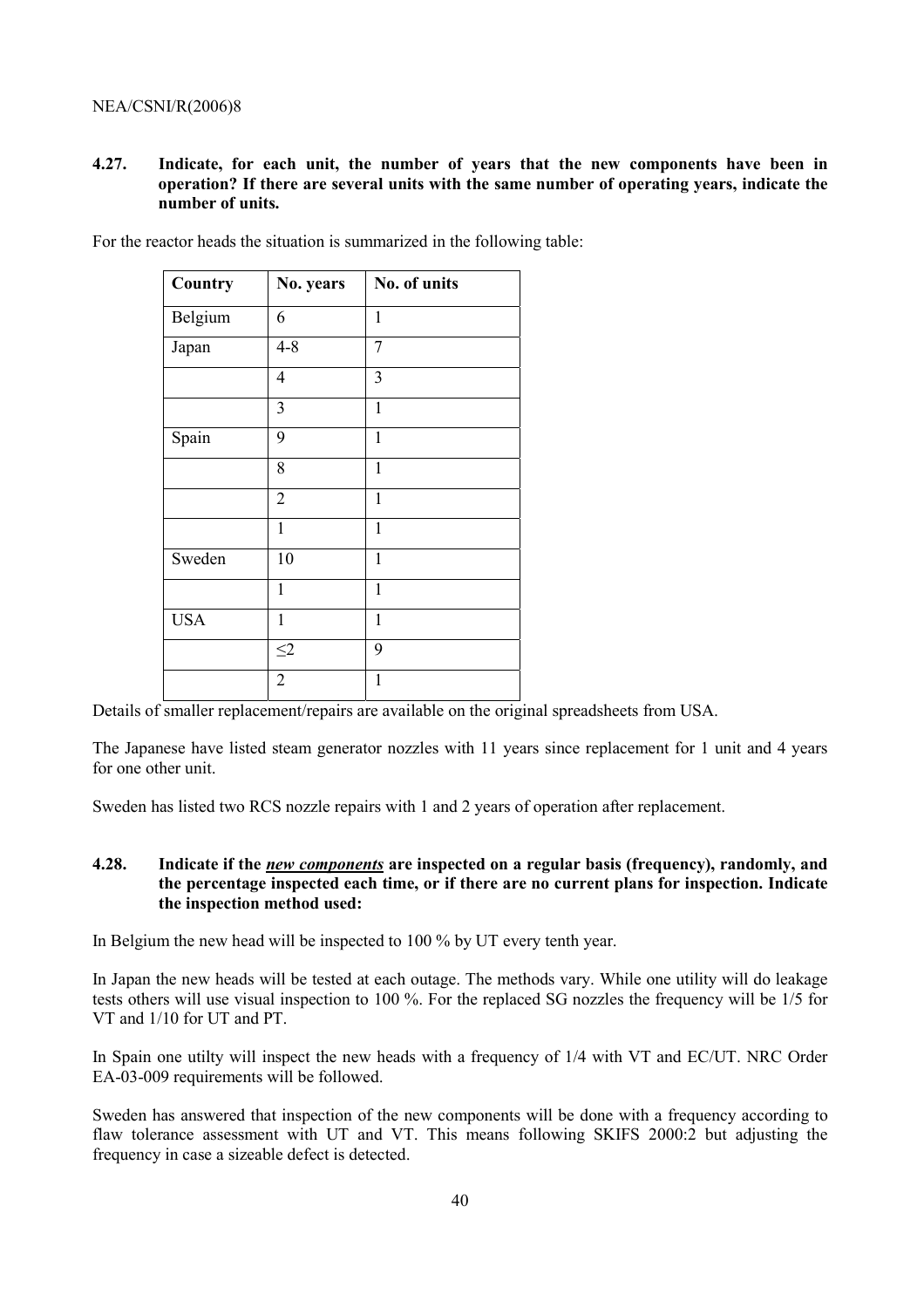**4.27. Indicate, for each unit, the number of years that the new components have been in operation? If there are several units with the same number of operating years, indicate the number of units.**

For the reactor heads the situation is summarized in the following table:

| Country | No. years | No. of units |
|---|---|---|
| Belgium | 6 | 1 |
| Japan | 4-8 | 7 |
| | 4 | 3 |
| | 3 | 1 |
| Spain | 9 | 1 |
| | 8 | 1 |
| | 2 | 1 |
| | 1 | 1 |
| Sweden | 10 | 1 |
| | 1 | 1 |
| USA | 1 | 1 |
| | $\leq 2$ | 9 |
| | 2 | 1 |

Details of smaller replacement/repairs are available on the original spreadsheets from USA.

The Japanese have listed steam generator nozzles with 11 years since replacement for 1 unit and 4 years for one other unit.

Sweden has listed two RCS nozzle repairs with 1 and 2 years of operation after replacement.

**4.28. Indicate if the _new components_ are inspected on a regular basis (frequency), randomly, and the percentage inspected each time, or if there are no current plans for inspection. Indicate the inspection method used:**

In Belgium the new head will be inspected to 100 % by UT every tenth year.

In Japan the new heads will be tested at each outage. The methods vary. While one utility will do leakage tests others will use visual inspection to 100 %. For the replaced SG nozzles the frequency will be 1/5 for VT and 1/10 for UT and PT.

In Spain one utilty will inspect the new heads with a frequency of 1/4 with VT and EC/UT. NRC Order EA-03-009 requirements will be followed.

Sweden has answered that inspection of the new components will be done with a frequency according to flaw tolerance assessment with UT and VT. This means following SKIFS 2000:2 but adjusting the frequency in case a sizeable defect is detected.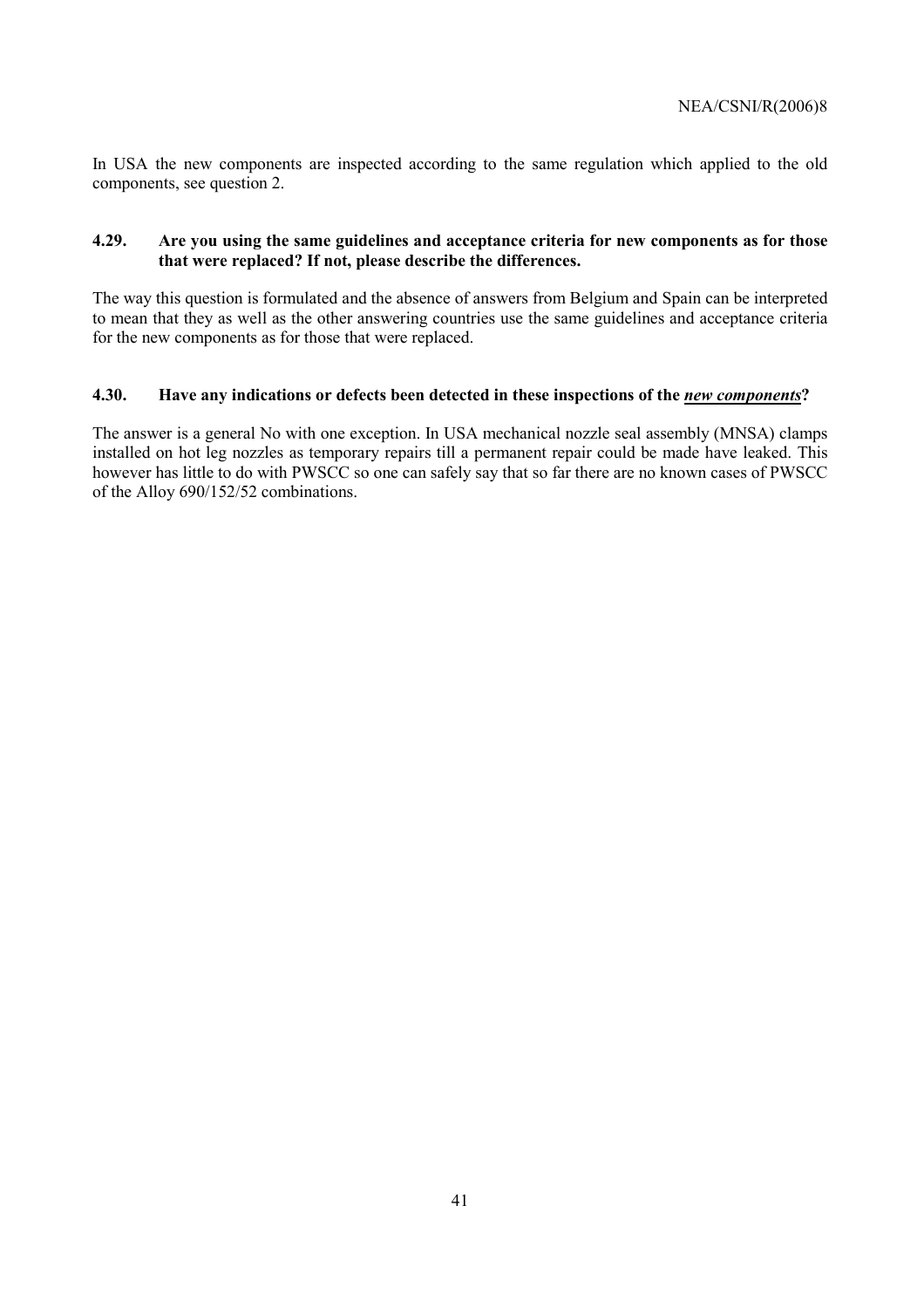In USA the new components are inspected according to the same regulation which applied to the old components, see question 2.

### 4.29. Are you using the same guidelines and acceptance criteria for new components as for those that were replaced? If not, please describe the differences.

The way this question is formulated and the absence of answers from Belgium and Spain can be interpreted to mean that they as well as the other answering countries use the same guidelines and acceptance criteria for the new components as for those that were replaced.

### 4.30. Have any indications or defects been detected in these inspections of the *new components*?

The answer is a general No with one exception. In USA mechanical nozzle seal assembly (MNSA) clamps installed on hot leg nozzles as temporary repairs till a permanent repair could be made have leaked. This however has little to do with PWSCC so one can safely say that so far there are no known cases of PWSCC of the Alloy 690/152/52 combinations.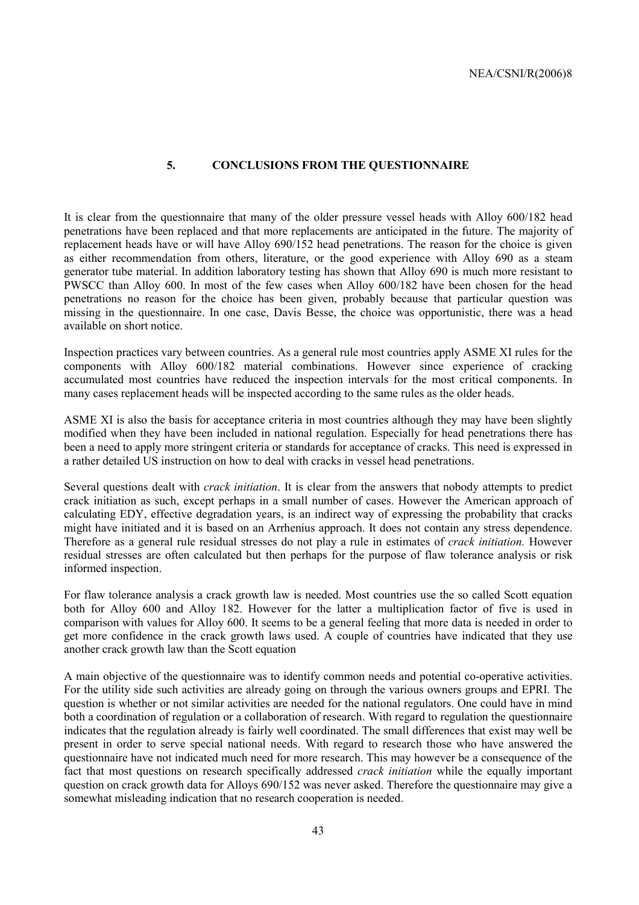## 5. CONCLUSIONS FROM THE QUESTIONNAIRE

It is clear from the questionnaire that many of the older pressure vessel heads with Alloy 600/182 head penetrations have been replaced and that more replacements are anticipated in the future. The majority of replacement heads have or will have Alloy 690/152 head penetrations. The reason for the choice is given as either recommendation from others, literature, or the good experience with Alloy 690 as a steam generator tube material. In addition laboratory testing has shown that Alloy 690 is much more resistant to PWSCC than Alloy 600. In most of the few cases when Alloy 600/182 have been chosen for the head penetrations no reason for the choice has been given, probably because that particular question was missing in the questionnaire. In one case, Davis Besse, the choice was opportunistic, there was a head available on short notice.

Inspection practices vary between countries. As a general rule most countries apply ASME XI rules for the components with Alloy 600/182 material combinations. However since experience of cracking accumulated most countries have reduced the inspection intervals for the most critical components. In many cases replacement heads will be inspected according to the same rules as the older heads.

ASME XI is also the basis for acceptance criteria in most countries although they may have been slightly modified when they have been included in national regulation. Especially for head penetrations there has been a need to apply more stringent criteria or standards for acceptance of cracks. This need is expressed in a rather detailed US instruction on how to deal with cracks in vessel head penetrations.

Several questions dealt with *crack initiation*. It is clear from the answers that nobody attempts to predict crack initiation as such, except perhaps in a small number of cases. However the American approach of calculating EDY, effective degradation years, is an indirect way of expressing the probability that cracks might have initiated and it is based on an Arrhenius approach. It does not contain any stress dependence. Therefore as a general rule residual stresses do not play a rule in estimates of *crack initiation.* However residual stresses are often calculated but then perhaps for the purpose of flaw tolerance analysis or risk informed inspection.

For flaw tolerance analysis a crack growth law is needed. Most countries use the so called Scott equation both for Alloy 600 and Alloy 182. However for the latter a multiplication factor of five is used in comparison with values for Alloy 600. It seems to be a general feeling that more data is needed in order to get more confidence in the crack growth laws used. A couple of countries have indicated that they use another crack growth law than the Scott equation

A main objective of the questionnaire was to identify common needs and potential co-operative activities. For the utility side such activities are already going on through the various owners groups and EPRI. The question is whether or not similar activities are needed for the national regulators. One could have in mind both a coordination of regulation or a collaboration of research. With regard to regulation the questionnaire indicates that the regulation already is fairly well coordinated. The small differences that exist may well be present in order to serve special national needs. With regard to research those who have answered the questionnaire have not indicated much need for more research. This may however be a consequence of the fact that most questions on research specifically addressed *crack initiation* while the equally important question on crack growth data for Alloys 690/152 was never asked. Therefore the questionnaire may give a somewhat misleading indication that no research cooperation is needed.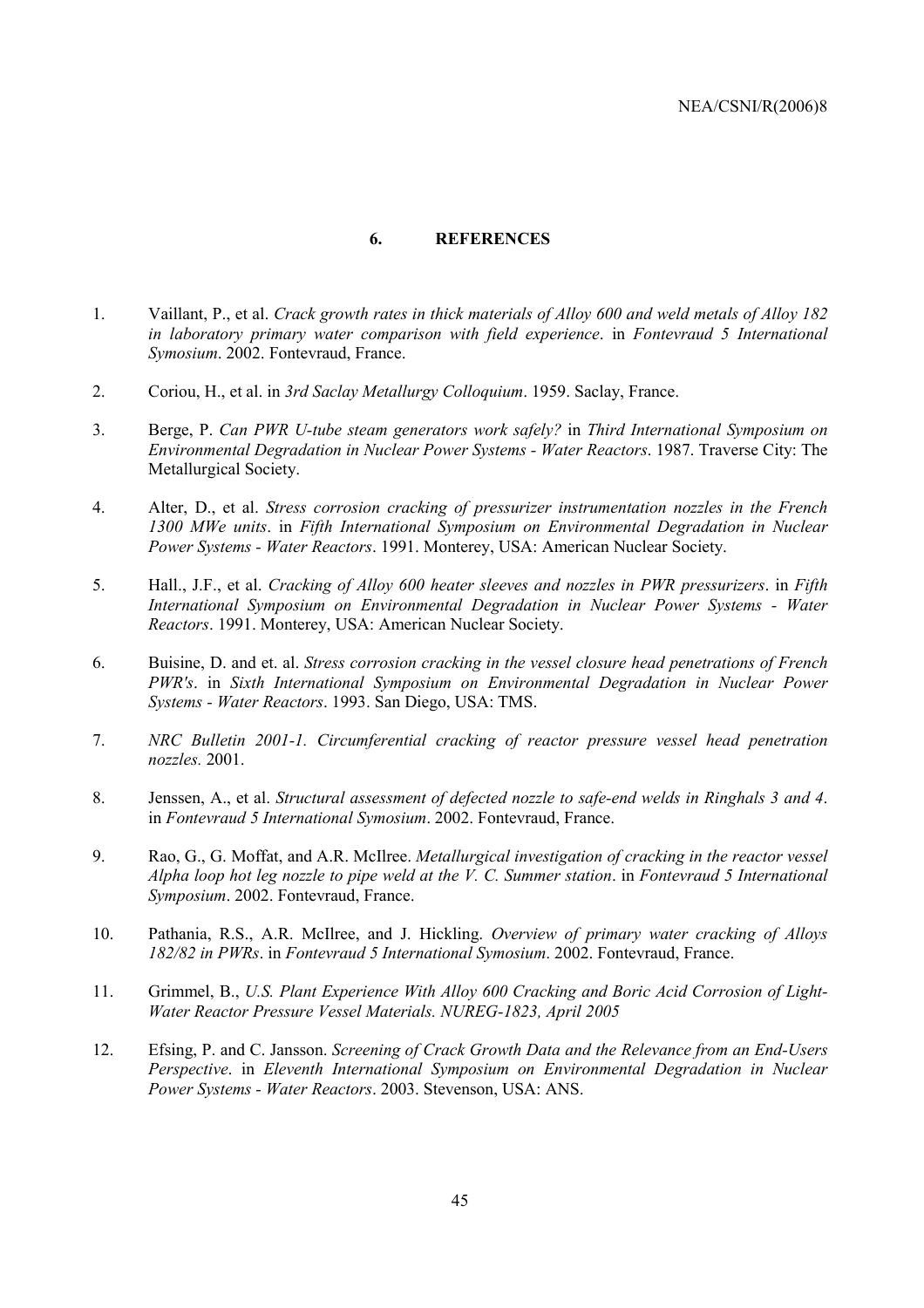## 6. REFERENCES

1. Vaillant, P., et al. *Crack growth rates in thick materials of Alloy 600 and weld metals of Alloy 182 in laboratory primary water comparison with field experience*. in *Fontevraud 5 International Symosium*. 2002. Fontevraud, France.

2. Coriou, H., et al. in *3rd Saclay Metallurgy Colloquium*. 1959. Saclay, France.

3. Berge, P. *Can PWR U-tube steam generators work safely?* in *Third International Symposium on Environmental Degradation in Nuclear Power Systems - Water Reactors*. 1987. Traverse City: The Metallurgical Society.

4. Alter, D., et al. *Stress corrosion cracking of pressurizer instrumentation nozzles in the French 1300 MWe units*. in *Fifth International Symposium on Environmental Degradation in Nuclear Power Systems - Water Reactors*. 1991. Monterey, USA: American Nuclear Society.

5. Hall., J.F., et al. *Cracking of Alloy 600 heater sleeves and nozzles in PWR pressurizers*. in *Fifth International Symposium on Environmental Degradation in Nuclear Power Systems - Water Reactors*. 1991. Monterey, USA: American Nuclear Society.

6. Buisine, D. and et. al. *Stress corrosion cracking in the vessel closure head penetrations of French PWR's*. in *Sixth International Symposium on Environmental Degradation in Nuclear Power Systems - Water Reactors*. 1993. San Diego, USA: TMS.

7. *NRC Bulletin 2001-1. Circumferential cracking of reactor pressure vessel head penetration nozzles.* 2001.

8. Jenssen, A., et al. *Structural assessment of defected nozzle to safe-end welds in Ringhals 3 and 4*. in *Fontevraud 5 International Symosium*. 2002. Fontevraud, France.

9. Rao, G., G. Moffat, and A.R. McIlree. *Metallurgical investigation of cracking in the reactor vessel Alpha loop hot leg nozzle to pipe weld at the V. C. Summer station*. in *Fontevraud 5 International Symposium*. 2002. Fontevraud, France.

10. Pathania, R.S., A.R. McIlree, and J. Hickling. *Overview of primary water cracking of Alloys 182/82 in PWRs*. in *Fontevraud 5 International Symosium*. 2002. Fontevraud, France.

11. Grimmel, B., *U.S. Plant Experience With Alloy 600 Cracking and Boric Acid Corrosion of Light-Water Reactor Pressure Vessel Materials. NUREG-1823, April 2005*

12. Efsing, P. and C. Jansson. *Screening of Crack Growth Data and the Relevance from an End-Users Perspective*. in *Eleventh International Symposium on Environmental Degradation in Nuclear Power Systems - Water Reactors*. 2003. Stevenson, USA: ANS.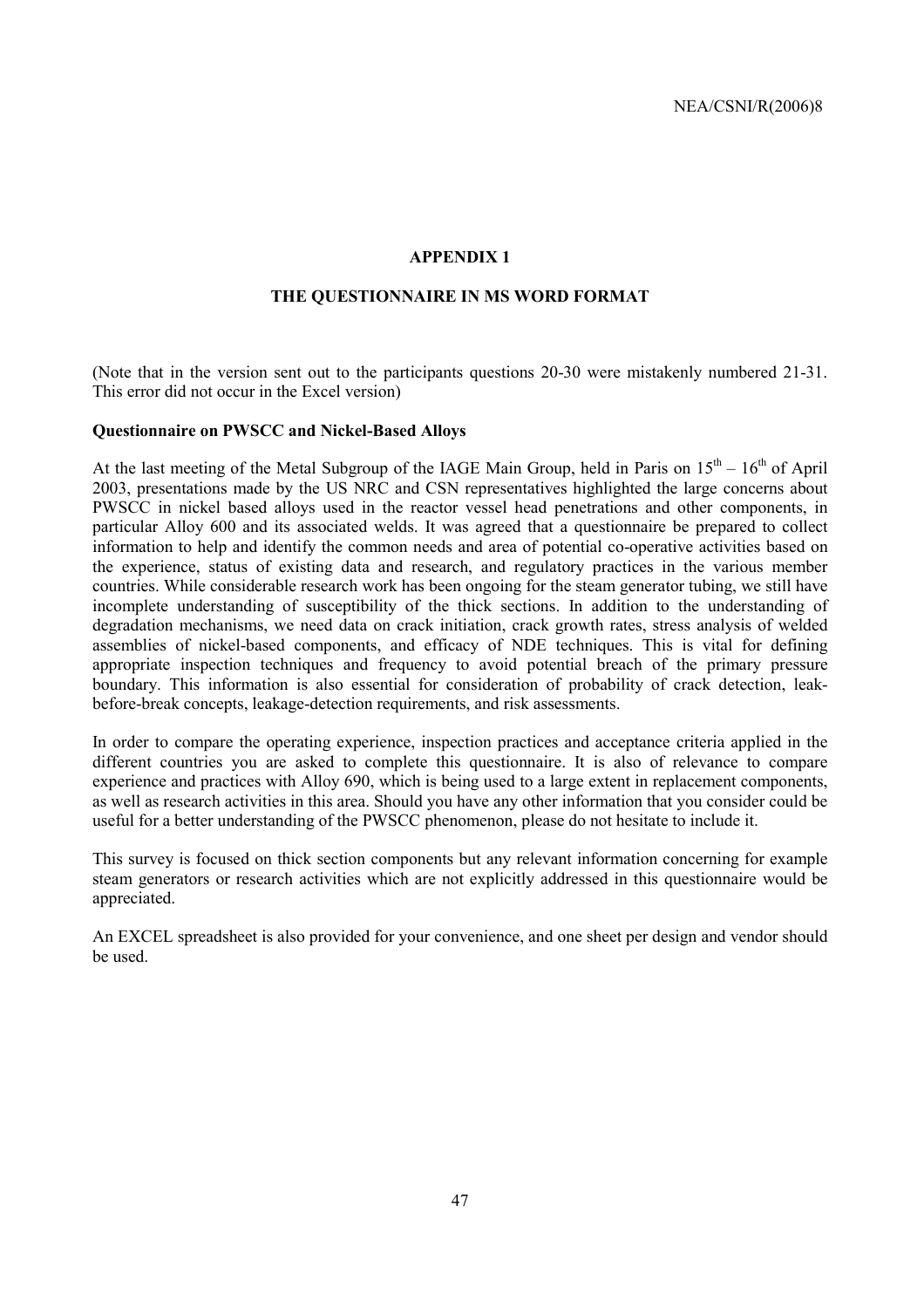# APPENDIX 1

## THE QUESTIONNAIRE IN MS WORD FORMAT

(Note that in the version sent out to the participants questions 20-30 were mistakenly numbered 21-31. This error did not occur in the Excel version)

**Questionnaire on PWSCC and Nickel-Based Alloys**

At the last meeting of the Metal Subgroup of the IAGE Main Group, held in Paris on 15th – 16th of April 2003, presentations made by the US NRC and CSN representatives highlighted the large concerns about PWSCC in nickel based alloys used in the reactor vessel head penetrations and other components, in particular Alloy 600 and its associated welds. It was agreed that a questionnaire be prepared to collect information to help and identify the common needs and area of potential co-operative activities based on the experience, status of existing data and research, and regulatory practices in the various member countries. While considerable research work has been ongoing for the steam generator tubing, we still have incomplete understanding of susceptibility of the thick sections. In addition to the understanding of degradation mechanisms, we need data on crack initiation, crack growth rates, stress analysis of welded assemblies of nickel-based components, and efficacy of NDE techniques. This is vital for defining appropriate inspection techniques and frequency to avoid potential breach of the primary pressure boundary. This information is also essential for consideration of probability of crack detection, leak-before-break concepts, leakage-detection requirements, and risk assessments.

In order to compare the operating experience, inspection practices and acceptance criteria applied in the different countries you are asked to complete this questionnaire. It is also of relevance to compare experience and practices with Alloy 690, which is being used to a large extent in replacement components, as well as research activities in this area. Should you have any other information that you consider could be useful for a better understanding of the PWSCC phenomenon, please do not hesitate to include it.

This survey is focused on thick section components but any relevant information concerning for example steam generators or research activities which are not explicitly addressed in this questionnaire would be appreciated.

An EXCEL spreadsheet is also provided for your convenience, and one sheet per design and vendor should be used.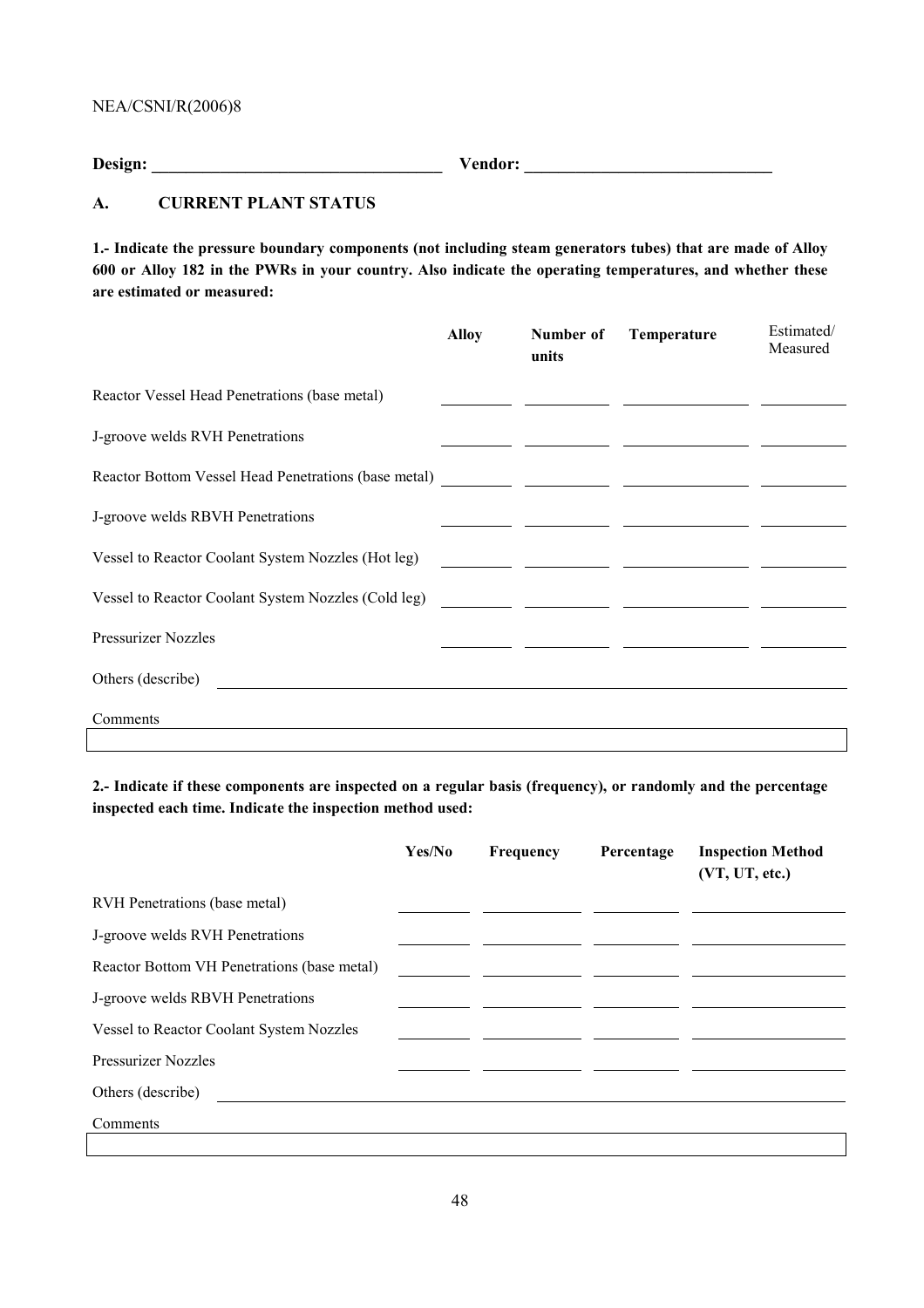**Design:** ______________________________ **Vendor:** ___________________________

## A. CURRENT PLANT STATUS

**1.- Indicate the pressure boundary components (not including steam generators tubes) that are made of Alloy 600 or Alloy 182 in the PWRs in your country. Also indicate the operating temperatures, and whether these are estimated or measured:**

| | **Alloy** | **Number of units** | **Temperature** | Estimated/ Measured |
|---|---|---|---|---|
| Reactor Vessel Head Penetrations (base metal) | | | | |
| J-groove welds RVH Penetrations | | | | |
| Reactor Bottom Vessel Head Penetrations (base metal) | | | | |
| J-groove welds RBVH Penetrations | | | | |
| Vessel to Reactor Coolant System Nozzles (Hot leg) | | | | |
| Vessel to Reactor Coolant System Nozzles (Cold leg) | | | | |
| Pressurizer Nozzles | | | | |

Others (describe) ______________________________

Comments

**2.- Indicate if these components are inspected on a regular basis (frequency), or randomly and the percentage inspected each time. Indicate the inspection method used:**

| | **Yes/No** | **Frequency** | **Percentage** | **Inspection Method (VT, UT, etc.)** |
|---|---|---|---|---|
| RVH Penetrations (base metal) | | | | |
| J-groove welds RVH Penetrations | | | | |
| Reactor Bottom VH Penetrations (base metal) | | | | |
| J-groove welds RBVH Penetrations | | | | |
| Vessel to Reactor Coolant System Nozzles | | | | |
| Pressurizer Nozzles | | | | |

Others (describe) ______________________________

Comments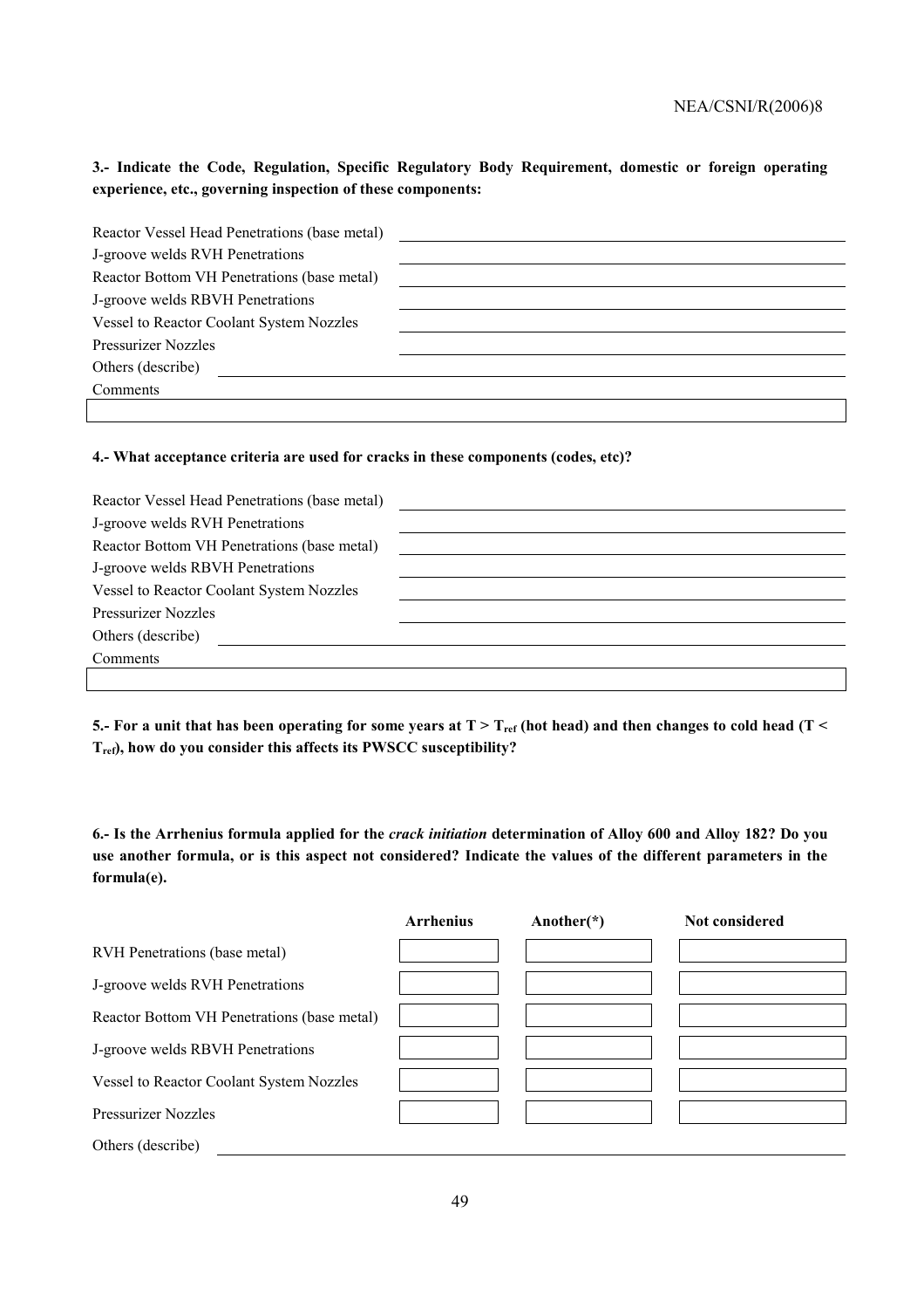**3.- Indicate the Code, Regulation, Specific Regulatory Body Requirement, domestic or foreign operating experience, etc., governing inspection of these components:**

| | |
|---|---|
| Reactor Vessel Head Penetrations (base metal) | |
| J-groove welds RVH Penetrations | |
| Reactor Bottom VH Penetrations (base metal) | |
| J-groove welds RBVH Penetrations | |
| Vessel to Reactor Coolant System Nozzles | |
| Pressurizer Nozzles | |
| Others (describe) | |
| Comments | |

**4.- What acceptance criteria are used for cracks in these components (codes, etc)?**

| | |
|---|---|
| Reactor Vessel Head Penetrations (base metal) | |
| J-groove welds RVH Penetrations | |
| Reactor Bottom VH Penetrations (base metal) | |
| J-groove welds RBVH Penetrations | |
| Vessel to Reactor Coolant System Nozzles | |
| Pressurizer Nozzles | |
| Others (describe) | |
| Comments | |

**5.- For a unit that has been operating for some years at $T > T_{ref}$ (hot head) and then changes to cold head ($T < T_{ref}$), how do you consider this affects its PWSCC susceptibility?**

**6.- Is the Arrhenius formula applied for the *crack initiation* determination of Alloy 600 and Alloy 182? Do you use another formula, or is this aspect not considered? Indicate the values of the different parameters in the formula(e).**

| | Arrhenius | Another(*) | Not considered |
|---|---|---|---|
| RVH Penetrations (base metal) | | | |
| J-groove welds RVH Penetrations | | | |
| Reactor Bottom VH Penetrations (base metal) | | | |
| J-groove welds RBVH Penetrations | | | |
| Vessel to Reactor Coolant System Nozzles | | | |
| Pressurizer Nozzles | | | |

Others (describe)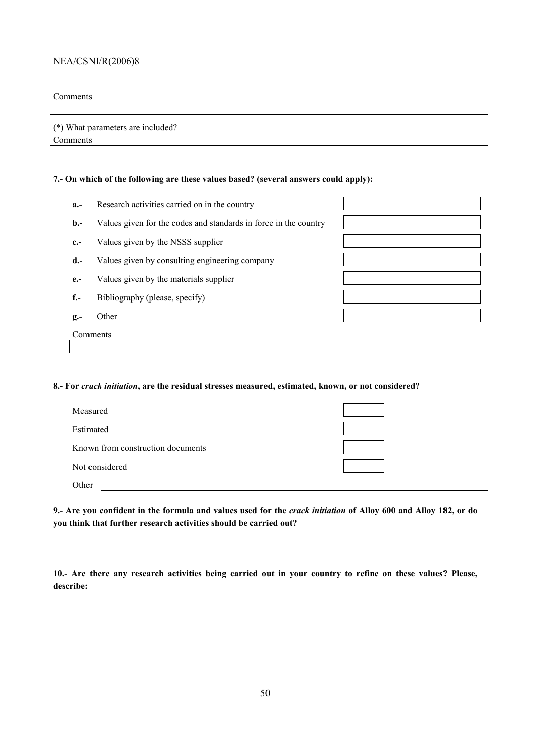Comments

(*) What parameters are included? ______________________

Comments

**7.- On which of the following are these values based? (several answers could apply):**

**a.-** Research activities carried on in the country

**b.-** Values given for the codes and standards in force in the country

**c.-** Values given by the NSSS supplier

**d.-** Values given by consulting engineering company

**e.-** Values given by the materials supplier

**f.-** Bibliography (please, specify)

**g.-** Other

Comments

**8.- For *crack initiation*, are the residual stresses measured, estimated, known, or not considered?**

Measured

Estimated

Known from construction documents

Not considered

Other ______________________

**9.- Are you confident in the formula and values used for the *crack initiation* of Alloy 600 and Alloy 182, or do you think that further research activities should be carried out?**

**10.- Are there any research activities being carried out in your country to refine on these values? Please, describe:**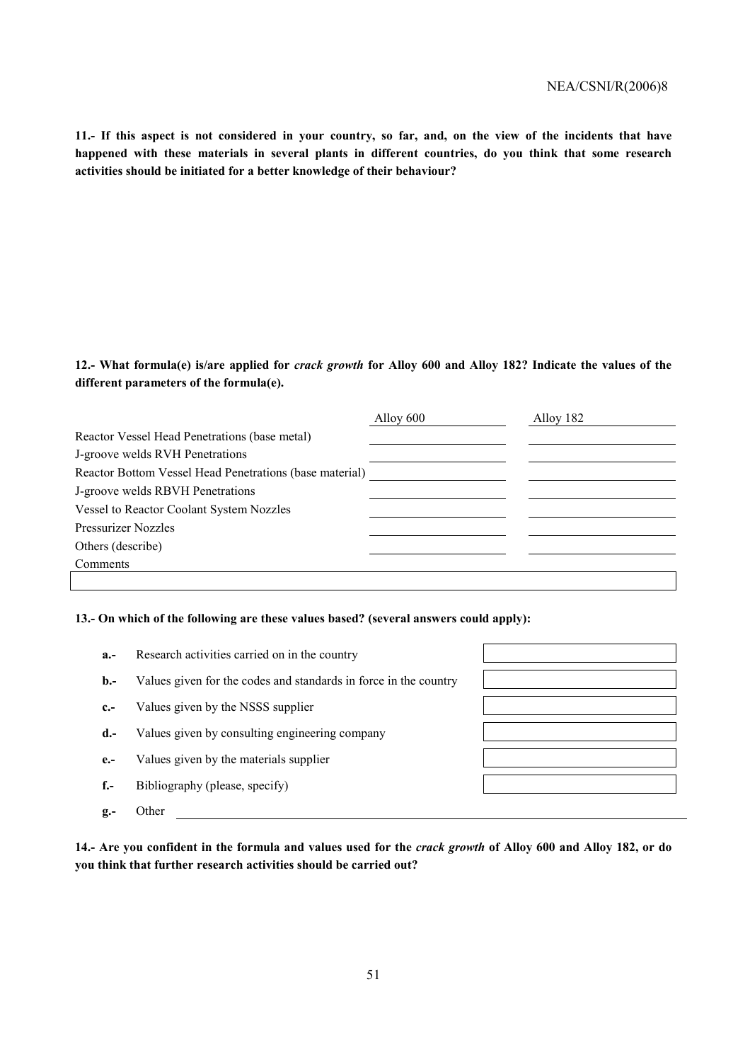**11.- If this aspect is not considered in your country, so far, and, on the view of the incidents that have happened with these materials in several plants in different countries, do you think that some research activities should be initiated for a better knowledge of their behaviour?**

**12.- What formula(e) is/are applied for *crack growth* for Alloy 600 and Alloy 182? Indicate the values of the different parameters of the formula(e).**

| | Alloy 600 | Alloy 182 |
|---|---|---|
| Reactor Vessel Head Penetrations (base metal) | | |
| J-groove welds RVH Penetrations | | |
| Reactor Bottom Vessel Head Penetrations (base material) | | |
| J-groove welds RBVH Penetrations | | |
| Vessel to Reactor Coolant System Nozzles | | |
| Pressurizer Nozzles | | |
| Others (describe) | | |

Comments

**13.- On which of the following are these values based? (several answers could apply):**

- **a.-** Research activities carried on in the country
- **b.-** Values given for the codes and standards in force in the country
- **c.-** Values given by the NSSS supplier
- **d.-** Values given by consulting engineering company
- **e.-** Values given by the materials supplier
- **f.-** Bibliography (please, specify)
- **g.-** Other

**14.- Are you confident in the formula and values used for the *crack growth* of Alloy 600 and Alloy 182, or do you think that further research activities should be carried out?**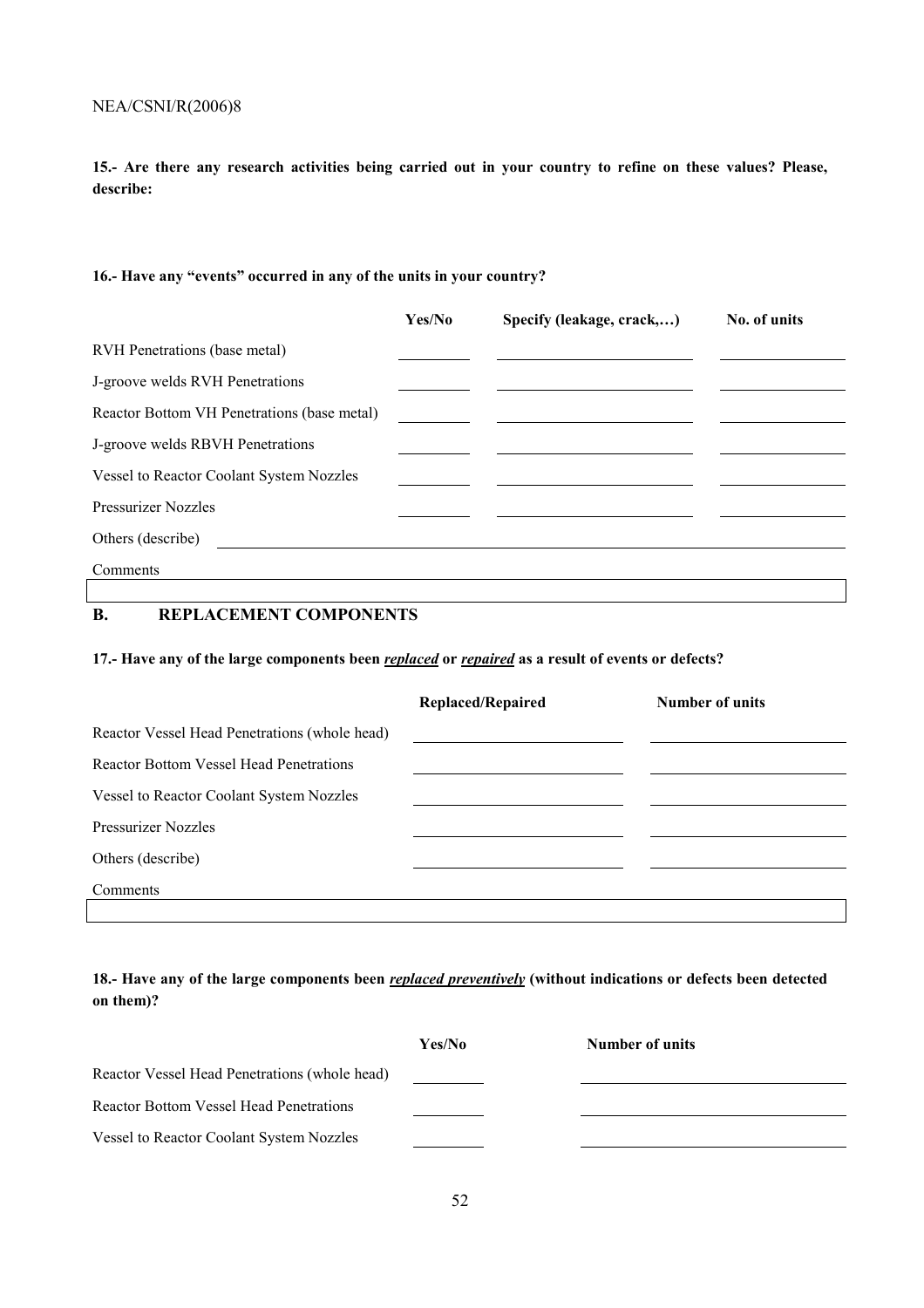**15.- Are there any research activities being carried out in your country to refine on these values? Please, describe:**

**16.- Have any "events" occurred in any of the units in your country?**

| | Yes/No | Specify (leakage, crack,…) | No. of units |
|---|---|---|---|
| RVH Penetrations (base metal) | | | |
| J-groove welds RVH Penetrations | | | |
| Reactor Bottom VH Penetrations (base metal) | | | |
| J-groove welds RBVH Penetrations | | | |
| Vessel to Reactor Coolant System Nozzles | | | |
| Pressurizer Nozzles | | | |
| Others (describe) | | | |

Comments

## B. REPLACEMENT COMPONENTS

**17.- Have any of the large components been *replaced* or *repaired* as a result of events or defects?**

| | Replaced/Repaired | Number of units |
|---|---|---|
| Reactor Vessel Head Penetrations (whole head) | | |
| Reactor Bottom Vessel Head Penetrations | | |
| Vessel to Reactor Coolant System Nozzles | | |
| Pressurizer Nozzles | | |
| Others (describe) | | |

Comments

**18.- Have any of the large components been *replaced preventively* (without indications or defects been detected on them)?**

| | Yes/No | Number of units |
|---|---|---|
| Reactor Vessel Head Penetrations (whole head) | | |
| Reactor Bottom Vessel Head Penetrations | | |
| Vessel to Reactor Coolant System Nozzles | | |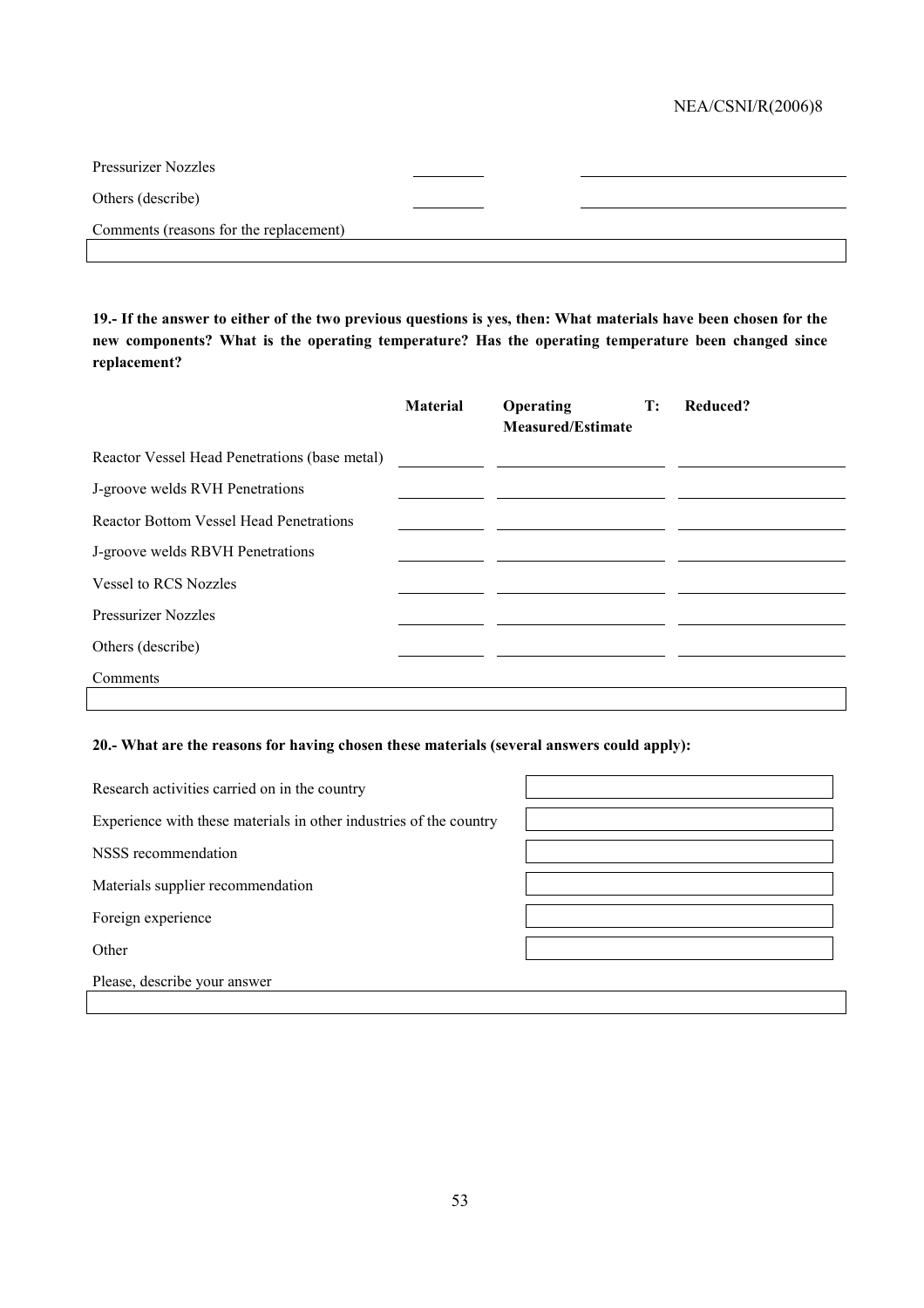| | | |
|---|---|---|
| Pressurizer Nozzles | | |
| Others (describe) | | |

Comments (reasons for the replacement)

**19.- If the answer to either of the two previous questions is yes, then: What materials have been chosen for the new components? What is the operating temperature? Has the operating temperature been changed since replacement?**

| | Material | Operating T: Measured/Estimate | Reduced? |
|---|---|---|---|
| Reactor Vessel Head Penetrations (base metal) | | | |
| J-groove welds RVH Penetrations | | | |
| Reactor Bottom Vessel Head Penetrations | | | |
| J-groove welds RBVH Penetrations | | | |
| Vessel to RCS Nozzles | | | |
| Pressurizer Nozzles | | | |
| Others (describe) | | | |

Comments

**20.- What are the reasons for having chosen these materials (several answers could apply):**

| | |
|---|---|
| Research activities carried on in the country | |
| Experience with these materials in other industries of the country | |
| NSSS recommendation | |
| Materials supplier recommendation | |
| Foreign experience | |
| Other | |

Please, describe your answer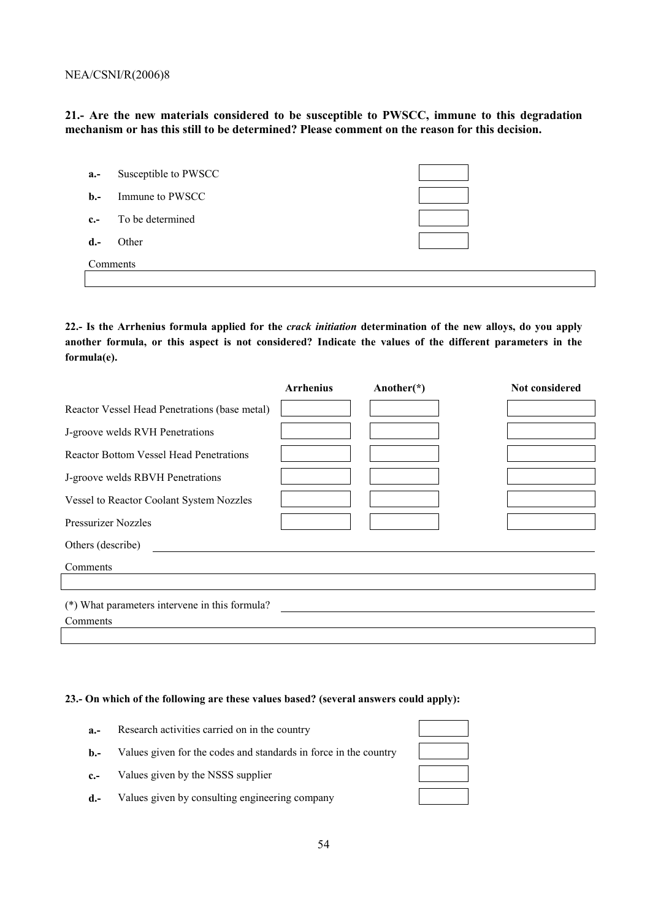**21.- Are the new materials considered to be susceptible to PWSCC, immune to this degradation mechanism or has this still to be determined? Please comment on the reason for this decision.**

| | | |
|---|---|---|
| **a.-** | Susceptible to PWSCC | |
| **b.-** | Immune to PWSCC | |
| **c.-** | To be determined | |
| **d.-** | Other | |

Comments

**22.- Is the Arrhenius formula applied for the *crack initiation* determination of the new alloys, do you apply another formula, or this aspect is not considered? Indicate the values of the different parameters in the formula(e).**

| | **Arrhenius** | **Another(\*)** | **Not considered** |
|---|---|---|---|
| Reactor Vessel Head Penetrations (base metal) | | | |
| J-groove welds RVH Penetrations | | | |
| Reactor Bottom Vessel Head Penetrations | | | |
| J-groove welds RBVH Penetrations | | | |
| Vessel to Reactor Coolant System Nozzles | | | |
| Pressurizer Nozzles | | | |

Others (describe) \_\_\_\_\_\_\_\_\_\_\_\_\_\_\_\_\_\_\_\_

Comments

(\*) What parameters intervene in this formula? \_\_\_\_\_\_\_\_\_\_\_\_\_\_\_\_\_\_\_\_

Comments

**23.- On which of the following are these values based? (several answers could apply):**

| | | |
|---|---|---|
| **a.-** | Research activities carried on in the country | |
| **b.-** | Values given for the codes and standards in force in the country | |
| **c.-** | Values given by the NSSS supplier | |
| **d.-** | Values given by consulting engineering company | |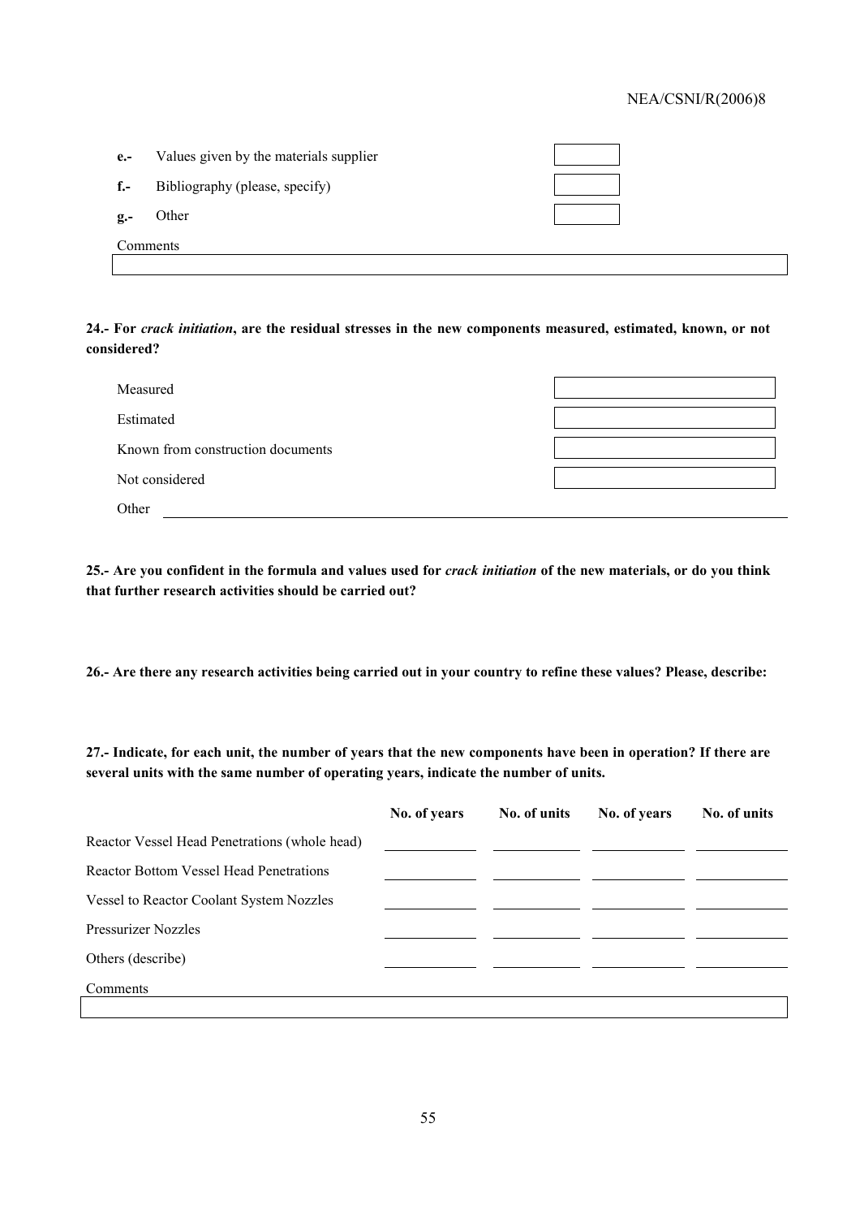**e.-** Values given by the materials supplier

**f.-** Bibliography (please, specify)

**g.-** Other

Comments

**24.- For *crack initiation*, are the residual stresses in the new components measured, estimated, known, or not considered?**

Measured

Estimated

Known from construction documents

Not considered

Other

**25.- Are you confident in the formula and values used for *crack initiation* of the new materials, or do you think that further research activities should be carried out?**

**26.- Are there any research activities being carried out in your country to refine these values? Please, describe:**

**27.- Indicate, for each unit, the number of years that the new components have been in operation? If there are several units with the same number of operating years, indicate the number of units.**

| | No. of years | No. of units | No. of years | No. of units |
|---|---|---|---|---|
| Reactor Vessel Head Penetrations (whole head) | | | | |
| Reactor Bottom Vessel Head Penetrations | | | | |
| Vessel to Reactor Coolant System Nozzles | | | | |
| Pressurizer Nozzles | | | | |
| Others (describe) | | | | |

Comments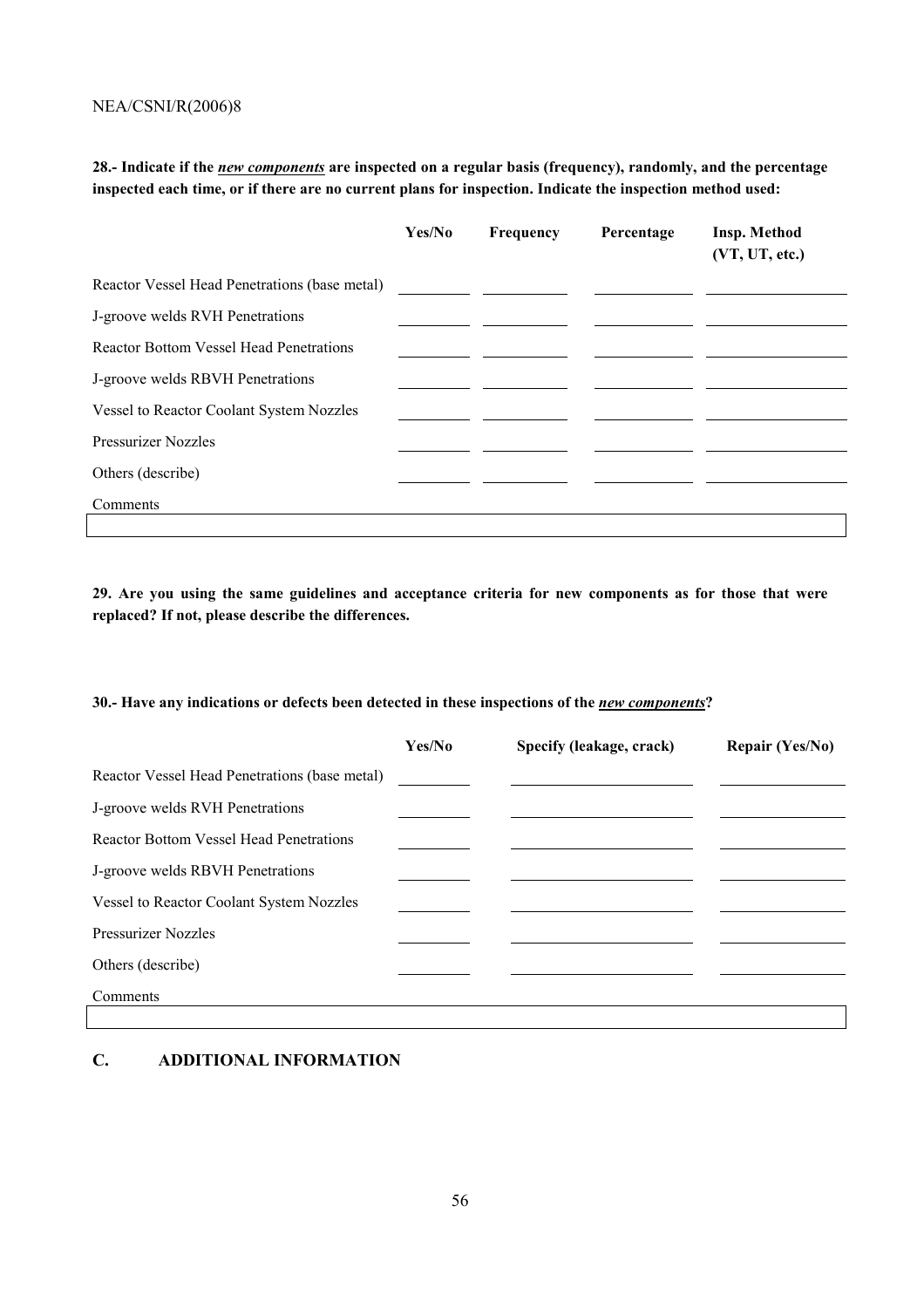**28.- Indicate if the *new components* are inspected on a regular basis (frequency), randomly, and the percentage inspected each time, or if there are no current plans for inspection. Indicate the inspection method used:**

| | Yes/No | Frequency | Percentage | Insp. Method (VT, UT, etc.) |
|---|---|---|---|---|
| Reactor Vessel Head Penetrations (base metal) | | | | |
| J-groove welds RVH Penetrations | | | | |
| Reactor Bottom Vessel Head Penetrations | | | | |
| J-groove welds RBVH Penetrations | | | | |
| Vessel to Reactor Coolant System Nozzles | | | | |
| Pressurizer Nozzles | | | | |
| Others (describe) | | | | |

Comments

**29. Are you using the same guidelines and acceptance criteria for new components as for those that were replaced? If not, please describe the differences.**

**30.- Have any indications or defects been detected in these inspections of the *new components*?**

| | Yes/No | Specify (leakage, crack) | Repair (Yes/No) |
|---|---|---|---|
| Reactor Vessel Head Penetrations (base metal) | | | |
| J-groove welds RVH Penetrations | | | |
| Reactor Bottom Vessel Head Penetrations | | | |
| J-groove welds RBVH Penetrations | | | |
| Vessel to Reactor Coolant System Nozzles | | | |
| Pressurizer Nozzles | | | |
| Others (describe) | | | |

Comments

## C. ADDITIONAL INFORMATION